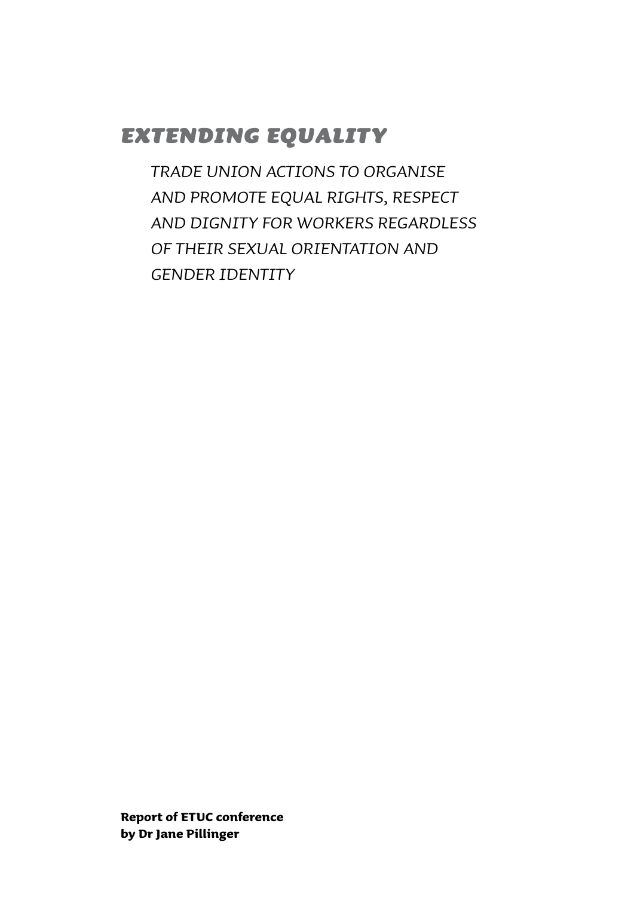# *EXTENDING EQUALITY*

*TRADE UNION ACTIONS TO ORGANISE AND PROMOTE EQUAL RIGHTS, RESPECT AND DIGNITY FOR WORKERS REGARDLESS OF THEIR SEXUAL ORIENTATION AND GENDER IDENTITY*

**Report of ETUC conference**
**by Dr Jane Pillinger**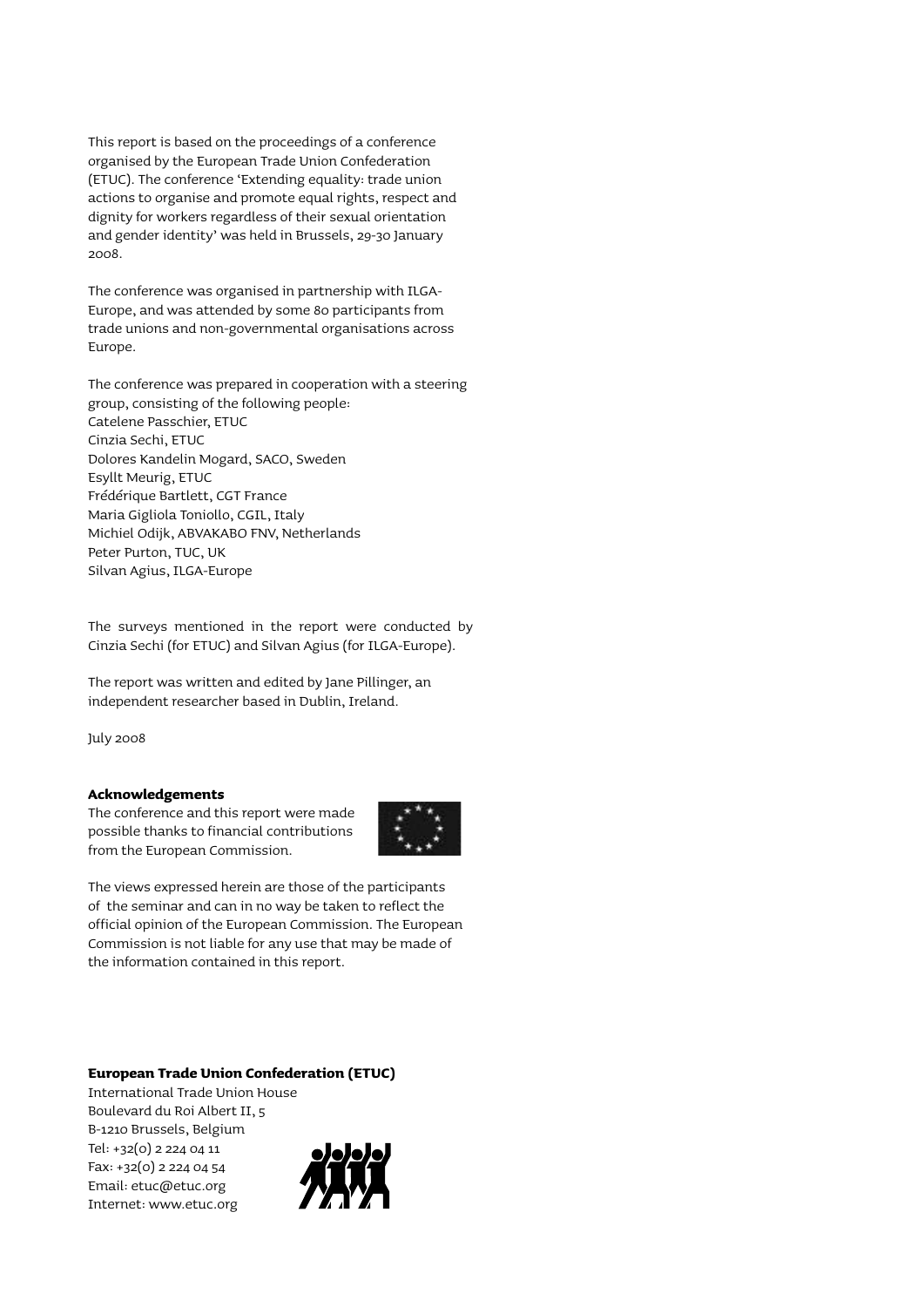This report is based on the proceedings of a conference organised by the European Trade Union Confederation (ETUC). The conference 'Extending equality: trade union actions to organise and promote equal rights, respect and dignity for workers regardless of their sexual orientation and gender identity' was held in Brussels, 29-30 January 2008.

The conference was organised in partnership with ILGA-Europe, and was attended by some 80 participants from trade unions and non-governmental organisations across Europe.

The conference was prepared in cooperation with a steering group, consisting of the following people:
Catelene Passchier, ETUC
Cinzia Sechi, ETUC
Dolores Kandelin Mogard, SACO, Sweden
Esyllt Meurig, ETUC
Frédérique Bartlett, CGT France
Maria Gigliola Toniollo, CGIL, Italy
Michiel Odijk, ABVAKABO FNV, Netherlands
Peter Purton, TUC, UK
Silvan Agius, ILGA-Europe

The surveys mentioned in the report were conducted by Cinzia Sechi (for ETUC) and Silvan Agius (for ILGA-Europe).

The report was written and edited by Jane Pillinger, an independent researcher based in Dublin, Ireland.

July 2008

**Acknowledgements**

The conference and this report were made possible thanks to financial contributions from the European Commission.

The views expressed herein are those of the participants of the seminar and can in no way be taken to reflect the official opinion of the European Commission. The European Commission is not liable for any use that may be made of the information contained in this report.

**European Trade Union Confederation (ETUC)**

International Trade Union House
Boulevard du Roi Albert II, 5
B-1210 Brussels, Belgium
Tel: +32(0) 2 224 04 11
Fax: +32(0) 2 224 04 54
Email: etuc@etuc.org
Internet: www.etuc.org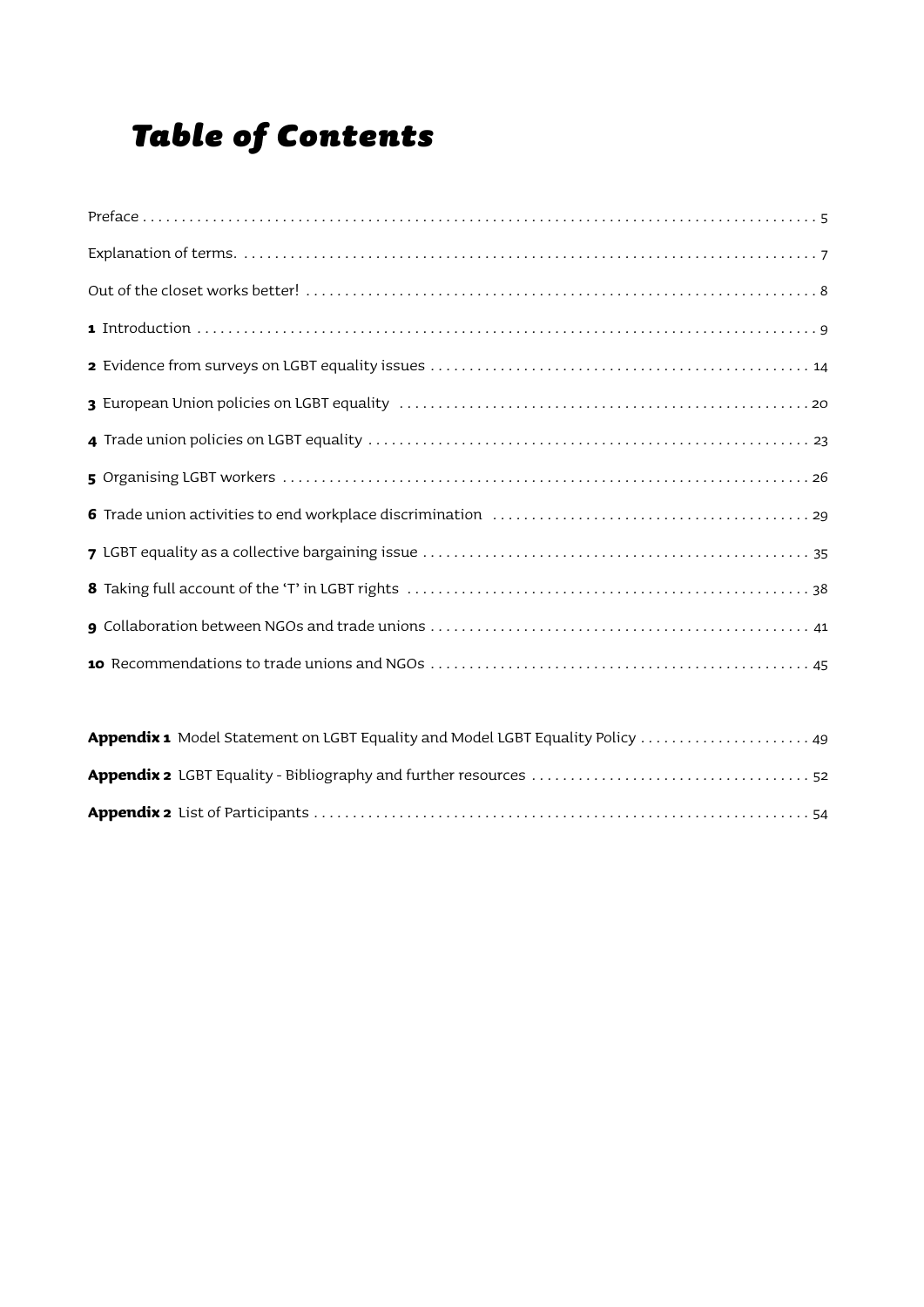# Table of Contents

Preface . . . . . . . . . . . . . . . . . . . . . . . . . . . . . . . . . . . . . . . . . . . . . . . . . . . . . . . . . . . . . . . . . . . . . . . . . . . . . . . . . . . . . 5

Explanation of terms. . . . . . . . . . . . . . . . . . . . . . . . . . . . . . . . . . . . . . . . . . . . . . . . . . . . . . . . . . . . . . . . . . . . . . . . . . . . 7

Out of the closet works better! . . . . . . . . . . . . . . . . . . . . . . . . . . . . . . . . . . . . . . . . . . . . . . . . . . . . . . . . . . . . . . . . . . . 8

**1** Introduction . . . . . . . . . . . . . . . . . . . . . . . . . . . . . . . . . . . . . . . . . . . . . . . . . . . . . . . . . . . . . . . . . . . . . . . . . . . . . 9

**2** Evidence from surveys on LGBT equality issues . . . . . . . . . . . . . . . . . . . . . . . . . . . . . . . . . . . . . . . . . . . . . . . . 14

**3** European Union policies on LGBT equality . . . . . . . . . . . . . . . . . . . . . . . . . . . . . . . . . . . . . . . . . . . . . . . . . . . 20

**4** Trade union policies on LGBT equality . . . . . . . . . . . . . . . . . . . . . . . . . . . . . . . . . . . . . . . . . . . . . . . . . . . . . . . 23

**5** Organising LGBT workers . . . . . . . . . . . . . . . . . . . . . . . . . . . . . . . . . . . . . . . . . . . . . . . . . . . . . . . . . . . . . . . . . . 26

**6** Trade union activities to end workplace discrimination . . . . . . . . . . . . . . . . . . . . . . . . . . . . . . . . . . . . . . . . 29

**7** LGBT equality as a collective bargaining issue . . . . . . . . . . . . . . . . . . . . . . . . . . . . . . . . . . . . . . . . . . . . . . . . . 35

**8** Taking full account of the 'T' in LGBT rights . . . . . . . . . . . . . . . . . . . . . . . . . . . . . . . . . . . . . . . . . . . . . . . . . . 38

**9** Collaboration between NGOs and trade unions . . . . . . . . . . . . . . . . . . . . . . . . . . . . . . . . . . . . . . . . . . . . . . . . 41

**10** Recommendations to trade unions and NGOs . . . . . . . . . . . . . . . . . . . . . . . . . . . . . . . . . . . . . . . . . . . . . . . . 45

**Appendix 1** Model Statement on LGBT Equality and Model LGBT Equality Policy . . . . . . . . . . . . . . . . . . . . . . 49

**Appendix 2** LGBT Equality - Bibliography and further resources . . . . . . . . . . . . . . . . . . . . . . . . . . . . . . . . . . . 52

**Appendix 2** List of Participants . . . . . . . . . . . . . . . . . . . . . . . . . . . . . . . . . . . . . . . . . . . . . . . . . . . . . . . . . . . . . . 54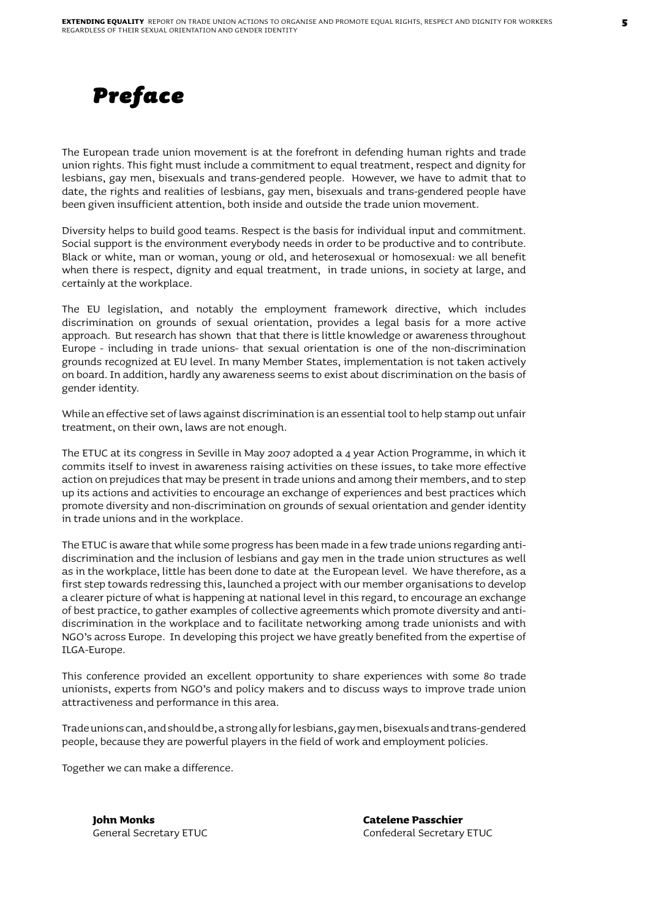# Preface

The European trade union movement is at the forefront in defending human rights and trade union rights. This fight must include a commitment to equal treatment, respect and dignity for lesbians, gay men, bisexuals and trans-gendered people. However, we have to admit that to date, the rights and realities of lesbians, gay men, bisexuals and trans-gendered people have been given insufficient attention, both inside and outside the trade union movement.

Diversity helps to build good teams. Respect is the basis for individual input and commitment. Social support is the environment everybody needs in order to be productive and to contribute. Black or white, man or woman, young or old, and heterosexual or homosexual: we all benefit when there is respect, dignity and equal treatment, in trade unions, in society at large, and certainly at the workplace.

The EU legislation, and notably the employment framework directive, which includes discrimination on grounds of sexual orientation, provides a legal basis for a more active approach. But research has shown that that there is little knowledge or awareness throughout Europe - including in trade unions- that sexual orientation is one of the non-discrimination grounds recognized at EU level. In many Member States, implementation is not taken actively on board. In addition, hardly any awareness seems to exist about discrimination on the basis of gender identity.

While an effective set of laws against discrimination is an essential tool to help stamp out unfair treatment, on their own, laws are not enough.

The ETUC at its congress in Seville in May 2007 adopted a 4 year Action Programme, in which it commits itself to invest in awareness raising activities on these issues, to take more effective action on prejudices that may be present in trade unions and among their members, and to step up its actions and activities to encourage an exchange of experiences and best practices which promote diversity and non-discrimination on grounds of sexual orientation and gender identity in trade unions and in the workplace.

The ETUC is aware that while some progress has been made in a few trade unions regarding anti-discrimination and the inclusion of lesbians and gay men in the trade union structures as well as in the workplace, little has been done to date at the European level. We have therefore, as a first step towards redressing this, launched a project with our member organisations to develop a clearer picture of what is happening at national level in this regard, to encourage an exchange of best practice, to gather examples of collective agreements which promote diversity and anti-discrimination in the workplace and to facilitate networking among trade unionists and with NGO's across Europe. In developing this project we have greatly benefited from the expertise of ILGA-Europe.

This conference provided an excellent opportunity to share experiences with some 80 trade unionists, experts from NGO's and policy makers and to discuss ways to improve trade union attractiveness and performance in this area.

Trade unions can, and should be, a strong ally for lesbians, gay men, bisexuals and trans-gendered people, because they are powerful players in the field of work and employment policies.

Together we can make a difference.

**John Monks**
General Secretary ETUC

**Catelene Passchier**
Confederal Secretary ETUC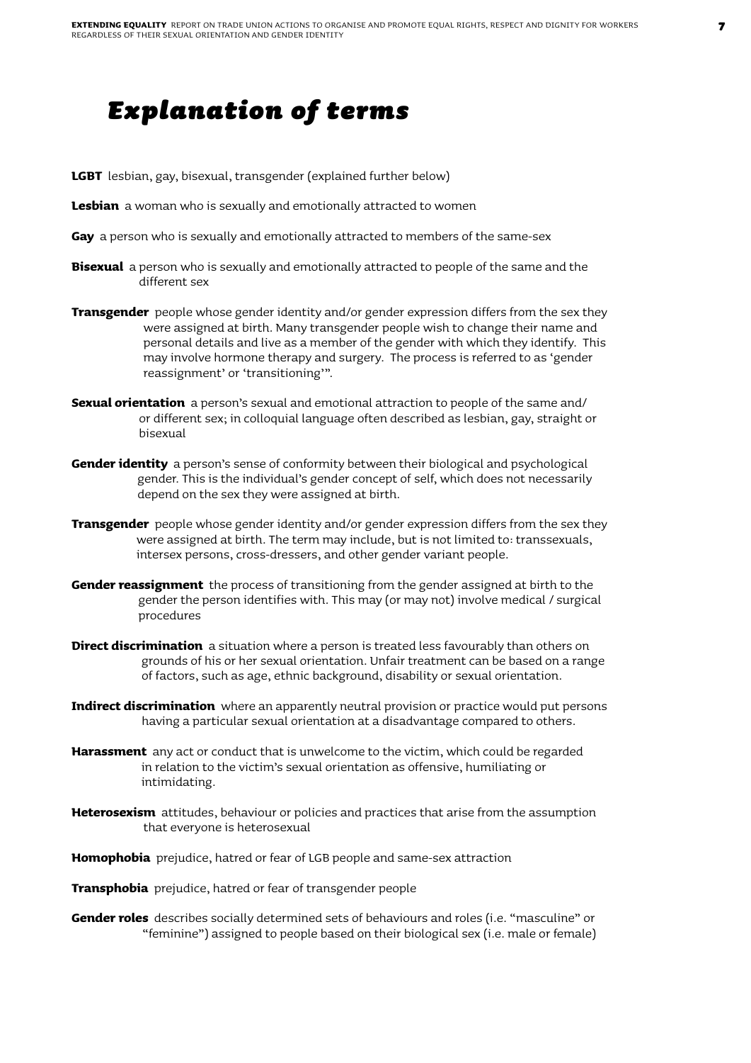# Explanation of terms

**LGBT** lesbian, gay, bisexual, transgender (explained further below)

**Lesbian** a woman who is sexually and emotionally attracted to women

**Gay** a person who is sexually and emotionally attracted to members of the same-sex

**Bisexual** a person who is sexually and emotionally attracted to people of the same and the different sex

**Transgender** people whose gender identity and/or gender expression differs from the sex they were assigned at birth. Many transgender people wish to change their name and personal details and live as a member of the gender with which they identify. This may involve hormone therapy and surgery. The process is referred to as 'gender reassignment' or 'transitioning'".

**Sexual orientation** a person's sexual and emotional attraction to people of the same and/ or different sex; in colloquial language often described as lesbian, gay, straight or bisexual

**Gender identity** a person's sense of conformity between their biological and psychological gender. This is the individual's gender concept of self, which does not necessarily depend on the sex they were assigned at birth.

**Transgender** people whose gender identity and/or gender expression differs from the sex they were assigned at birth. The term may include, but is not limited to: transsexuals, intersex persons, cross-dressers, and other gender variant people.

**Gender reassignment** the process of transitioning from the gender assigned at birth to the gender the person identifies with. This may (or may not) involve medical / surgical procedures

**Direct discrimination** a situation where a person is treated less favourably than others on grounds of his or her sexual orientation. Unfair treatment can be based on a range of factors, such as age, ethnic background, disability or sexual orientation.

**Indirect discrimination** where an apparently neutral provision or practice would put persons having a particular sexual orientation at a disadvantage compared to others.

**Harassment** any act or conduct that is unwelcome to the victim, which could be regarded in relation to the victim's sexual orientation as offensive, humiliating or intimidating.

**Heterosexism** attitudes, behaviour or policies and practices that arise from the assumption that everyone is heterosexual

**Homophobia** prejudice, hatred or fear of LGB people and same-sex attraction

**Transphobia** prejudice, hatred or fear of transgender people

**Gender roles** describes socially determined sets of behaviours and roles (i.e. "masculine" or "feminine") assigned to people based on their biological sex (i.e. male or female)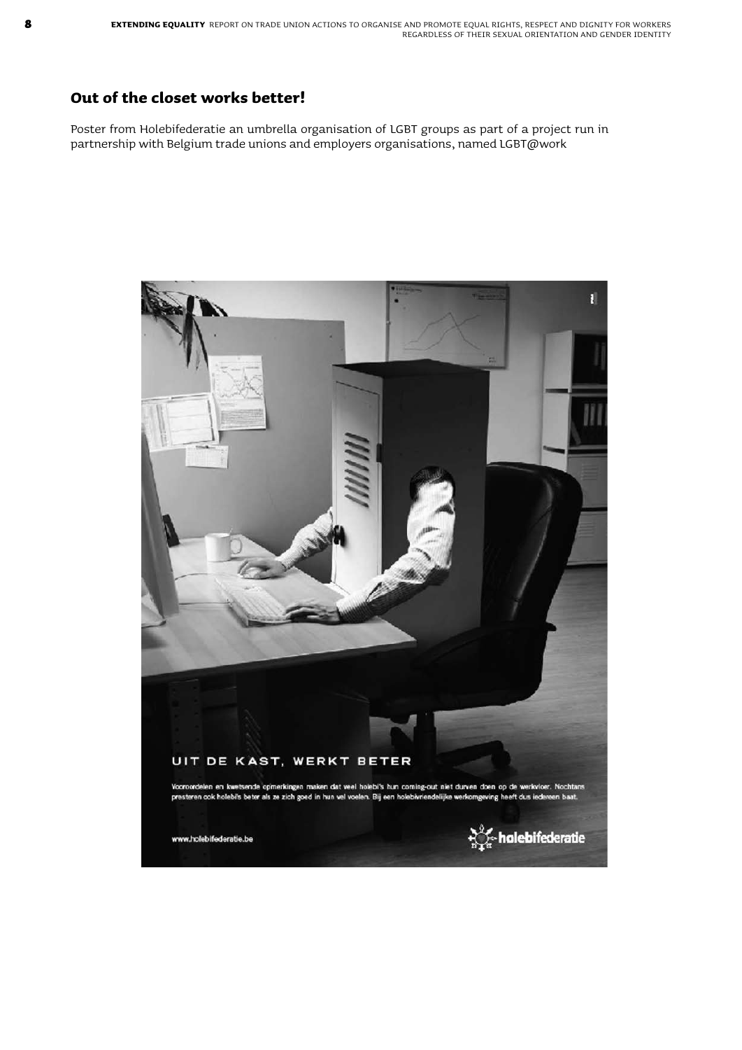## Out of the closet works better!

Poster from Holebifederatie an umbrella organisation of LGBT groups as part of a project run in partnership with Belgium trade unions and employers organisations, named LGBT@work

UIT DE KAST, WERKT BETER

Vooroordelen en kwetsende opmerkingen maken dat veel holebi's hun coming-out niet durven doen op de werkvloer. Nochtans presteren ook holebi's beter als ze zich goed in hun vel voelen. Bij een holebivriendelijke werkomgeving heeft dus iedereen baat.

www.holebifederatie.be

holebifederatie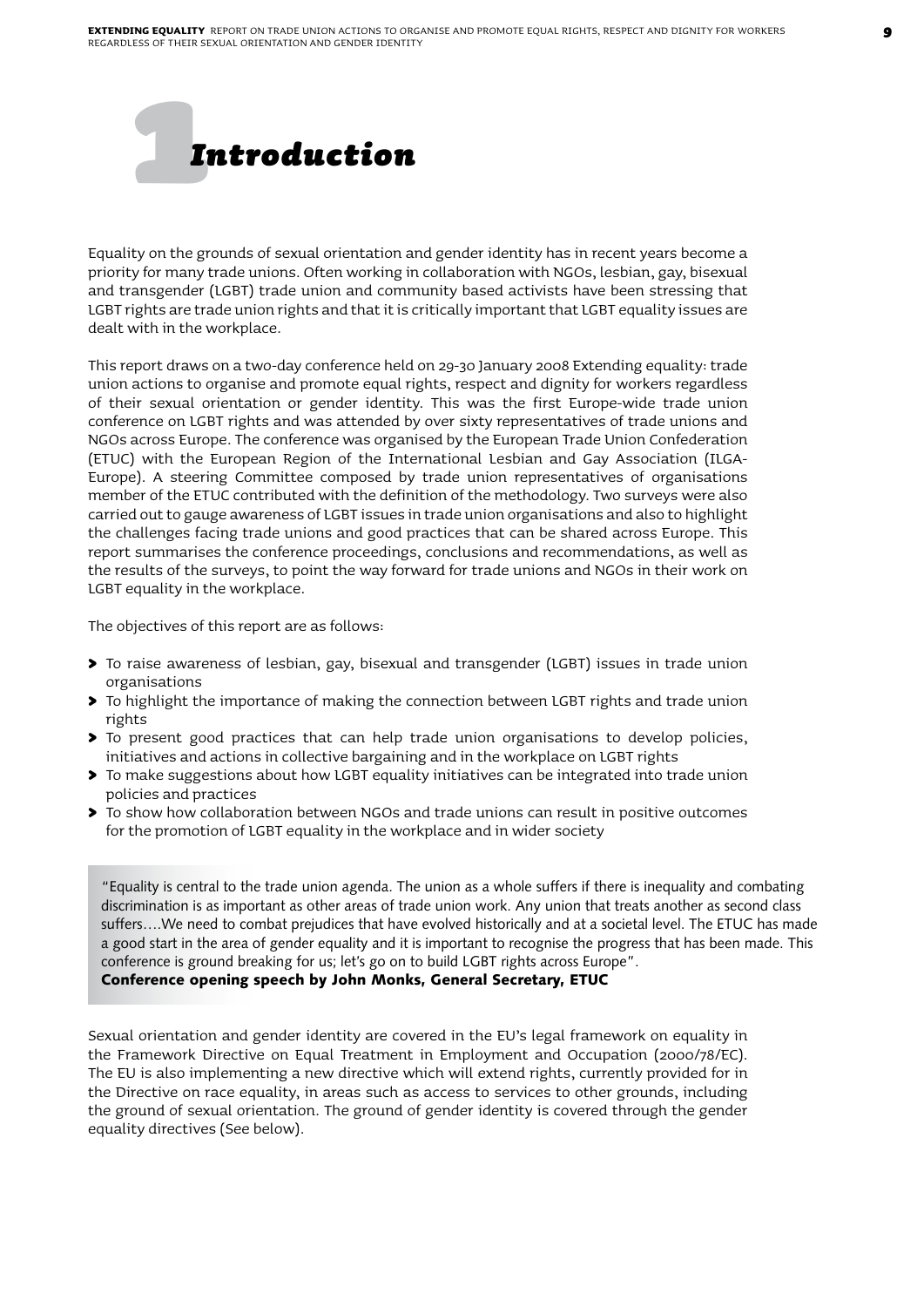# 1 Introduction

Equality on the grounds of sexual orientation and gender identity has in recent years become a priority for many trade unions. Often working in collaboration with NGOs, lesbian, gay, bisexual and transgender (LGBT) trade union and community based activists have been stressing that LGBT rights are trade union rights and that it is critically important that LGBT equality issues are dealt with in the workplace.

This report draws on a two-day conference held on 29-30 January 2008 Extending equality: trade union actions to organise and promote equal rights, respect and dignity for workers regardless of their sexual orientation or gender identity. This was the first Europe-wide trade union conference on LGBT rights and was attended by over sixty representatives of trade unions and NGOs across Europe. The conference was organised by the European Trade Union Confederation (ETUC) with the European Region of the International Lesbian and Gay Association (ILGA-Europe). A steering Committee composed by trade union representatives of organisations member of the ETUC contributed with the definition of the methodology. Two surveys were also carried out to gauge awareness of LGBT issues in trade union organisations and also to highlight the challenges facing trade unions and good practices that can be shared across Europe. This report summarises the conference proceedings, conclusions and recommendations, as well as the results of the surveys, to point the way forward for trade unions and NGOs in their work on LGBT equality in the workplace.

The objectives of this report are as follows:

- To raise awareness of lesbian, gay, bisexual and transgender (LGBT) issues in trade union organisations
- To highlight the importance of making the connection between LGBT rights and trade union rights
- To present good practices that can help trade union organisations to develop policies, initiatives and actions in collective bargaining and in the workplace on LGBT rights
- To make suggestions about how LGBT equality initiatives can be integrated into trade union policies and practices
- To show how collaboration between NGOs and trade unions can result in positive outcomes for the promotion of LGBT equality in the workplace and in wider society

> "Equality is central to the trade union agenda. The union as a whole suffers if there is inequality and combating discrimination is as important as other areas of trade union work. Any union that treats another as second class suffers….We need to combat prejudices that have evolved historically and at a societal level. The ETUC has made a good start in the area of gender equality and it is important to recognise the progress that has been made. This conference is ground breaking for us; let's go on to build LGBT rights across Europe".
> **Conference opening speech by John Monks, General Secretary, ETUC**

Sexual orientation and gender identity are covered in the EU's legal framework on equality in the Framework Directive on Equal Treatment in Employment and Occupation (2000/78/EC). The EU is also implementing a new directive which will extend rights, currently provided for in the Directive on race equality, in areas such as access to services to other grounds, including the ground of sexual orientation. The ground of gender identity is covered through the gender equality directives (See below).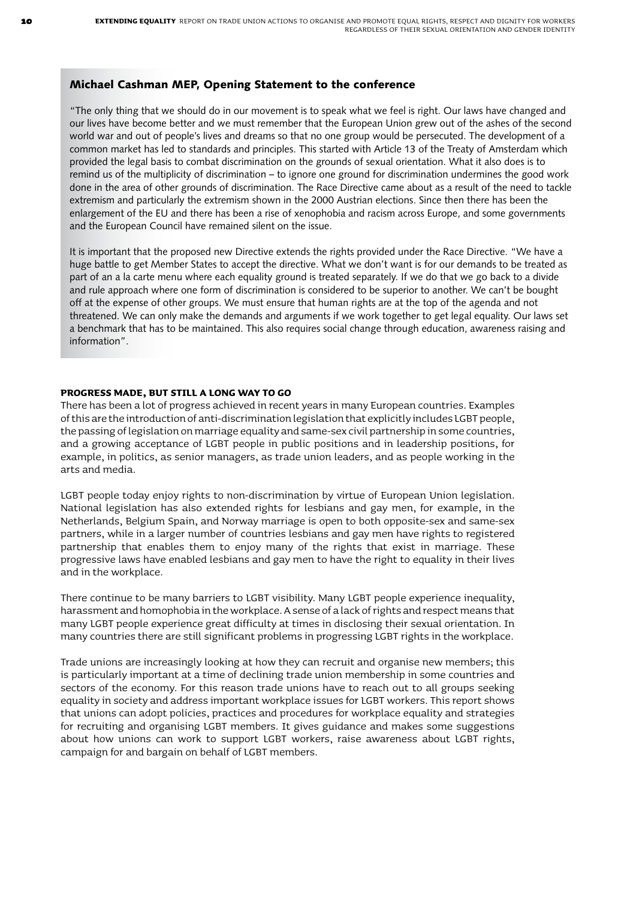## Michael Cashman MEP, Opening Statement to the conference

"The only thing that we should do in our movement is to speak what we feel is right. Our laws have changed and our lives have become better and we must remember that the European Union grew out of the ashes of the second world war and out of people's lives and dreams so that no one group would be persecuted. The development of a common market has led to standards and principles. This started with Article 13 of the Treaty of Amsterdam which provided the legal basis to combat discrimination on the grounds of sexual orientation. What it also does is to remind us of the multiplicity of discrimination – to ignore one ground for discrimination undermines the good work done in the area of other grounds of discrimination. The Race Directive came about as a result of the need to tackle extremism and particularly the extremism shown in the 2000 Austrian elections. Since then there has been the enlargement of the EU and there has been a rise of xenophobia and racism across Europe, and some governments and the European Council have remained silent on the issue.

It is important that the proposed new Directive extends the rights provided under the Race Directive. "We have a huge battle to get Member States to accept the directive. What we don't want is for our demands to be treated as part of an a la carte menu where each equality ground is treated separately. If we do that we go back to a divide and rule approach where one form of discrimination is considered to be superior to another. We can't be bought off at the expense of other groups. We must ensure that human rights are at the top of the agenda and not threatened. We can only make the demands and arguments if we work together to get legal equality. Our laws set a benchmark that has to be maintained. This also requires social change through education, awareness raising and information".

### PROGRESS MADE, BUT STILL A LONG WAY TO GO

There has been a lot of progress achieved in recent years in many European countries. Examples of this are the introduction of anti-discrimination legislation that explicitly includes LGBT people, the passing of legislation on marriage equality and same-sex civil partnership in some countries, and a growing acceptance of LGBT people in public positions and in leadership positions, for example, in politics, as senior managers, as trade union leaders, and as people working in the arts and media.

LGBT people today enjoy rights to non-discrimination by virtue of European Union legislation. National legislation has also extended rights for lesbians and gay men, for example, in the Netherlands, Belgium Spain, and Norway marriage is open to both opposite-sex and same-sex partners, while in a larger number of countries lesbians and gay men have rights to registered partnership that enables them to enjoy many of the rights that exist in marriage. These progressive laws have enabled lesbians and gay men to have the right to equality in their lives and in the workplace.

There continue to be many barriers to LGBT visibility. Many LGBT people experience inequality, harassment and homophobia in the workplace. A sense of a lack of rights and respect means that many LGBT people experience great difficulty at times in disclosing their sexual orientation. In many countries there are still significant problems in progressing LGBT rights in the workplace.

Trade unions are increasingly looking at how they can recruit and organise new members; this is particularly important at a time of declining trade union membership in some countries and sectors of the economy. For this reason trade unions have to reach out to all groups seeking equality in society and address important workplace issues for LGBT workers. This report shows that unions can adopt policies, practices and procedures for workplace equality and strategies for recruiting and organising LGBT members. It gives guidance and makes some suggestions about how unions can work to support LGBT workers, raise awareness about LGBT rights, campaign for and bargain on behalf of LGBT members.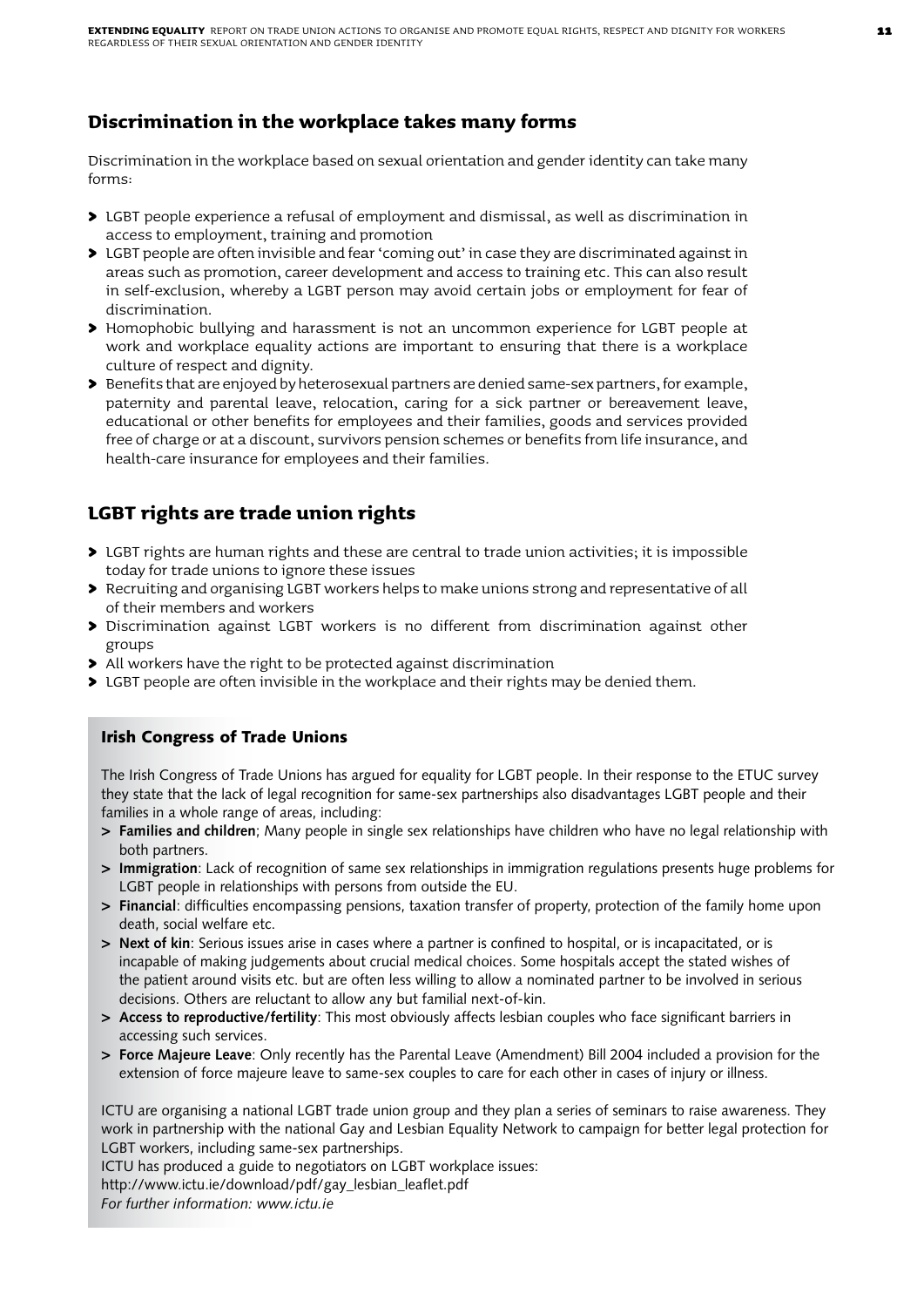## Discrimination in the workplace takes many forms

Discrimination in the workplace based on sexual orientation and gender identity can take many forms:

- LGBT people experience a refusal of employment and dismissal, as well as discrimination in access to employment, training and promotion
- LGBT people are often invisible and fear 'coming out' in case they are discriminated against in areas such as promotion, career development and access to training etc. This can also result in self-exclusion, whereby a LGBT person may avoid certain jobs or employment for fear of discrimination.
- Homophobic bullying and harassment is not an uncommon experience for LGBT people at work and workplace equality actions are important to ensuring that there is a workplace culture of respect and dignity.
- Benefits that are enjoyed by heterosexual partners are denied same-sex partners, for example, paternity and parental leave, relocation, caring for a sick partner or bereavement leave, educational or other benefits for employees and their families, goods and services provided free of charge or at a discount, survivors pension schemes or benefits from life insurance, and health-care insurance for employees and their families.

## LGBT rights are trade union rights

- LGBT rights are human rights and these are central to trade union activities; it is impossible today for trade unions to ignore these issues
- Recruiting and organising LGBT workers helps to make unions strong and representative of all of their members and workers
- Discrimination against LGBT workers is no different from discrimination against other groups
- All workers have the right to be protected against discrimination
- LGBT people are often invisible in the workplace and their rights may be denied them.

### Irish Congress of Trade Unions

The Irish Congress of Trade Unions has argued for equality for LGBT people. In their response to the ETUC survey they state that the lack of legal recognition for same-sex partnerships also disadvantages LGBT people and their families in a whole range of areas, including:

- **Families and children**; Many people in single sex relationships have children who have no legal relationship with both partners.
- **Immigration**: Lack of recognition of same sex relationships in immigration regulations presents huge problems for LGBT people in relationships with persons from outside the EU.
- **Financial**: difficulties encompassing pensions, taxation transfer of property, protection of the family home upon death, social welfare etc.
- **Next of kin**: Serious issues arise in cases where a partner is confined to hospital, or is incapacitated, or is incapable of making judgements about crucial medical choices. Some hospitals accept the stated wishes of the patient around visits etc. but are often less willing to allow a nominated partner to be involved in serious decisions. Others are reluctant to allow any but familial next-of-kin.
- **Access to reproductive/fertility**: This most obviously affects lesbian couples who face significant barriers in accessing such services.
- **Force Majeure Leave**: Only recently has the Parental Leave (Amendment) Bill 2004 included a provision for the extension of force majeure leave to same-sex couples to care for each other in cases of injury or illness.

ICTU are organising a national LGBT trade union group and they plan a series of seminars to raise awareness. They work in partnership with the national Gay and Lesbian Equality Network to campaign for better legal protection for LGBT workers, including same-sex partnerships.

ICTU has produced a guide to negotiators on LGBT workplace issues:
http://www.ictu.ie/download/pdf/gay_lesbian_leaflet.pdf
*For further information: www.ictu.ie*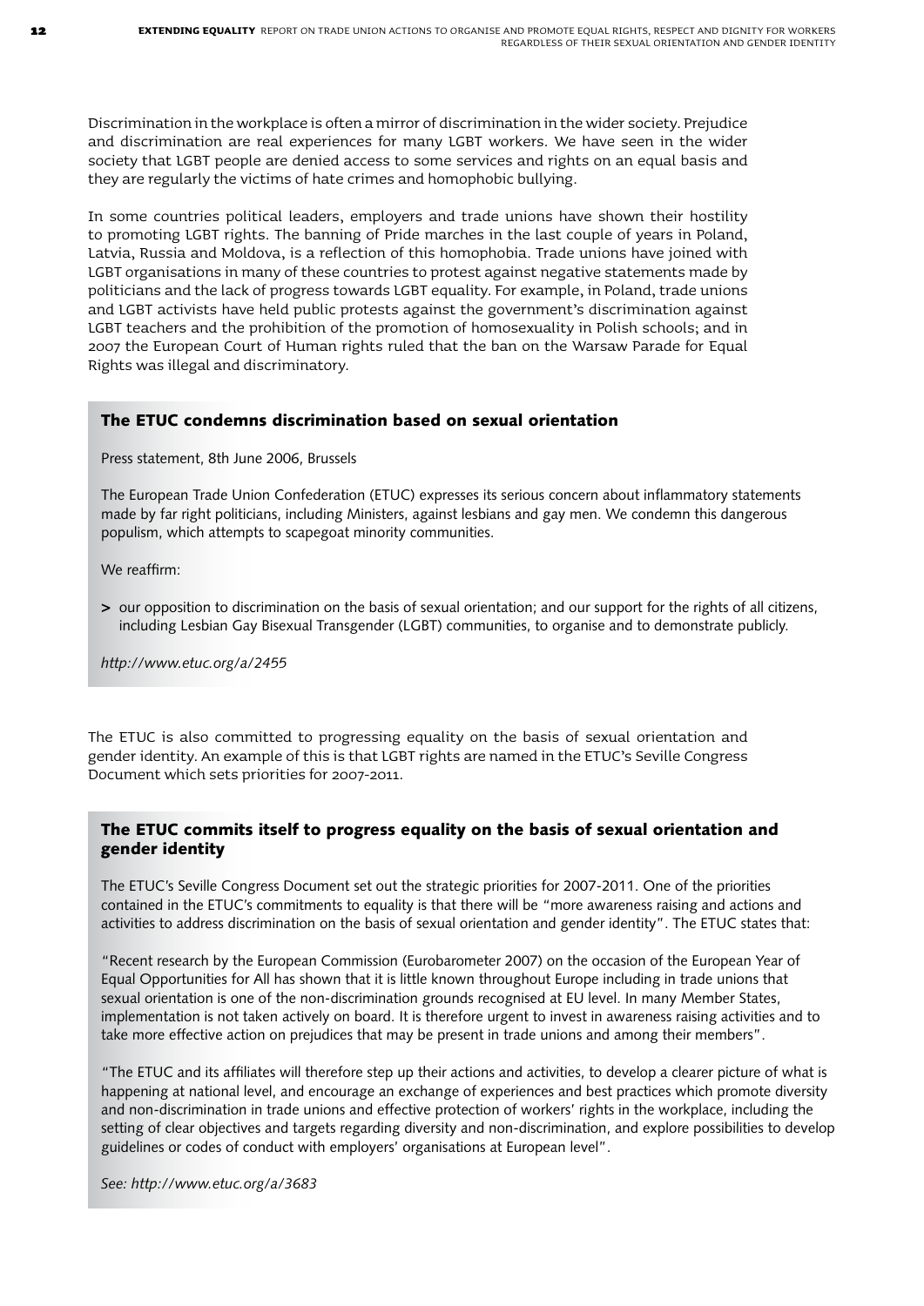Discrimination in the workplace is often a mirror of discrimination in the wider society. Prejudice and discrimination are real experiences for many LGBT workers. We have seen in the wider society that LGBT people are denied access to some services and rights on an equal basis and they are regularly the victims of hate crimes and homophobic bullying.

In some countries political leaders, employers and trade unions have shown their hostility to promoting LGBT rights. The banning of Pride marches in the last couple of years in Poland, Latvia, Russia and Moldova, is a reflection of this homophobia. Trade unions have joined with LGBT organisations in many of these countries to protest against negative statements made by politicians and the lack of progress towards LGBT equality. For example, in Poland, trade unions and LGBT activists have held public protests against the government's discrimination against LGBT teachers and the prohibition of the promotion of homosexuality in Polish schools; and in 2007 the European Court of Human rights ruled that the ban on the Warsaw Parade for Equal Rights was illegal and discriminatory.

### The ETUC condemns discrimination based on sexual orientation

Press statement, 8th June 2006, Brussels

The European Trade Union Confederation (ETUC) expresses its serious concern about inflammatory statements made by far right politicians, including Ministers, against lesbians and gay men. We condemn this dangerous populism, which attempts to scapegoat minority communities.

We reaffirm:

- our opposition to discrimination on the basis of sexual orientation; and our support for the rights of all citizens, including Lesbian Gay Bisexual Transgender (LGBT) communities, to organise and to demonstrate publicly.

*http://www.etuc.org/a/2455*

The ETUC is also committed to progressing equality on the basis of sexual orientation and gender identity. An example of this is that LGBT rights are named in the ETUC's Seville Congress Document which sets priorities for 2007-2011.

### The ETUC commits itself to progress equality on the basis of sexual orientation and gender identity

The ETUC's Seville Congress Document set out the strategic priorities for 2007-2011. One of the priorities contained in the ETUC's commitments to equality is that there will be "more awareness raising and actions and activities to address discrimination on the basis of sexual orientation and gender identity". The ETUC states that:

"Recent research by the European Commission (Eurobarometer 2007) on the occasion of the European Year of Equal Opportunities for All has shown that it is little known throughout Europe including in trade unions that sexual orientation is one of the non-discrimination grounds recognised at EU level. In many Member States, implementation is not taken actively on board. It is therefore urgent to invest in awareness raising activities and to take more effective action on prejudices that may be present in trade unions and among their members".

"The ETUC and its affiliates will therefore step up their actions and activities, to develop a clearer picture of what is happening at national level, and encourage an exchange of experiences and best practices which promote diversity and non-discrimination in trade unions and effective protection of workers' rights in the workplace, including the setting of clear objectives and targets regarding diversity and non-discrimination, and explore possibilities to develop guidelines or codes of conduct with employers' organisations at European level".

*See: http://www.etuc.org/a/3683*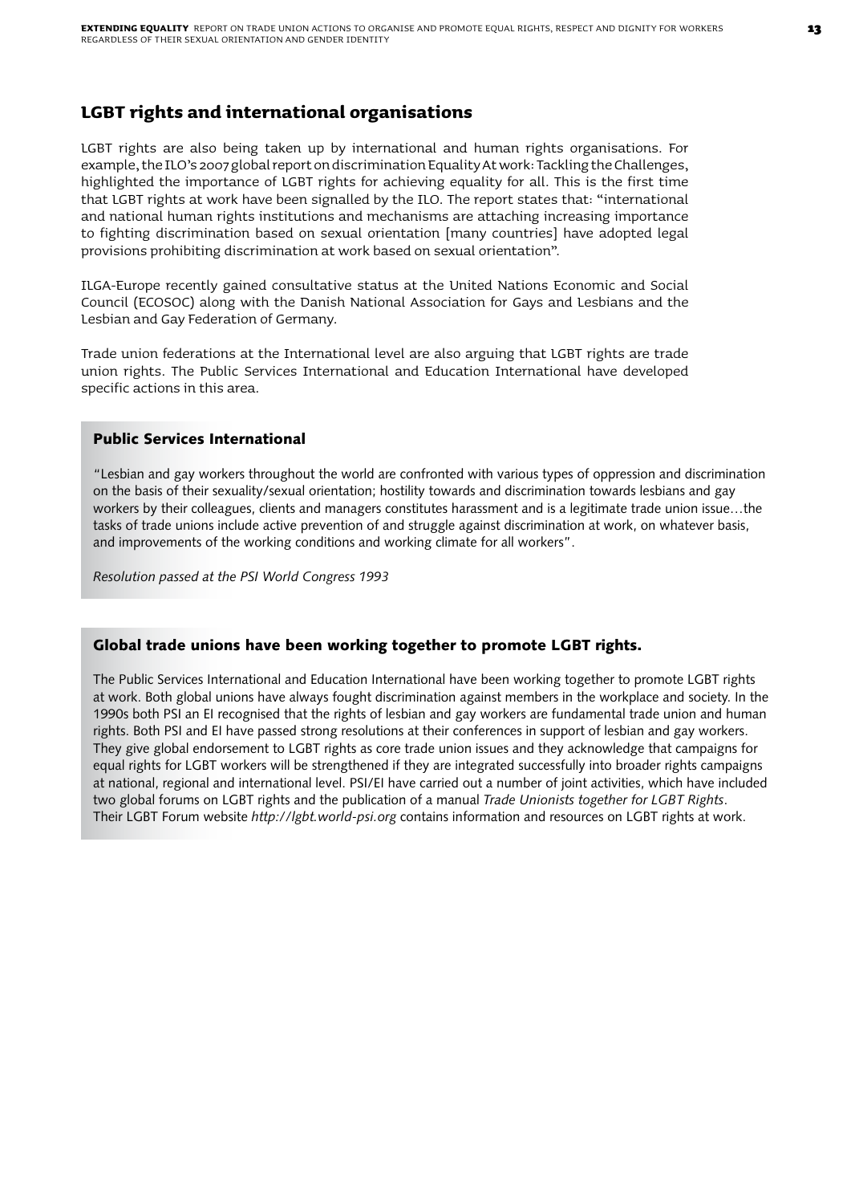## LGBT rights and international organisations

LGBT rights are also being taken up by international and human rights organisations. For example, the ILO's 2007 global report on discrimination Equality At work: Tackling the Challenges, highlighted the importance of LGBT rights for achieving equality for all. This is the first time that LGBT rights at work have been signalled by the ILO. The report states that: "international and national human rights institutions and mechanisms are attaching increasing importance to fighting discrimination based on sexual orientation [many countries] have adopted legal provisions prohibiting discrimination at work based on sexual orientation".

ILGA-Europe recently gained consultative status at the United Nations Economic and Social Council (ECOSOC) along with the Danish National Association for Gays and Lesbians and the Lesbian and Gay Federation of Germany.

Trade union federations at the International level are also arguing that LGBT rights are trade union rights. The Public Services International and Education International have developed specific actions in this area.

### Public Services International

"Lesbian and gay workers throughout the world are confronted with various types of oppression and discrimination on the basis of their sexuality/sexual orientation; hostility towards and discrimination towards lesbians and gay workers by their colleagues, clients and managers constitutes harassment and is a legitimate trade union issue…the tasks of trade unions include active prevention of and struggle against discrimination at work, on whatever basis, and improvements of the working conditions and working climate for all workers".

*Resolution passed at the PSI World Congress 1993*

### Global trade unions have been working together to promote LGBT rights.

The Public Services International and Education International have been working together to promote LGBT rights at work. Both global unions have always fought discrimination against members in the workplace and society. In the 1990s both PSI an EI recognised that the rights of lesbian and gay workers are fundamental trade union and human rights. Both PSI and EI have passed strong resolutions at their conferences in support of lesbian and gay workers. They give global endorsement to LGBT rights as core trade union issues and they acknowledge that campaigns for equal rights for LGBT workers will be strengthened if they are integrated successfully into broader rights campaigns at national, regional and international level. PSI/EI have carried out a number of joint activities, which have included two global forums on LGBT rights and the publication of a manual *Trade Unionists together for LGBT Rights*. Their LGBT Forum website *http://lgbt.world-psi.org* contains information and resources on LGBT rights at work.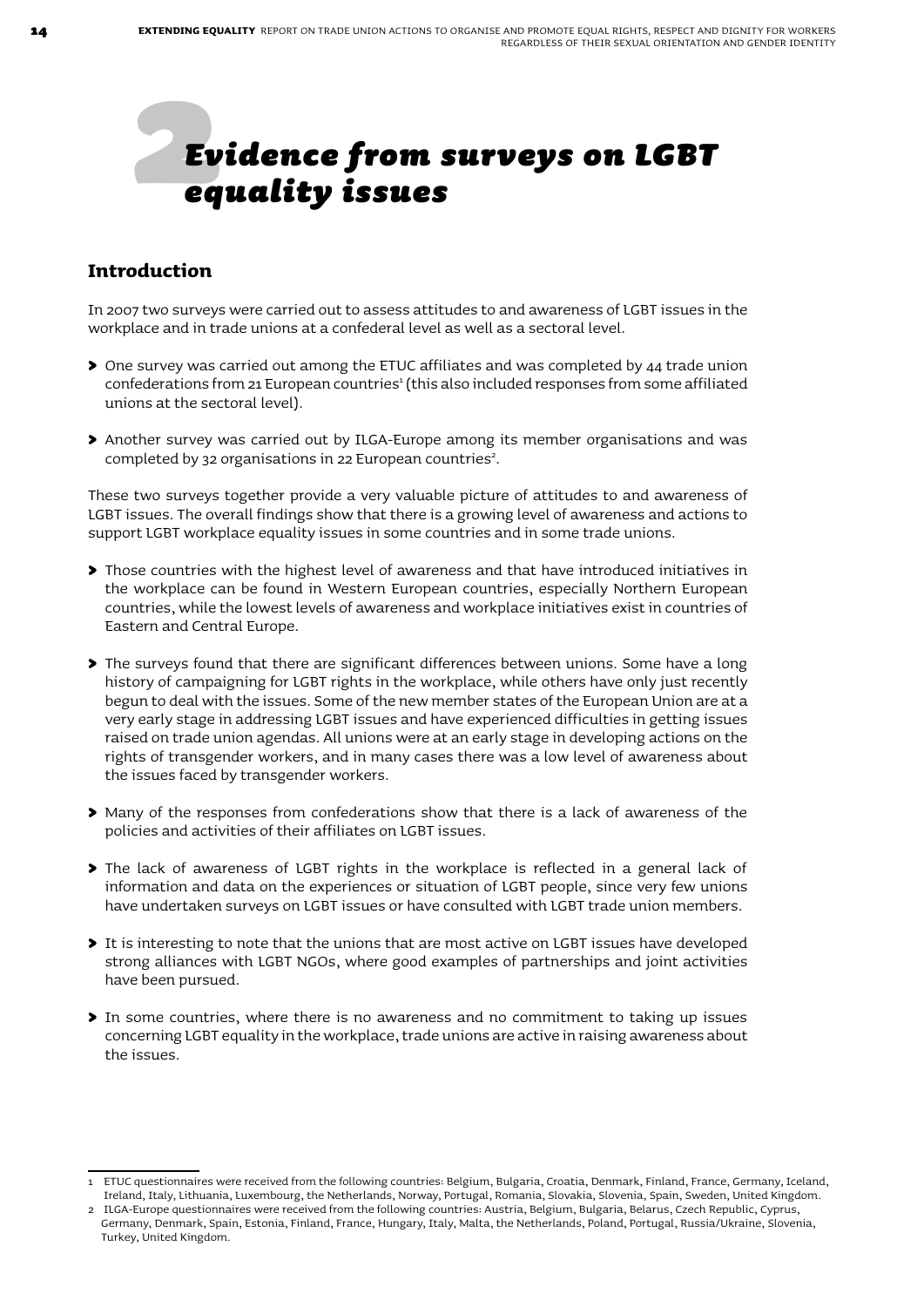# 2 Evidence from surveys on LGBT equality issues

## Introduction

In 2007 two surveys were carried out to assess attitudes to and awareness of LGBT issues in the workplace and in trade unions at a confederal level as well as a sectoral level.

- One survey was carried out among the ETUC affiliates and was completed by 44 trade union confederations from 21 European countries[1] (this also included responses from some affiliated unions at the sectoral level).
- Another survey was carried out by ILGA-Europe among its member organisations and was completed by 32 organisations in 22 European countries[2].

These two surveys together provide a very valuable picture of attitudes to and awareness of LGBT issues. The overall findings show that there is a growing level of awareness and actions to support LGBT workplace equality issues in some countries and in some trade unions.

- Those countries with the highest level of awareness and that have introduced initiatives in the workplace can be found in Western European countries, especially Northern European countries, while the lowest levels of awareness and workplace initiatives exist in countries of Eastern and Central Europe.
- The surveys found that there are significant differences between unions. Some have a long history of campaigning for LGBT rights in the workplace, while others have only just recently begun to deal with the issues. Some of the new member states of the European Union are at a very early stage in addressing LGBT issues and have experienced difficulties in getting issues raised on trade union agendas. All unions were at an early stage in developing actions on the rights of transgender workers, and in many cases there was a low level of awareness about the issues faced by transgender workers.
- Many of the responses from confederations show that there is a lack of awareness of the policies and activities of their affiliates on LGBT issues.
- The lack of awareness of LGBT rights in the workplace is reflected in a general lack of information and data on the experiences or situation of LGBT people, since very few unions have undertaken surveys on LGBT issues or have consulted with LGBT trade union members.
- It is interesting to note that the unions that are most active on LGBT issues have developed strong alliances with LGBT NGOs, where good examples of partnerships and joint activities have been pursued.
- In some countries, where there is no awareness and no commitment to taking up issues concerning LGBT equality in the workplace, trade unions are active in raising awareness about the issues.

---

1 ETUC questionnaires were received from the following countries: Belgium, Bulgaria, Croatia, Denmark, Finland, France, Germany, Iceland, Ireland, Italy, Lithuania, Luxembourg, the Netherlands, Norway, Portugal, Romania, Slovakia, Slovenia, Spain, Sweden, United Kingdom.

2 ILGA-Europe questionnaires were received from the following countries: Austria, Belgium, Bulgaria, Belarus, Czech Republic, Cyprus, Germany, Denmark, Spain, Estonia, Finland, France, Hungary, Italy, Malta, the Netherlands, Poland, Portugal, Russia/Ukraine, Slovenia, Turkey, United Kingdom.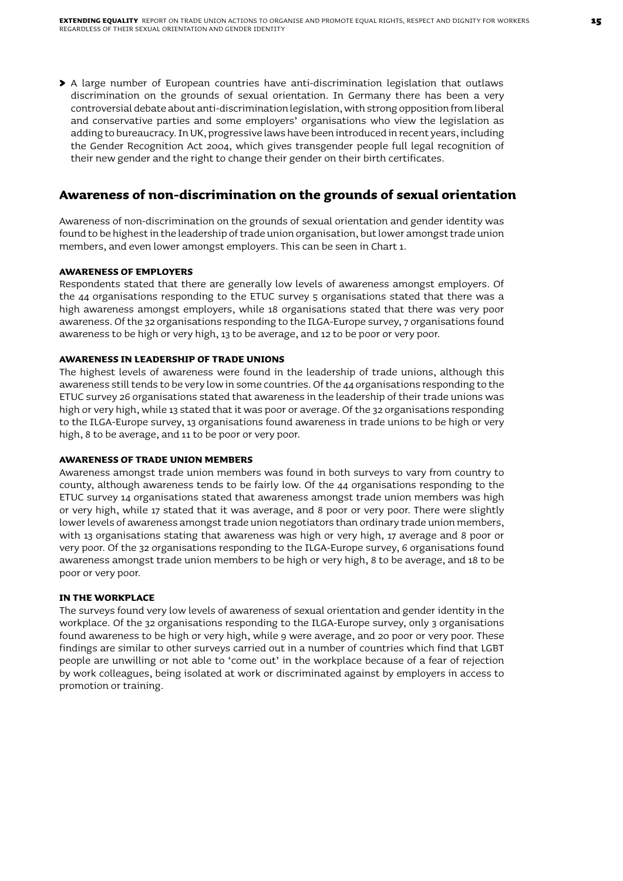- A large number of European countries have anti-discrimination legislation that outlaws discrimination on the grounds of sexual orientation. In Germany there has been a very controversial debate about anti-discrimination legislation, with strong opposition from liberal and conservative parties and some employers' organisations who view the legislation as adding to bureaucracy. In UK, progressive laws have been introduced in recent years, including the Gender Recognition Act 2004, which gives transgender people full legal recognition of their new gender and the right to change their gender on their birth certificates.

## Awareness of non-discrimination on the grounds of sexual orientation

Awareness of non-discrimination on the grounds of sexual orientation and gender identity was found to be highest in the leadership of trade union organisation, but lower amongst trade union members, and even lower amongst employers. This can be seen in Chart 1.

### AWARENESS OF EMPLOYERS

Respondents stated that there are generally low levels of awareness amongst employers. Of the 44 organisations responding to the ETUC survey 5 organisations stated that there was a high awareness amongst employers, while 18 organisations stated that there was very poor awareness. Of the 32 organisations responding to the ILGA-Europe survey, 7 organisations found awareness to be high or very high, 13 to be average, and 12 to be poor or very poor.

### AWARENESS IN LEADERSHIP OF TRADE UNIONS

The highest levels of awareness were found in the leadership of trade unions, although this awareness still tends to be very low in some countries. Of the 44 organisations responding to the ETUC survey 26 organisations stated that awareness in the leadership of their trade unions was high or very high, while 13 stated that it was poor or average. Of the 32 organisations responding to the ILGA-Europe survey, 13 organisations found awareness in trade unions to be high or very high, 8 to be average, and 11 to be poor or very poor.

### AWARENESS OF TRADE UNION MEMBERS

Awareness amongst trade union members was found in both surveys to vary from country to county, although awareness tends to be fairly low. Of the 44 organisations responding to the ETUC survey 14 organisations stated that awareness amongst trade union members was high or very high, while 17 stated that it was average, and 8 poor or very poor. There were slightly lower levels of awareness amongst trade union negotiators than ordinary trade union members, with 13 organisations stating that awareness was high or very high, 17 average and 8 poor or very poor. Of the 32 organisations responding to the ILGA-Europe survey, 6 organisations found awareness amongst trade union members to be high or very high, 8 to be average, and 18 to be poor or very poor.

### IN THE WORKPLACE

The surveys found very low levels of awareness of sexual orientation and gender identity in the workplace. Of the 32 organisations responding to the ILGA-Europe survey, only 3 organisations found awareness to be high or very high, while 9 were average, and 20 poor or very poor. These findings are similar to other surveys carried out in a number of countries which find that LGBT people are unwilling or not able to 'come out' in the workplace because of a fear of rejection by work colleagues, being isolated at work or discriminated against by employers in access to promotion or training.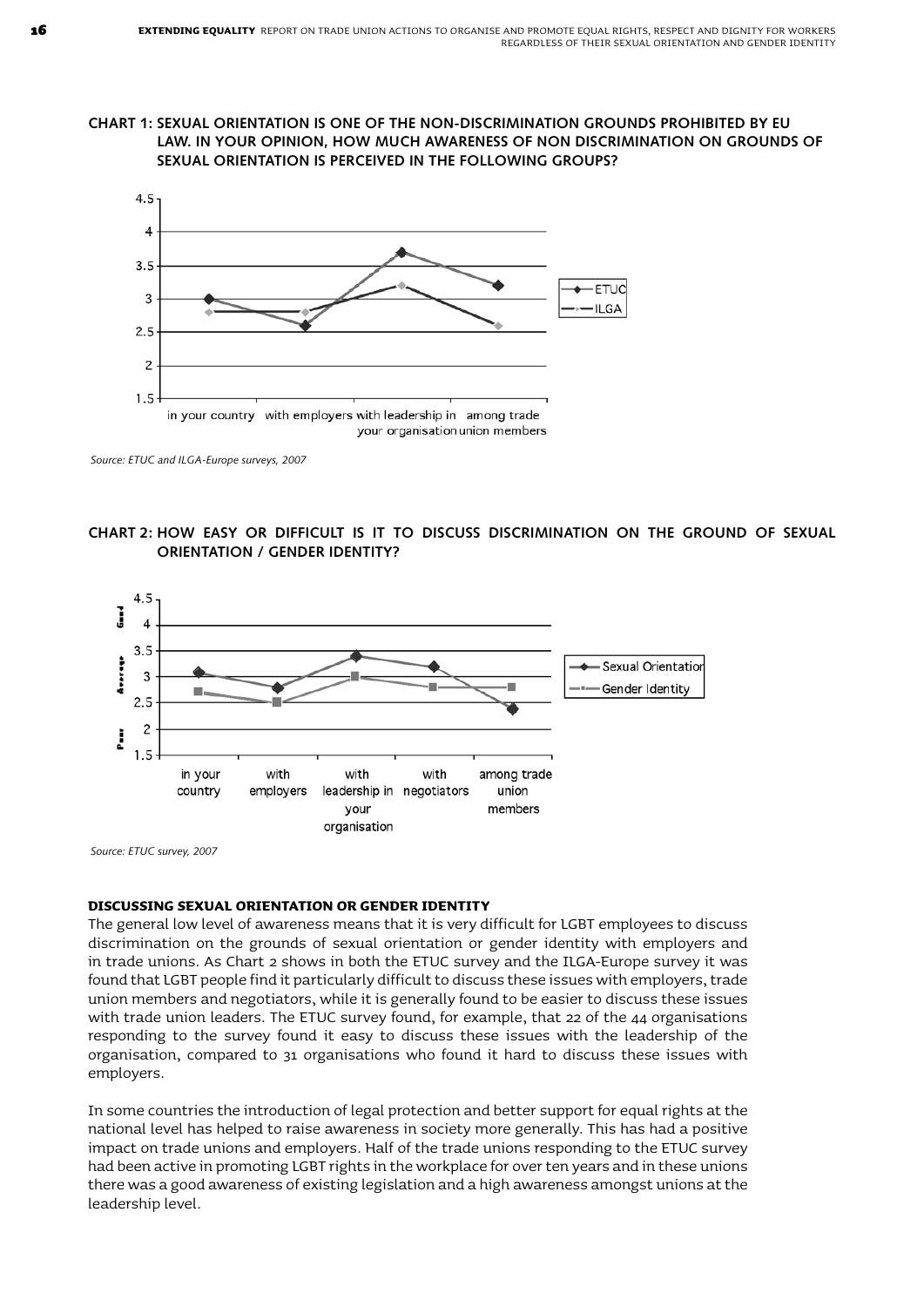**CHART 1: SEXUAL ORIENTATION IS ONE OF THE NON-DISCRIMINATION GROUNDS PROHIBITED BY EU LAW. IN YOUR OPINION, HOW MUCH AWARENESS OF NON DISCRIMINATION ON GROUNDS OF SEXUAL ORIENTATION IS PERCEIVED IN THE FOLLOWING GROUPS?**

*Source: ETUC and ILGA-Europe surveys, 2007*

**CHART 2: HOW EASY OR DIFFICULT IS IT TO DISCUSS DISCRIMINATION ON THE GROUND OF SEXUAL ORIENTATION / GENDER IDENTITY?**

*Source: ETUC survey, 2007*

### DISCUSSING SEXUAL ORIENTATION OR GENDER IDENTITY

The general low level of awareness means that it is very difficult for LGBT employees to discuss discrimination on the grounds of sexual orientation or gender identity with employers and in trade unions. As Chart 2 shows in both the ETUC survey and the ILGA-Europe survey it was found that LGBT people find it particularly difficult to discuss these issues with employers, trade union members and negotiators, while it is generally found to be easier to discuss these issues with trade union leaders. The ETUC survey found, for example, that 22 of the 44 organisations responding to the survey found it easy to discuss these issues with the leadership of the organisation, compared to 31 organisations who found it hard to discuss these issues with employers.

In some countries the introduction of legal protection and better support for equal rights at the national level has helped to raise awareness in society more generally. This has had a positive impact on trade unions and employers. Half of the trade unions responding to the ETUC survey had been active in promoting LGBT rights in the workplace for over ten years and in these unions there was a good awareness of existing legislation and a high awareness amongst unions at the leadership level.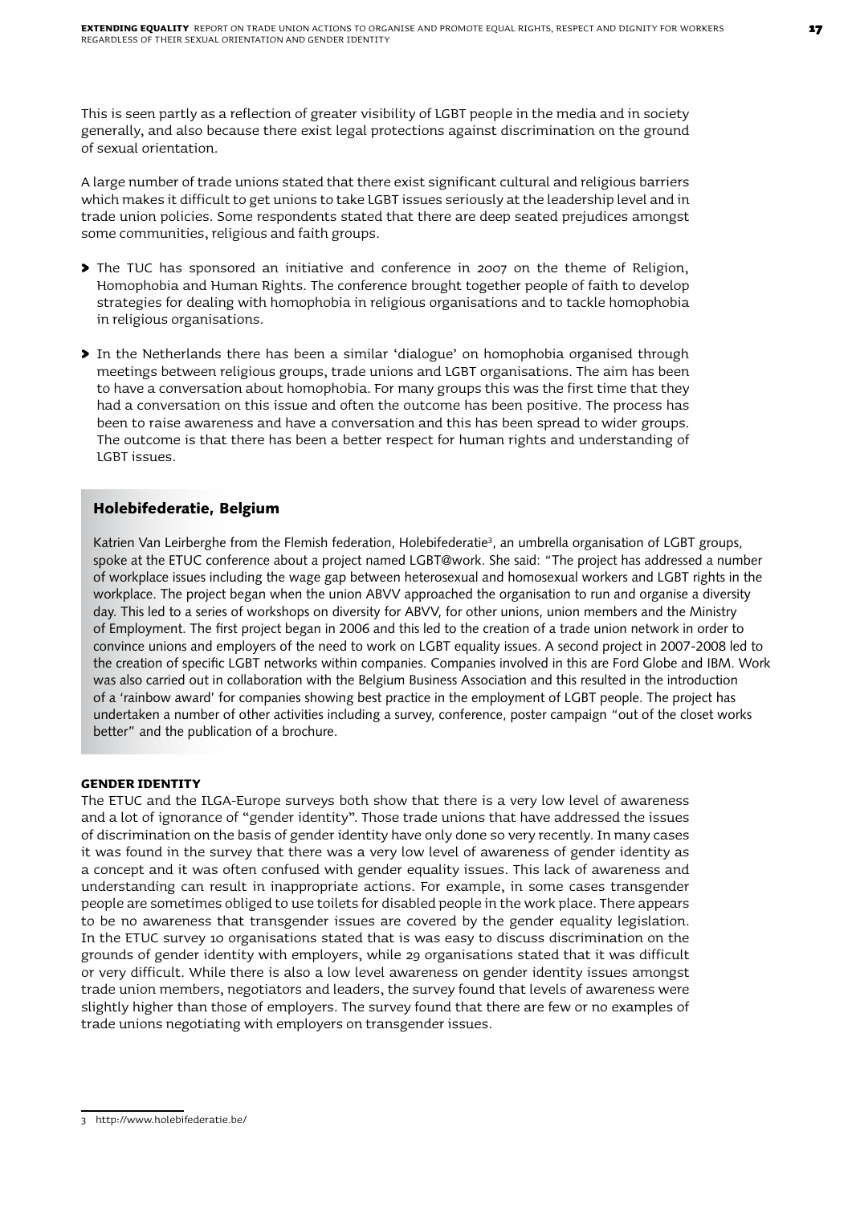This is seen partly as a reflection of greater visibility of LGBT people in the media and in society generally, and also because there exist legal protections against discrimination on the ground of sexual orientation.

A large number of trade unions stated that there exist significant cultural and religious barriers which makes it difficult to get unions to take LGBT issues seriously at the leadership level and in trade union policies. Some respondents stated that there are deep seated prejudices amongst some communities, religious and faith groups.

- The TUC has sponsored an initiative and conference in 2007 on the theme of Religion, Homophobia and Human Rights. The conference brought together people of faith to develop strategies for dealing with homophobia in religious organisations and to tackle homophobia in religious organisations.
- In the Netherlands there has been a similar 'dialogue' on homophobia organised through meetings between religious groups, trade unions and LGBT organisations. The aim has been to have a conversation about homophobia. For many groups this was the first time that they had a conversation on this issue and often the outcome has been positive. The process has been to raise awareness and have a conversation and this has been spread to wider groups. The outcome is that there has been a better respect for human rights and understanding of LGBT issues.

## Holebifederatie, Belgium

Katrien Van Leirberghe from the Flemish federation, Holebifederatie[3], an umbrella organisation of LGBT groups, spoke at the ETUC conference about a project named LGBT@work. She said: "The project has addressed a number of workplace issues including the wage gap between heterosexual and homosexual workers and LGBT rights in the workplace. The project began when the union ABVV approached the organisation to run and organise a diversity day. This led to a series of workshops on diversity for ABVV, for other unions, union members and the Ministry of Employment. The first project began in 2006 and this led to the creation of a trade union network in order to convince unions and employers of the need to work on LGBT equality issues. A second project in 2007-2008 led to the creation of specific LGBT networks within companies. Companies involved in this are Ford Globe and IBM. Work was also carried out in collaboration with the Belgium Business Association and this resulted in the introduction of a 'rainbow award' for companies showing best practice in the employment of LGBT people. The project has undertaken a number of other activities including a survey, conference, poster campaign "out of the closet works better" and the publication of a brochure.

### GENDER IDENTITY

The ETUC and the ILGA-Europe surveys both show that there is a very low level of awareness and a lot of ignorance of "gender identity". Those trade unions that have addressed the issues of discrimination on the basis of gender identity have only done so very recently. In many cases it was found in the survey that there was a very low level of awareness of gender identity as a concept and it was often confused with gender equality issues. This lack of awareness and understanding can result in inappropriate actions. For example, in some cases transgender people are sometimes obliged to use toilets for disabled people in the work place. There appears to be no awareness that transgender issues are covered by the gender equality legislation. In the ETUC survey 10 organisations stated that is was easy to discuss discrimination on the grounds of gender identity with employers, while 29 organisations stated that it was difficult or very difficult. While there is also a low level awareness on gender identity issues amongst trade union members, negotiators and leaders, the survey found that levels of awareness were slightly higher than those of employers. The survey found that there are few or no examples of trade unions negotiating with employers on transgender issues.

---

3 http://www.holebifederatie.be/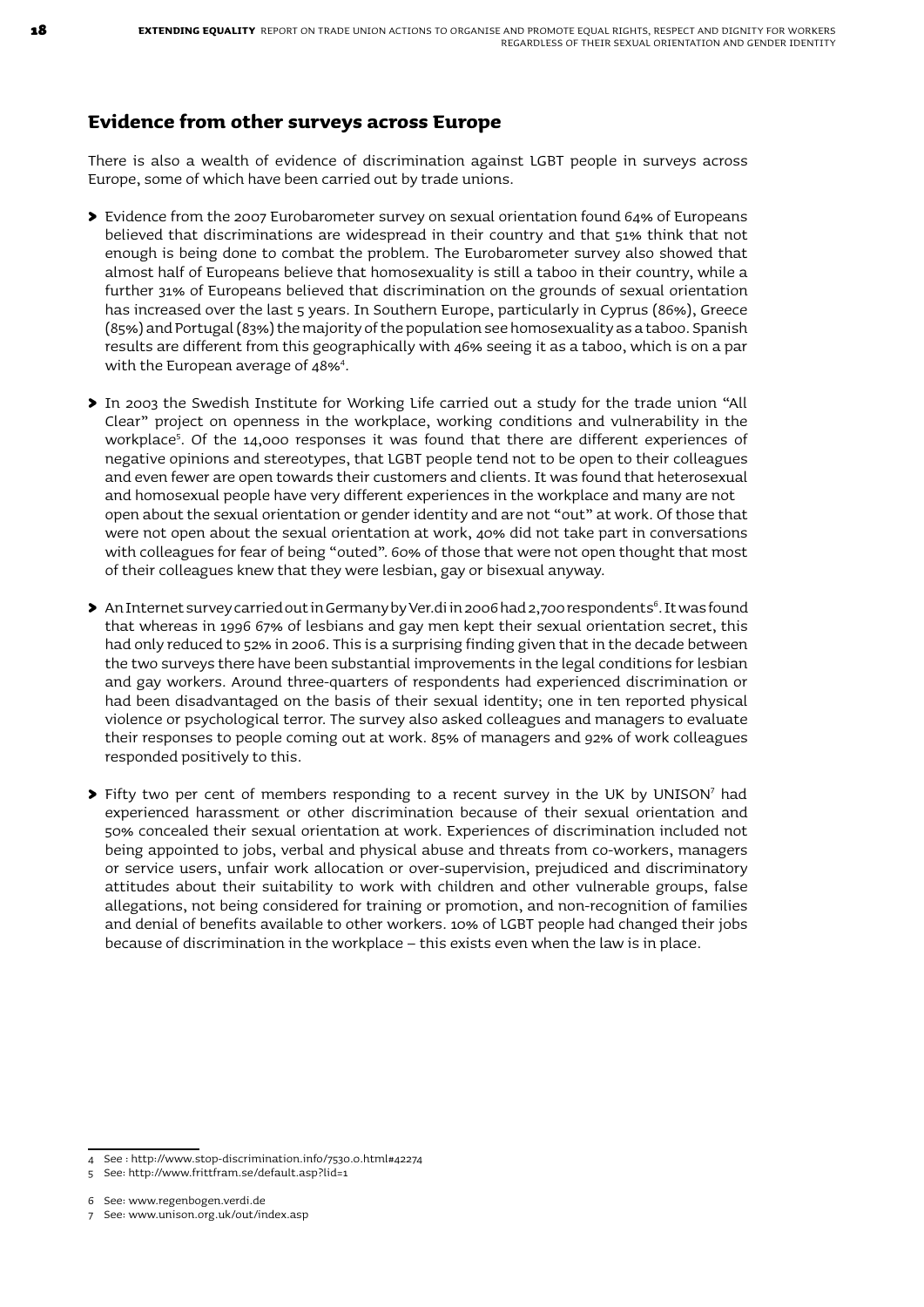## Evidence from other surveys across Europe

There is also a wealth of evidence of discrimination against LGBT people in surveys across Europe, some of which have been carried out by trade unions.

- Evidence from the 2007 Eurobarometer survey on sexual orientation found 64% of Europeans believed that discriminations are widespread in their country and that 51% think that not enough is being done to combat the problem. The Eurobarometer survey also showed that almost half of Europeans believe that homosexuality is still a taboo in their country, while a further 31% of Europeans believed that discrimination on the grounds of sexual orientation has increased over the last 5 years. In Southern Europe, particularly in Cyprus (86%), Greece (85%) and Portugal (83%) the majority of the population see homosexuality as a taboo. Spanish results are different from this geographically with 46% seeing it as a taboo, which is on a par with the European average of 48%[4].
- In 2003 the Swedish Institute for Working Life carried out a study for the trade union "All Clear" project on openness in the workplace, working conditions and vulnerability in the workplace[5]. Of the 14,000 responses it was found that there are different experiences of negative opinions and stereotypes, that LGBT people tend not to be open to their colleagues and even fewer are open towards their customers and clients. It was found that heterosexual and homosexual people have very different experiences in the workplace and many are not open about the sexual orientation or gender identity and are not "out" at work. Of those that were not open about the sexual orientation at work, 40% did not take part in conversations with colleagues for fear of being "outed". 60% of those that were not open thought that most of their colleagues knew that they were lesbian, gay or bisexual anyway.
- An Internet survey carried out in Germany by Ver.di in 2006 had 2,700 respondents[6]. It was found that whereas in 1996 67% of lesbians and gay men kept their sexual orientation secret, this had only reduced to 52% in 2006. This is a surprising finding given that in the decade between the two surveys there have been substantial improvements in the legal conditions for lesbian and gay workers. Around three-quarters of respondents had experienced discrimination or had been disadvantaged on the basis of their sexual identity; one in ten reported physical violence or psychological terror. The survey also asked colleagues and managers to evaluate their responses to people coming out at work. 85% of managers and 92% of work colleagues responded positively to this.
- Fifty two per cent of members responding to a recent survey in the UK by UNISON[7] had experienced harassment or other discrimination because of their sexual orientation and 50% concealed their sexual orientation at work. Experiences of discrimination included not being appointed to jobs, verbal and physical abuse and threats from co-workers, managers or service users, unfair work allocation or over-supervision, prejudiced and discriminatory attitudes about their suitability to work with children and other vulnerable groups, false allegations, not being considered for training or promotion, and non-recognition of families and denial of benefits available to other workers. 10% of LGBT people had changed their jobs because of discrimination in the workplace – this exists even when the law is in place.

---

4 See : http://www.stop-discrimination.info/7530.0.html#42274

5 See: http://www.frittfram.se/default.asp?lid=1

6 See: www.regenbogen.verdi.de

7 See: www.unison.org.uk/out/index.asp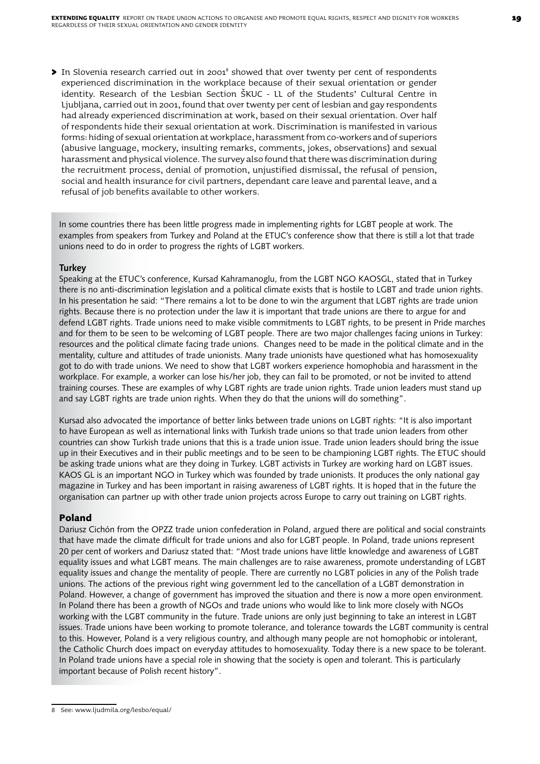- In Slovenia research carried out in 2001[8] showed that over twenty per cent of respondents experienced discrimination in the workplace because of their sexual orientation or gender identity. Research of the Lesbian Section ŠKUC - LL of the Students' Cultural Centre in Ljubljana, carried out in 2001, found that over twenty per cent of lesbian and gay respondents had already experienced discrimination at work, based on their sexual orientation. Over half of respondents hide their sexual orientation at work. Discrimination is manifested in various forms: hiding of sexual orientation at workplace, harassment from co-workers and of superiors (abusive language, mockery, insulting remarks, comments, jokes, observations) and sexual harassment and physical violence. The survey also found that there was discrimination during the recruitment process, denial of promotion, unjustified dismissal, the refusal of pension, social and health insurance for civil partners, dependant care leave and parental leave, and a refusal of job benefits available to other workers.

In some countries there has been little progress made in implementing rights for LGBT people at work. The examples from speakers from Turkey and Poland at the ETUC's conference show that there is still a lot that trade unions need to do in order to progress the rights of LGBT workers.

### Turkey

Speaking at the ETUC's conference, Kursad Kahramanoglu, from the LGBT NGO KAOSGL, stated that in Turkey there is no anti-discrimination legislation and a political climate exists that is hostile to LGBT and trade union rights. In his presentation he said: "There remains a lot to be done to win the argument that LGBT rights are trade union rights. Because there is no protection under the law it is important that trade unions are there to argue for and defend LGBT rights. Trade unions need to make visible commitments to LGBT rights, to be present in Pride marches and for them to be seen to be welcoming of LGBT people. There are two major challenges facing unions in Turkey: resources and the political climate facing trade unions. Changes need to be made in the political climate and in the mentality, culture and attitudes of trade unionists. Many trade unionists have questioned what has homosexuality got to do with trade unions. We need to show that LGBT workers experience homophobia and harassment in the workplace. For example, a worker can lose his/her job, they can fail to be promoted, or not be invited to attend training courses. These are examples of why LGBT rights are trade union rights. Trade union leaders must stand up and say LGBT rights are trade union rights. When they do that the unions will do something".

Kursad also advocated the importance of better links between trade unions on LGBT rights: "It is also important to have European as well as international links with Turkish trade unions so that trade union leaders from other countries can show Turkish trade unions that this is a trade union issue. Trade union leaders should bring the issue up in their Executives and in their public meetings and to be seen to be championing LGBT rights. The ETUC should be asking trade unions what are they doing in Turkey. LGBT activists in Turkey are working hard on LGBT issues. KAOS GL is an important NGO in Turkey which was founded by trade unionists. It produces the only national gay magazine in Turkey and has been important in raising awareness of LGBT rights. It is hoped that in the future the organisation can partner up with other trade union projects across Europe to carry out training on LGBT rights.

### Poland

Dariusz Cichón from the OPZZ trade union confederation in Poland, argued there are political and social constraints that have made the climate difficult for trade unions and also for LGBT people. In Poland, trade unions represent 20 per cent of workers and Dariusz stated that: "Most trade unions have little knowledge and awareness of LGBT equality issues and what LGBT means. The main challenges are to raise awareness, promote understanding of LGBT equality issues and change the mentality of people. There are currently no LGBT policies in any of the Polish trade unions. The actions of the previous right wing government led to the cancellation of a LGBT demonstration in Poland. However, a change of government has improved the situation and there is now a more open environment. In Poland there has been a growth of NGOs and trade unions who would like to link more closely with NGOs working with the LGBT community in the future. Trade unions are only just beginning to take an interest in LGBT issues. Trade unions have been working to promote tolerance, and tolerance towards the LGBT community is central to this. However, Poland is a very religious country, and although many people are not homophobic or intolerant, the Catholic Church does impact on everyday attitudes to homosexuality. Today there is a new space to be tolerant. In Poland trade unions have a special role in showing that the society is open and tolerant. This is particularly important because of Polish recent history".

---

8 See: www.ljudmila.org/lesbo/equal/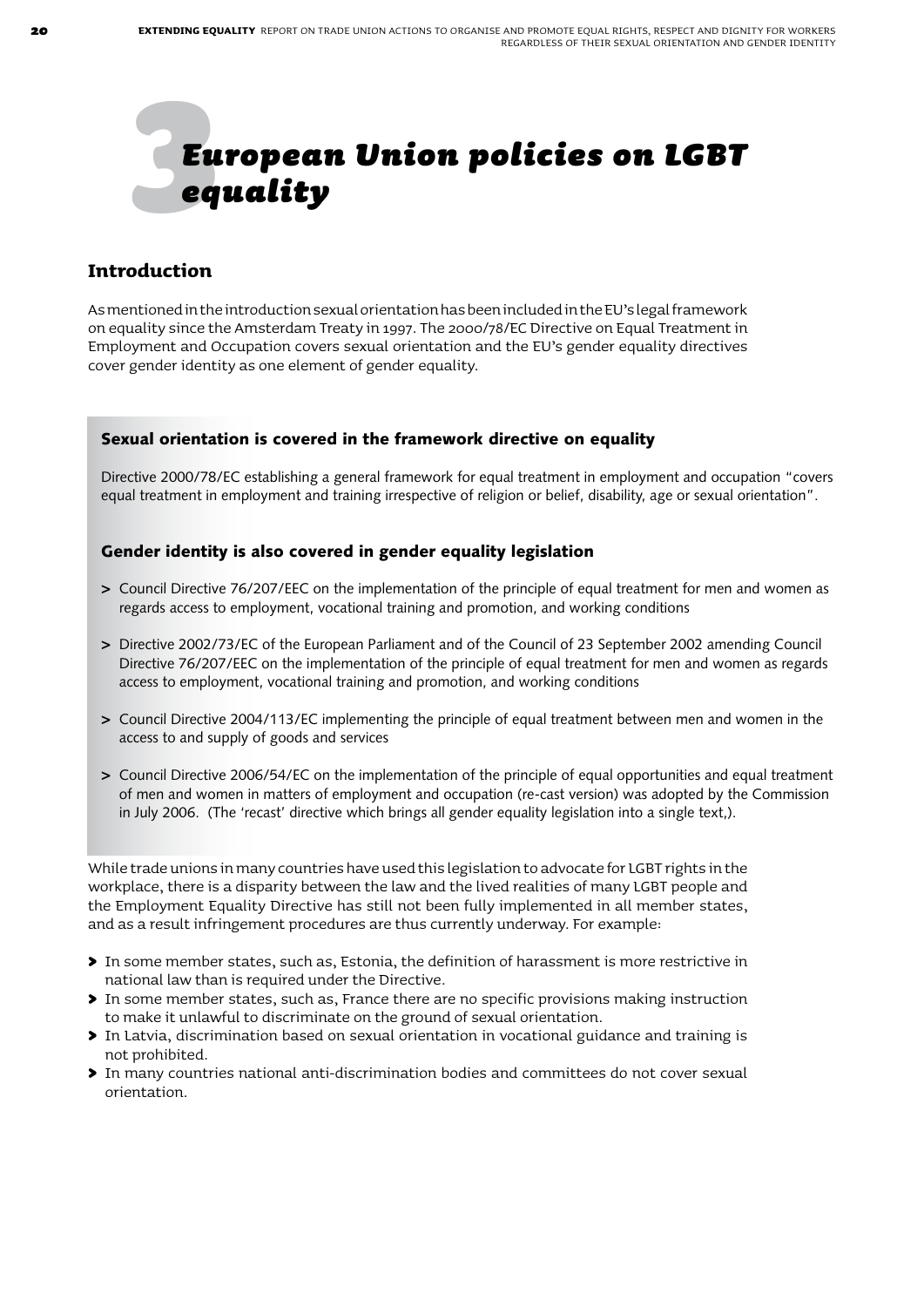# 3 European Union policies on LGBT equality

## Introduction

As mentioned in the introduction sexual orientation has been included in the EU's legal framework on equality since the Amsterdam Treaty in 1997. The 2000/78/EC Directive on Equal Treatment in Employment and Occupation covers sexual orientation and the EU's gender equality directives cover gender identity as one element of gender equality.

### Sexual orientation is covered in the framework directive on equality

Directive 2000/78/EC establishing a general framework for equal treatment in employment and occupation "covers equal treatment in employment and training irrespective of religion or belief, disability, age or sexual orientation".

### Gender identity is also covered in gender equality legislation

- Council Directive 76/207/EEC on the implementation of the principle of equal treatment for men and women as regards access to employment, vocational training and promotion, and working conditions
- Directive 2002/73/EC of the European Parliament and of the Council of 23 September 2002 amending Council Directive 76/207/EEC on the implementation of the principle of equal treatment for men and women as regards access to employment, vocational training and promotion, and working conditions
- Council Directive 2004/113/EC implementing the principle of equal treatment between men and women in the access to and supply of goods and services
- Council Directive 2006/54/EC on the implementation of the principle of equal opportunities and equal treatment of men and women in matters of employment and occupation (re-cast version) was adopted by the Commission in July 2006. (The 'recast' directive which brings all gender equality legislation into a single text,).

While trade unions in many countries have used this legislation to advocate for LGBT rights in the workplace, there is a disparity between the law and the lived realities of many LGBT people and the Employment Equality Directive has still not been fully implemented in all member states, and as a result infringement procedures are thus currently underway. For example:

- In some member states, such as, Estonia, the definition of harassment is more restrictive in national law than is required under the Directive.
- In some member states, such as, France there are no specific provisions making instruction to make it unlawful to discriminate on the ground of sexual orientation.
- In Latvia, discrimination based on sexual orientation in vocational guidance and training is not prohibited.
- In many countries national anti-discrimination bodies and committees do not cover sexual orientation.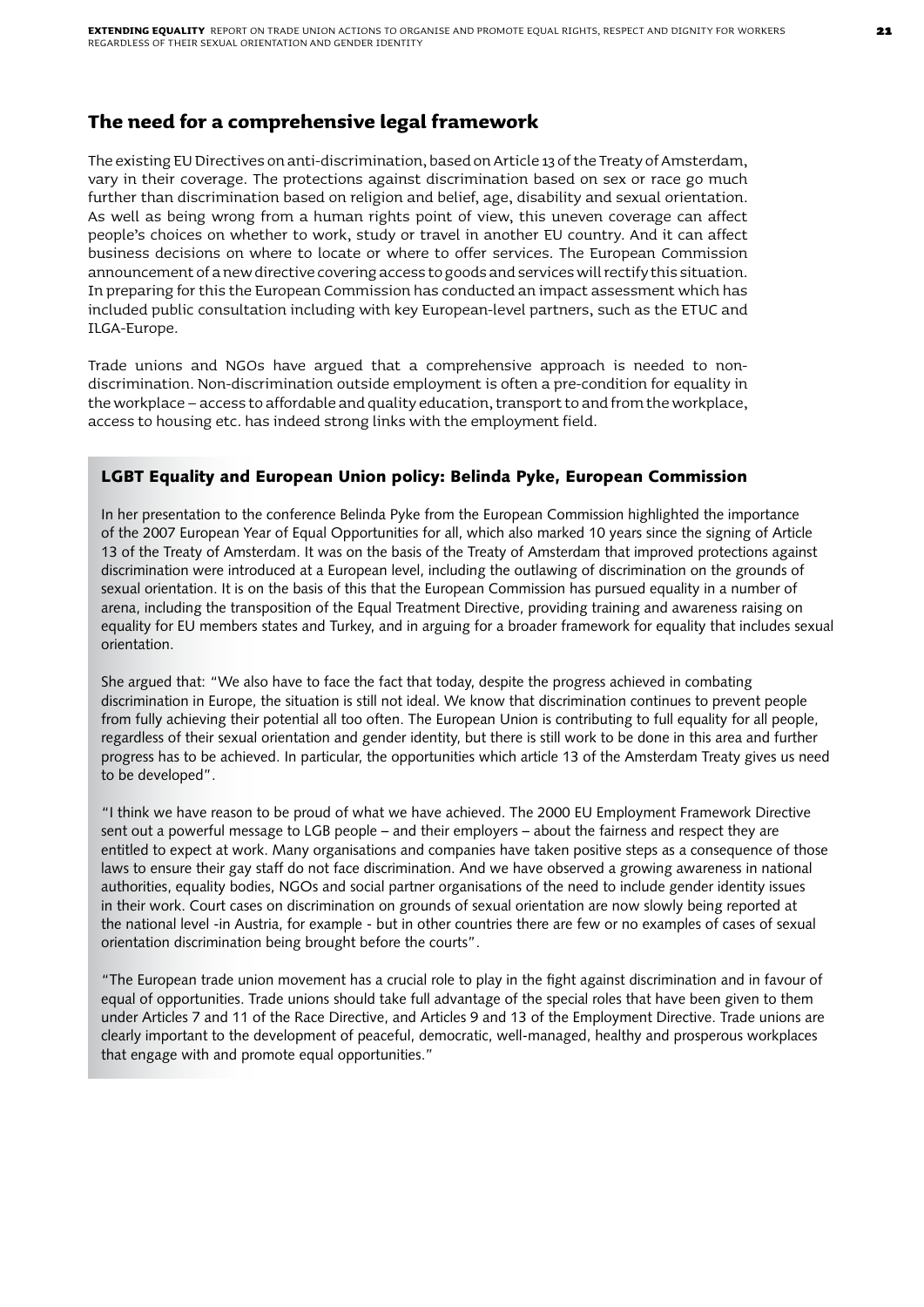## The need for a comprehensive legal framework

The existing EU Directives on anti-discrimination, based on Article 13 of the Treaty of Amsterdam, vary in their coverage. The protections against discrimination based on sex or race go much further than discrimination based on religion and belief, age, disability and sexual orientation. As well as being wrong from a human rights point of view, this uneven coverage can affect people's choices on whether to work, study or travel in another EU country. And it can affect business decisions on where to locate or where to offer services. The European Commission announcement of a new directive covering access to goods and services will rectify this situation. In preparing for this the European Commission has conducted an impact assessment which has included public consultation including with key European-level partners, such as the ETUC and ILGA-Europe.

Trade unions and NGOs have argued that a comprehensive approach is needed to non-discrimination. Non-discrimination outside employment is often a pre-condition for equality in the workplace – access to affordable and quality education, transport to and from the workplace, access to housing etc. has indeed strong links with the employment field.

### LGBT Equality and European Union policy: Belinda Pyke, European Commission

In her presentation to the conference Belinda Pyke from the European Commission highlighted the importance of the 2007 European Year of Equal Opportunities for all, which also marked 10 years since the signing of Article 13 of the Treaty of Amsterdam. It was on the basis of the Treaty of Amsterdam that improved protections against discrimination were introduced at a European level, including the outlawing of discrimination on the grounds of sexual orientation. It is on the basis of this that the European Commission has pursued equality in a number of arena, including the transposition of the Equal Treatment Directive, providing training and awareness raising on equality for EU members states and Turkey, and in arguing for a broader framework for equality that includes sexual orientation.

She argued that: "We also have to face the fact that today, despite the progress achieved in combating discrimination in Europe, the situation is still not ideal. We know that discrimination continues to prevent people from fully achieving their potential all too often. The European Union is contributing to full equality for all people, regardless of their sexual orientation and gender identity, but there is still work to be done in this area and further progress has to be achieved. In particular, the opportunities which article 13 of the Amsterdam Treaty gives us need to be developed".

"I think we have reason to be proud of what we have achieved. The 2000 EU Employment Framework Directive sent out a powerful message to LGB people – and their employers – about the fairness and respect they are entitled to expect at work. Many organisations and companies have taken positive steps as a consequence of those laws to ensure their gay staff do not face discrimination. And we have observed a growing awareness in national authorities, equality bodies, NGOs and social partner organisations of the need to include gender identity issues in their work. Court cases on discrimination on grounds of sexual orientation are now slowly being reported at the national level -in Austria, for example - but in other countries there are few or no examples of cases of sexual orientation discrimination being brought before the courts".

"The European trade union movement has a crucial role to play in the fight against discrimination and in favour of equal of opportunities. Trade unions should take full advantage of the special roles that have been given to them under Articles 7 and 11 of the Race Directive, and Articles 9 and 13 of the Employment Directive. Trade unions are clearly important to the development of peaceful, democratic, well-managed, healthy and prosperous workplaces that engage with and promote equal opportunities."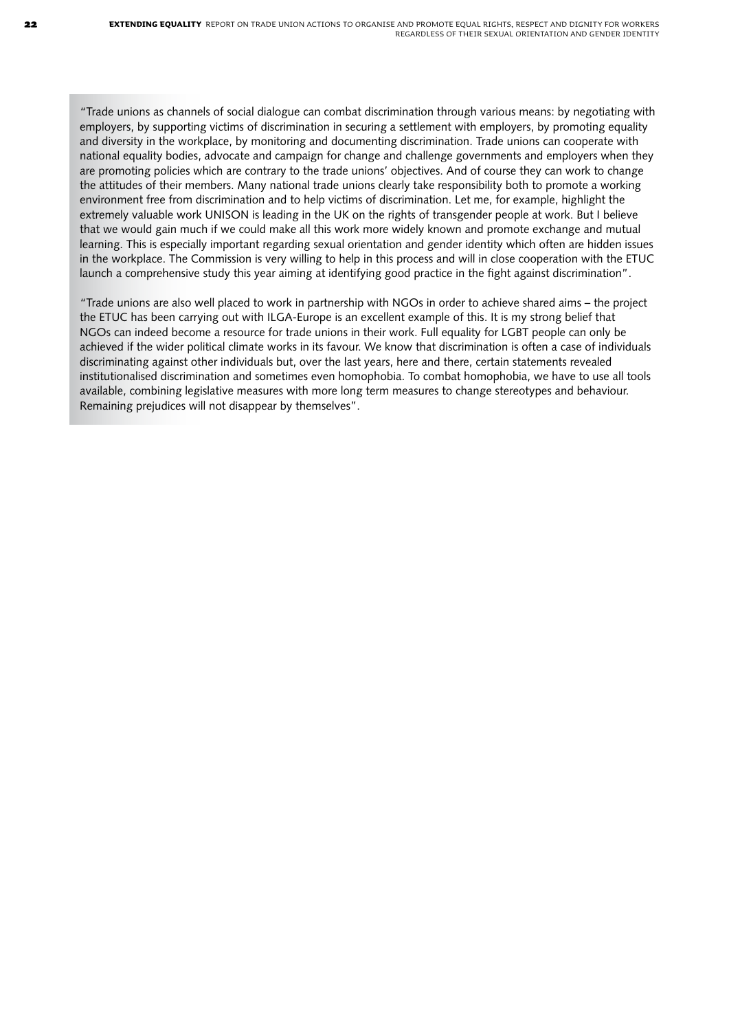"Trade unions as channels of social dialogue can combat discrimination through various means: by negotiating with employers, by supporting victims of discrimination in securing a settlement with employers, by promoting equality and diversity in the workplace, by monitoring and documenting discrimination. Trade unions can cooperate with national equality bodies, advocate and campaign for change and challenge governments and employers when they are promoting policies which are contrary to the trade unions' objectives. And of course they can work to change the attitudes of their members. Many national trade unions clearly take responsibility both to promote a working environment free from discrimination and to help victims of discrimination. Let me, for example, highlight the extremely valuable work UNISON is leading in the UK on the rights of transgender people at work. But I believe that we would gain much if we could make all this work more widely known and promote exchange and mutual learning. This is especially important regarding sexual orientation and gender identity which often are hidden issues in the workplace. The Commission is very willing to help in this process and will in close cooperation with the ETUC launch a comprehensive study this year aiming at identifying good practice in the fight against discrimination".

"Trade unions are also well placed to work in partnership with NGOs in order to achieve shared aims – the project the ETUC has been carrying out with ILGA-Europe is an excellent example of this. It is my strong belief that NGOs can indeed become a resource for trade unions in their work. Full equality for LGBT people can only be achieved if the wider political climate works in its favour. We know that discrimination is often a case of individuals discriminating against other individuals but, over the last years, here and there, certain statements revealed institutionalised discrimination and sometimes even homophobia. To combat homophobia, we have to use all tools available, combining legislative measures with more long term measures to change stereotypes and behaviour. Remaining prejudices will not disappear by themselves".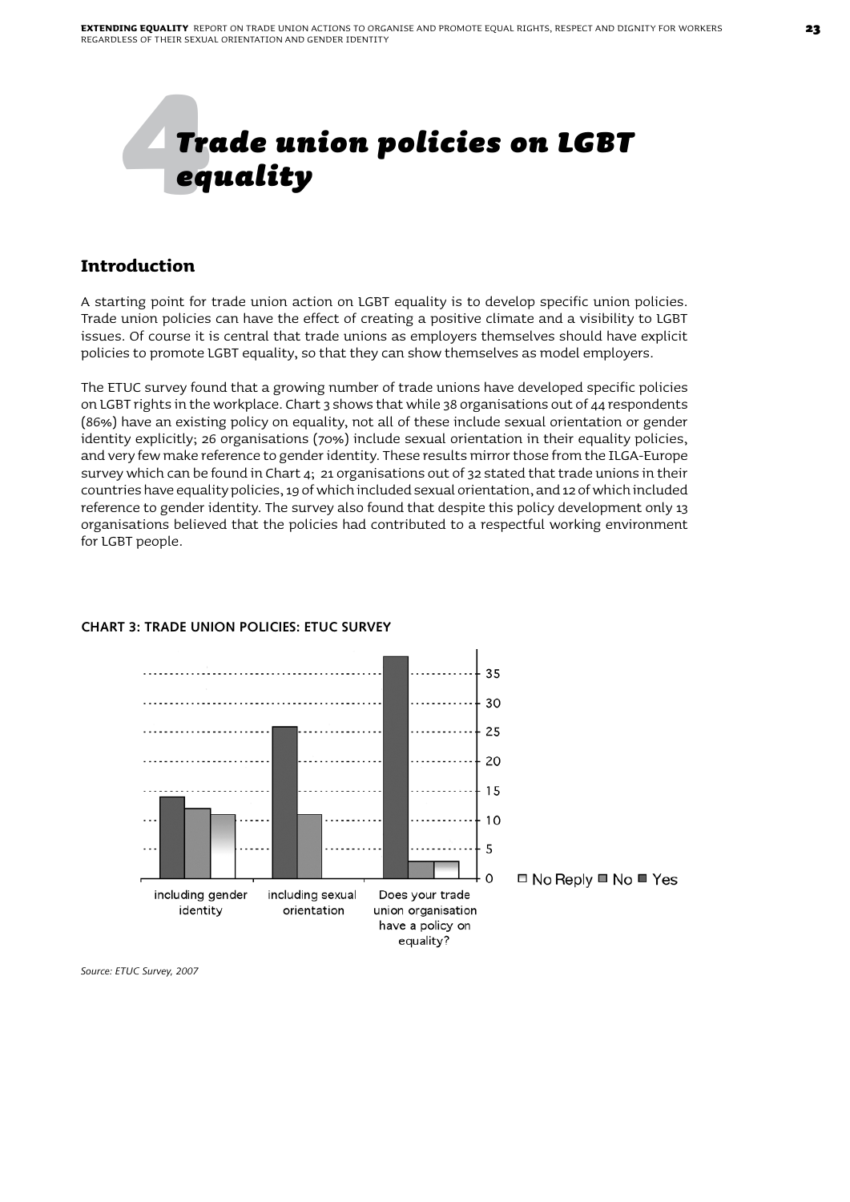# 4 Trade union policies on LGBT equality

## Introduction

A starting point for trade union action on LGBT equality is to develop specific union policies. Trade union policies can have the effect of creating a positive climate and a visibility to LGBT issues. Of course it is central that trade unions as employers themselves should have explicit policies to promote LGBT equality, so that they can show themselves as model employers.

The ETUC survey found that a growing number of trade unions have developed specific policies on LGBT rights in the workplace. Chart 3 shows that while 38 organisations out of 44 respondents (86%) have an existing policy on equality, not all of these include sexual orientation or gender identity explicitly; 26 organisations (70%) include sexual orientation in their equality policies, and very few make reference to gender identity. These results mirror those from the ILGA-Europe survey which can be found in Chart 4; 21 organisations out of 32 stated that trade unions in their countries have equality policies, 19 of which included sexual orientation, and 12 of which included reference to gender identity. The survey also found that despite this policy development only 13 organisations believed that the policies had contributed to a respectful working environment for LGBT people.

**CHART 3: TRADE UNION POLICIES: ETUC SURVEY**

| | Yes | No | No Reply |
|---|---|---|---|
| including gender identity | 14 | 12 | 11 |
| including sexual orientation | 26 | 11 | |
| Does your trade union organisation have a policy on equality? | 38 | 3 | 3 |

*Source: ETUC Survey, 2007*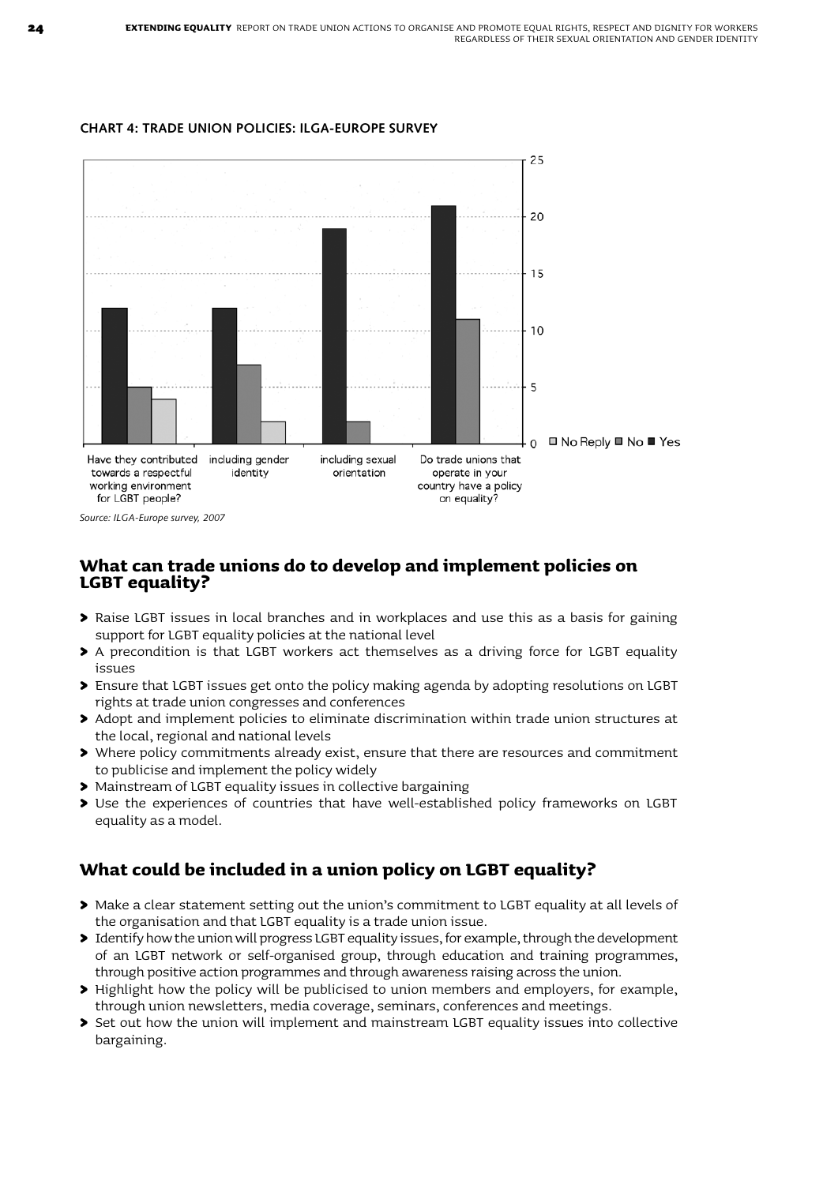**CHART 4: TRADE UNION POLICIES: ILGA-EUROPE SURVEY**

| | Yes | No | No Reply |
|---|---|---|---|
| Have they contributed towards a respectful working environment for LGBT people? | 12 | 5 | 4 |
| including gender identity | 12 | 7 | 2 |
| including sexual orientation | 19 | 2 | |
| Do trade unions that operate in your country have a policy on equality? | 21 | 11 | |

*Source: ILGA-Europe survey, 2007*

## What can trade unions do to develop and implement policies on LGBT equality?

- Raise LGBT issues in local branches and in workplaces and use this as a basis for gaining support for LGBT equality policies at the national level
- A precondition is that LGBT workers act themselves as a driving force for LGBT equality issues
- Ensure that LGBT issues get onto the policy making agenda by adopting resolutions on LGBT rights at trade union congresses and conferences
- Adopt and implement policies to eliminate discrimination within trade union structures at the local, regional and national levels
- Where policy commitments already exist, ensure that there are resources and commitment to publicise and implement the policy widely
- Mainstream of LGBT equality issues in collective bargaining
- Use the experiences of countries that have well-established policy frameworks on LGBT equality as a model.

## What could be included in a union policy on LGBT equality?

- Make a clear statement setting out the union's commitment to LGBT equality at all levels of the organisation and that LGBT equality is a trade union issue.
- Identify how the union will progress LGBT equality issues, for example, through the development of an LGBT network or self-organised group, through education and training programmes, through positive action programmes and through awareness raising across the union.
- Highlight how the policy will be publicised to union members and employers, for example, through union newsletters, media coverage, seminars, conferences and meetings.
- Set out how the union will implement and mainstream LGBT equality issues into collective bargaining.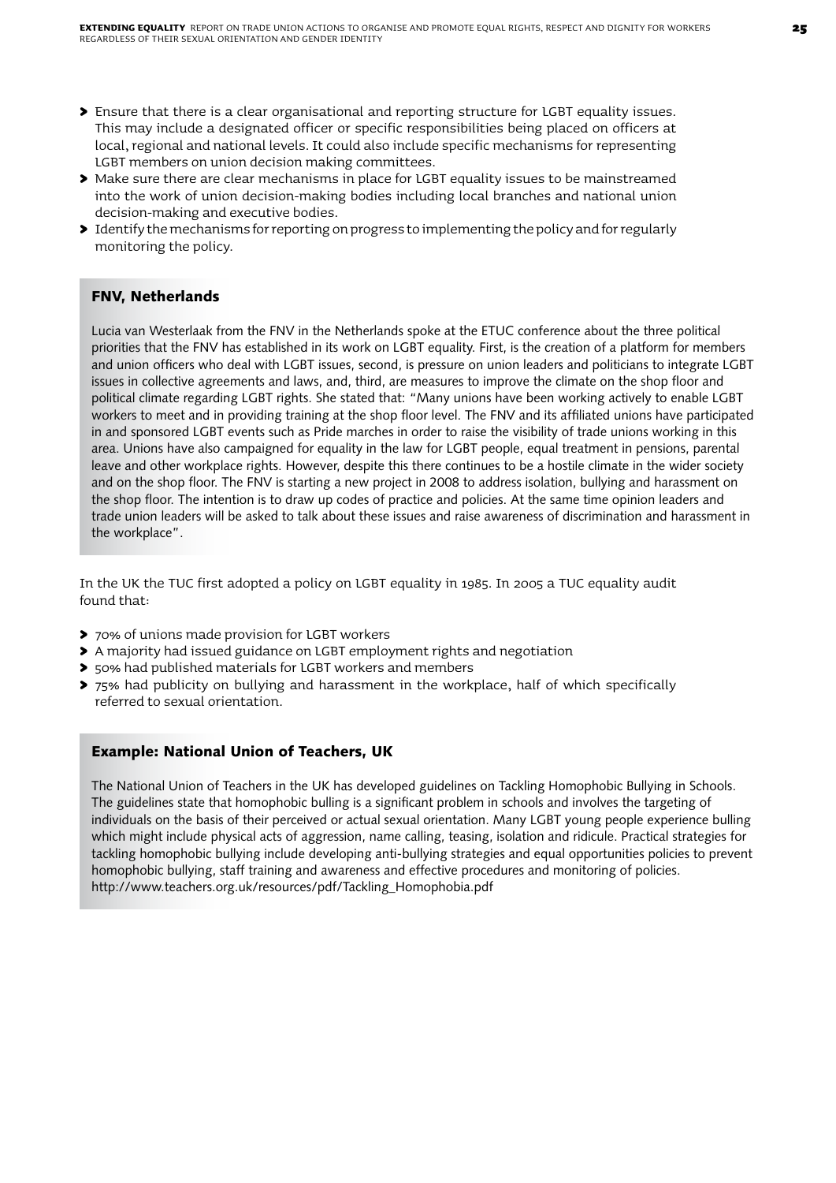- Ensure that there is a clear organisational and reporting structure for LGBT equality issues. This may include a designated officer or specific responsibilities being placed on officers at local, regional and national levels. It could also include specific mechanisms for representing LGBT members on union decision making committees.
- Make sure there are clear mechanisms in place for LGBT equality issues to be mainstreamed into the work of union decision-making bodies including local branches and national union decision-making and executive bodies.
- Identify the mechanisms for reporting on progress to implementing the policy and for regularly monitoring the policy.

### FNV, Netherlands

Lucia van Westerlaak from the FNV in the Netherlands spoke at the ETUC conference about the three political priorities that the FNV has established in its work on LGBT equality. First, is the creation of a platform for members and union officers who deal with LGBT issues, second, is pressure on union leaders and politicians to integrate LGBT issues in collective agreements and laws, and, third, are measures to improve the climate on the shop floor and political climate regarding LGBT rights. She stated that: "Many unions have been working actively to enable LGBT workers to meet and in providing training at the shop floor level. The FNV and its affiliated unions have participated in and sponsored LGBT events such as Pride marches in order to raise the visibility of trade unions working in this area. Unions have also campaigned for equality in the law for LGBT people, equal treatment in pensions, parental leave and other workplace rights. However, despite this there continues to be a hostile climate in the wider society and on the shop floor. The FNV is starting a new project in 2008 to address isolation, bullying and harassment on the shop floor. The intention is to draw up codes of practice and policies. At the same time opinion leaders and trade union leaders will be asked to talk about these issues and raise awareness of discrimination and harassment in the workplace".

In the UK the TUC first adopted a policy on LGBT equality in 1985. In 2005 a TUC equality audit found that:

- 70% of unions made provision for LGBT workers
- A majority had issued guidance on LGBT employment rights and negotiation
- 50% had published materials for LGBT workers and members
- 75% had publicity on bullying and harassment in the workplace, half of which specifically referred to sexual orientation.

### Example: National Union of Teachers, UK

The National Union of Teachers in the UK has developed guidelines on Tackling Homophobic Bullying in Schools. The guidelines state that homophobic bulling is a significant problem in schools and involves the targeting of individuals on the basis of their perceived or actual sexual orientation. Many LGBT young people experience bulling which might include physical acts of aggression, name calling, teasing, isolation and ridicule. Practical strategies for tackling homophobic bullying include developing anti-bullying strategies and equal opportunities policies to prevent homophobic bullying, staff training and awareness and effective procedures and monitoring of policies. http://www.teachers.org.uk/resources/pdf/Tackling_Homophobia.pdf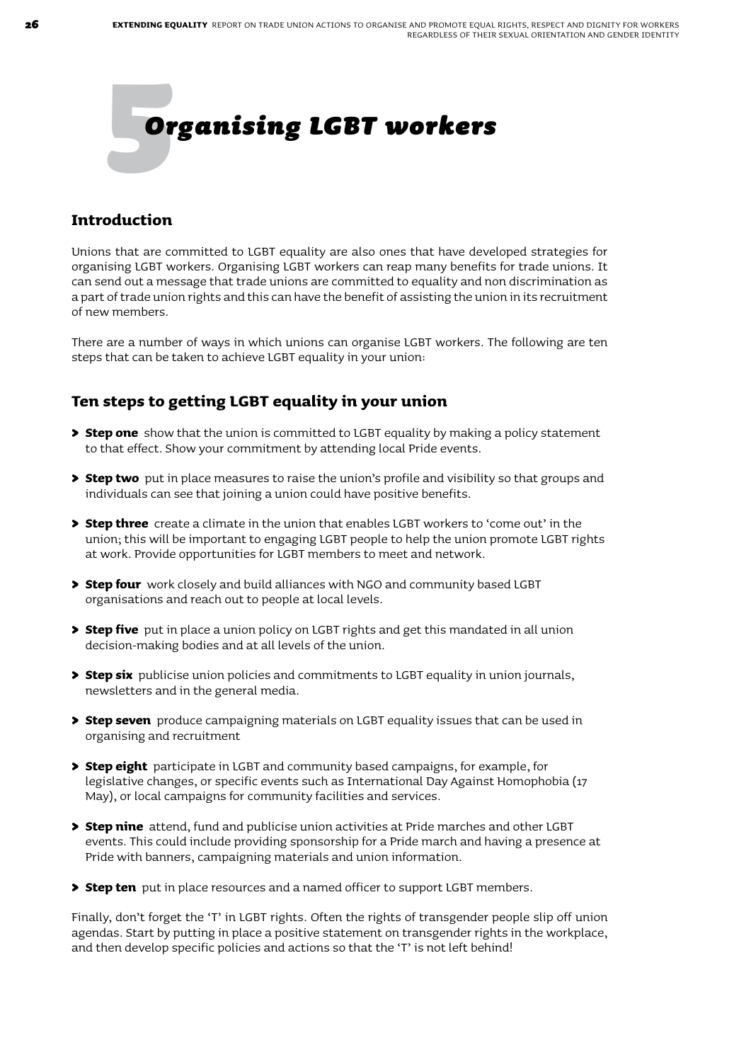# 5 Organising LGBT workers

## Introduction

Unions that are committed to LGBT equality are also ones that have developed strategies for organising LGBT workers. Organising LGBT workers can reap many benefits for trade unions. It can send out a message that trade unions are committed to equality and non discrimination as a part of trade union rights and this can have the benefit of assisting the union in its recruitment of new members.

There are a number of ways in which unions can organise LGBT workers. The following are ten steps that can be taken to achieve LGBT equality in your union:

## Ten steps to getting LGBT equality in your union

- **Step one** show that the union is committed to LGBT equality by making a policy statement to that effect. Show your commitment by attending local Pride events.
- **Step two** put in place measures to raise the union's profile and visibility so that groups and individuals can see that joining a union could have positive benefits.
- **Step three** create a climate in the union that enables LGBT workers to 'come out' in the union; this will be important to engaging LGBT people to help the union promote LGBT rights at work. Provide opportunities for LGBT members to meet and network.
- **Step four** work closely and build alliances with NGO and community based LGBT organisations and reach out to people at local levels.
- **Step five** put in place a union policy on LGBT rights and get this mandated in all union decision-making bodies and at all levels of the union.
- **Step six** publicise union policies and commitments to LGBT equality in union journals, newsletters and in the general media.
- **Step seven** produce campaigning materials on LGBT equality issues that can be used in organising and recruitment
- **Step eight** participate in LGBT and community based campaigns, for example, for legislative changes, or specific events such as International Day Against Homophobia (17 May), or local campaigns for community facilities and services.
- **Step nine** attend, fund and publicise union activities at Pride marches and other LGBT events. This could include providing sponsorship for a Pride march and having a presence at Pride with banners, campaigning materials and union information.
- **Step ten** put in place resources and a named officer to support LGBT members.

Finally, don't forget the 'T' in LGBT rights. Often the rights of transgender people slip off union agendas. Start by putting in place a positive statement on transgender rights in the workplace, and then develop specific policies and actions so that the 'T' is not left behind!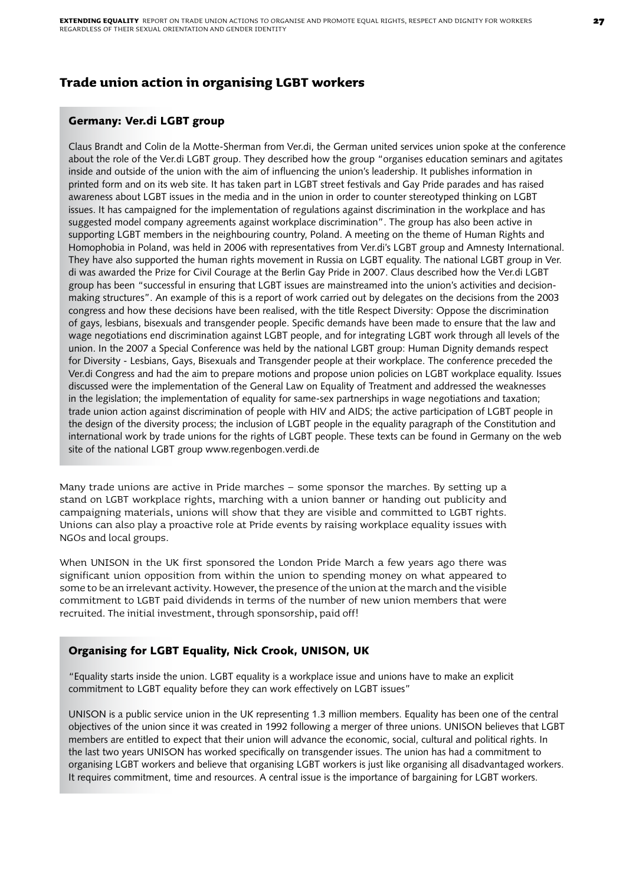## Trade union action in organising LGBT workers

### Germany: Ver.di LGBT group

Claus Brandt and Colin de la Motte-Sherman from Ver.di, the German united services union spoke at the conference about the role of the Ver.di LGBT group. They described how the group "organises education seminars and agitates inside and outside of the union with the aim of influencing the union's leadership. It publishes information in printed form and on its web site. It has taken part in LGBT street festivals and Gay Pride parades and has raised awareness about LGBT issues in the media and in the union in order to counter stereotyped thinking on LGBT issues. It has campaigned for the implementation of regulations against discrimination in the workplace and has suggested model company agreements against workplace discrimination". The group has also been active in supporting LGBT members in the neighbouring country, Poland. A meeting on the theme of Human Rights and Homophobia in Poland, was held in 2006 with representatives from Ver.di's LGBT group and Amnesty International. They have also supported the human rights movement in Russia on LGBT equality. The national LGBT group in Ver.di was awarded the Prize for Civil Courage at the Berlin Gay Pride in 2007. Claus described how the Ver.di LGBT group has been "successful in ensuring that LGBT issues are mainstreamed into the union's activities and decision-making structures". An example of this is a report of work carried out by delegates on the decisions from the 2003 congress and how these decisions have been realised, with the title Respect Diversity: Oppose the discrimination of gays, lesbians, bisexuals and transgender people. Specific demands have been made to ensure that the law and wage negotiations end discrimination against LGBT people, and for integrating LGBT work through all levels of the union. In the 2007 a Special Conference was held by the national LGBT group: Human Dignity demands respect for Diversity - Lesbians, Gays, Bisexuals and Transgender people at their workplace. The conference preceded the Ver.di Congress and had the aim to prepare motions and propose union policies on LGBT workplace equality. Issues discussed were the implementation of the General Law on Equality of Treatment and addressed the weaknesses in the legislation; the implementation of equality for same-sex partnerships in wage negotiations and taxation; trade union action against discrimination of people with HIV and AIDS; the active participation of LGBT people in the design of the diversity process; the inclusion of LGBT people in the equality paragraph of the Constitution and international work by trade unions for the rights of LGBT people. These texts can be found in Germany on the web site of the national LGBT group www.regenbogen.verdi.de

Many trade unions are active in Pride marches – some sponsor the marches. By setting up a stand on LGBT workplace rights, marching with a union banner or handing out publicity and campaigning materials, unions will show that they are visible and committed to LGBT rights. Unions can also play a proactive role at Pride events by raising workplace equality issues with NGOs and local groups.

When UNISON in the UK first sponsored the London Pride March a few years ago there was significant union opposition from within the union to spending money on what appeared to some to be an irrelevant activity. However, the presence of the union at the march and the visible commitment to LGBT paid dividends in terms of the number of new union members that were recruited. The initial investment, through sponsorship, paid off!

### Organising for LGBT Equality, Nick Crook, UNISON, UK

"Equality starts inside the union. LGBT equality is a workplace issue and unions have to make an explicit commitment to LGBT equality before they can work effectively on LGBT issues"

UNISON is a public service union in the UK representing 1.3 million members. Equality has been one of the central objectives of the union since it was created in 1992 following a merger of three unions. UNISON believes that LGBT members are entitled to expect that their union will advance the economic, social, cultural and political rights. In the last two years UNISON has worked specifically on transgender issues. The union has had a commitment to organising LGBT workers and believe that organising LGBT workers is just like organising all disadvantaged workers. It requires commitment, time and resources. A central issue is the importance of bargaining for LGBT workers.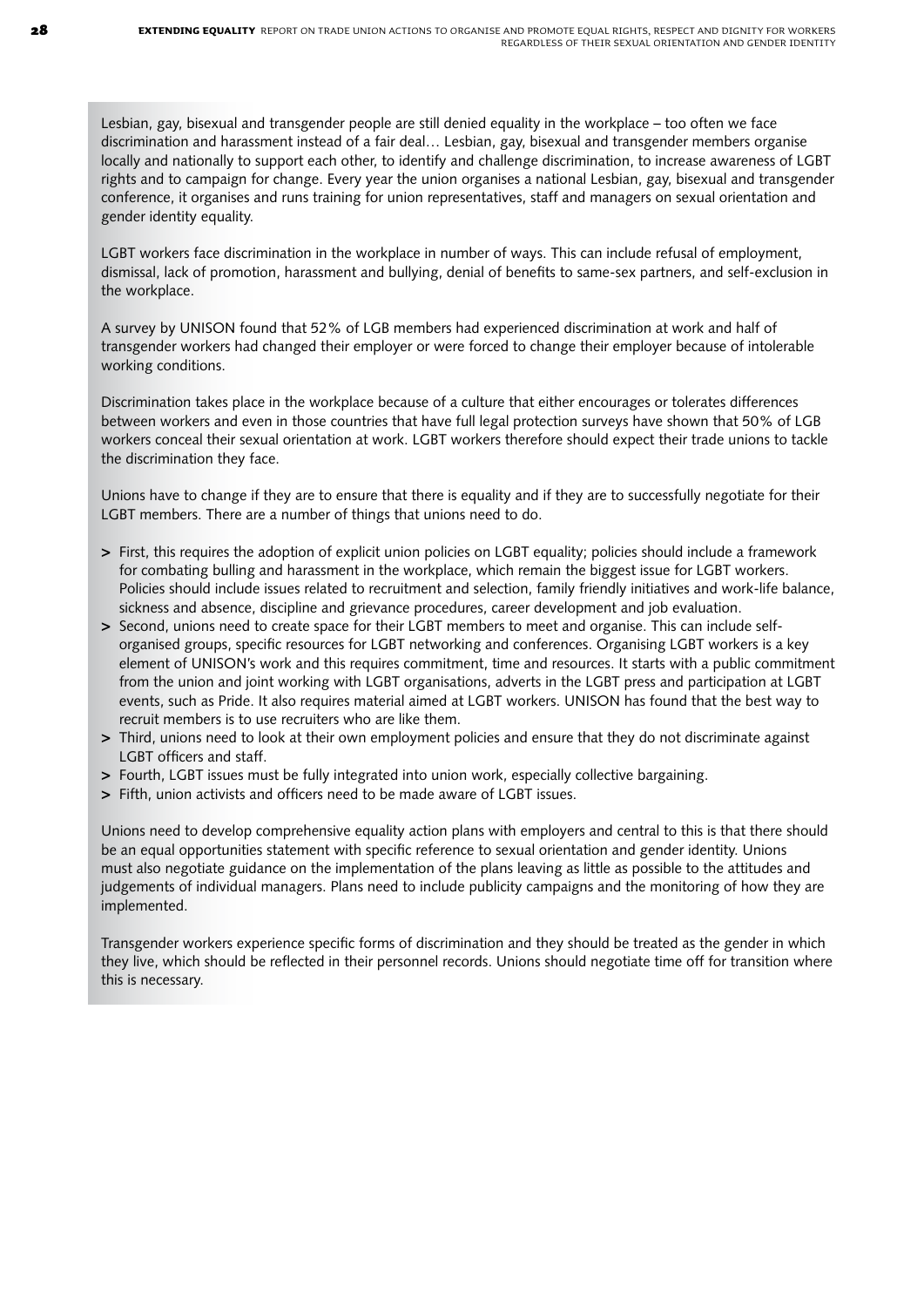Lesbian, gay, bisexual and transgender people are still denied equality in the workplace – too often we face discrimination and harassment instead of a fair deal… Lesbian, gay, bisexual and transgender members organise locally and nationally to support each other, to identify and challenge discrimination, to increase awareness of LGBT rights and to campaign for change. Every year the union organises a national Lesbian, gay, bisexual and transgender conference, it organises and runs training for union representatives, staff and managers on sexual orientation and gender identity equality.

LGBT workers face discrimination in the workplace in number of ways. This can include refusal of employment, dismissal, lack of promotion, harassment and bullying, denial of benefits to same-sex partners, and self-exclusion in the workplace.

A survey by UNISON found that 52% of LGB members had experienced discrimination at work and half of transgender workers had changed their employer or were forced to change their employer because of intolerable working conditions.

Discrimination takes place in the workplace because of a culture that either encourages or tolerates differences between workers and even in those countries that have full legal protection surveys have shown that 50% of LGB workers conceal their sexual orientation at work. LGBT workers therefore should expect their trade unions to tackle the discrimination they face.

Unions have to change if they are to ensure that there is equality and if they are to successfully negotiate for their LGBT members. There are a number of things that unions need to do.

- First, this requires the adoption of explicit union policies on LGBT equality; policies should include a framework for combating bulling and harassment in the workplace, which remain the biggest issue for LGBT workers. Policies should include issues related to recruitment and selection, family friendly initiatives and work-life balance, sickness and absence, discipline and grievance procedures, career development and job evaluation.
- Second, unions need to create space for their LGBT members to meet and organise. This can include self-organised groups, specific resources for LGBT networking and conferences. Organising LGBT workers is a key element of UNISON's work and this requires commitment, time and resources. It starts with a public commitment from the union and joint working with LGBT organisations, adverts in the LGBT press and participation at LGBT events, such as Pride. It also requires material aimed at LGBT workers. UNISON has found that the best way to recruit members is to use recruiters who are like them.
- Third, unions need to look at their own employment policies and ensure that they do not discriminate against LGBT officers and staff.
- Fourth, LGBT issues must be fully integrated into union work, especially collective bargaining.
- Fifth, union activists and officers need to be made aware of LGBT issues.

Unions need to develop comprehensive equality action plans with employers and central to this is that there should be an equal opportunities statement with specific reference to sexual orientation and gender identity. Unions must also negotiate guidance on the implementation of the plans leaving as little as possible to the attitudes and judgements of individual managers. Plans need to include publicity campaigns and the monitoring of how they are implemented.

Transgender workers experience specific forms of discrimination and they should be treated as the gender in which they live, which should be reflected in their personnel records. Unions should negotiate time off for transition where this is necessary.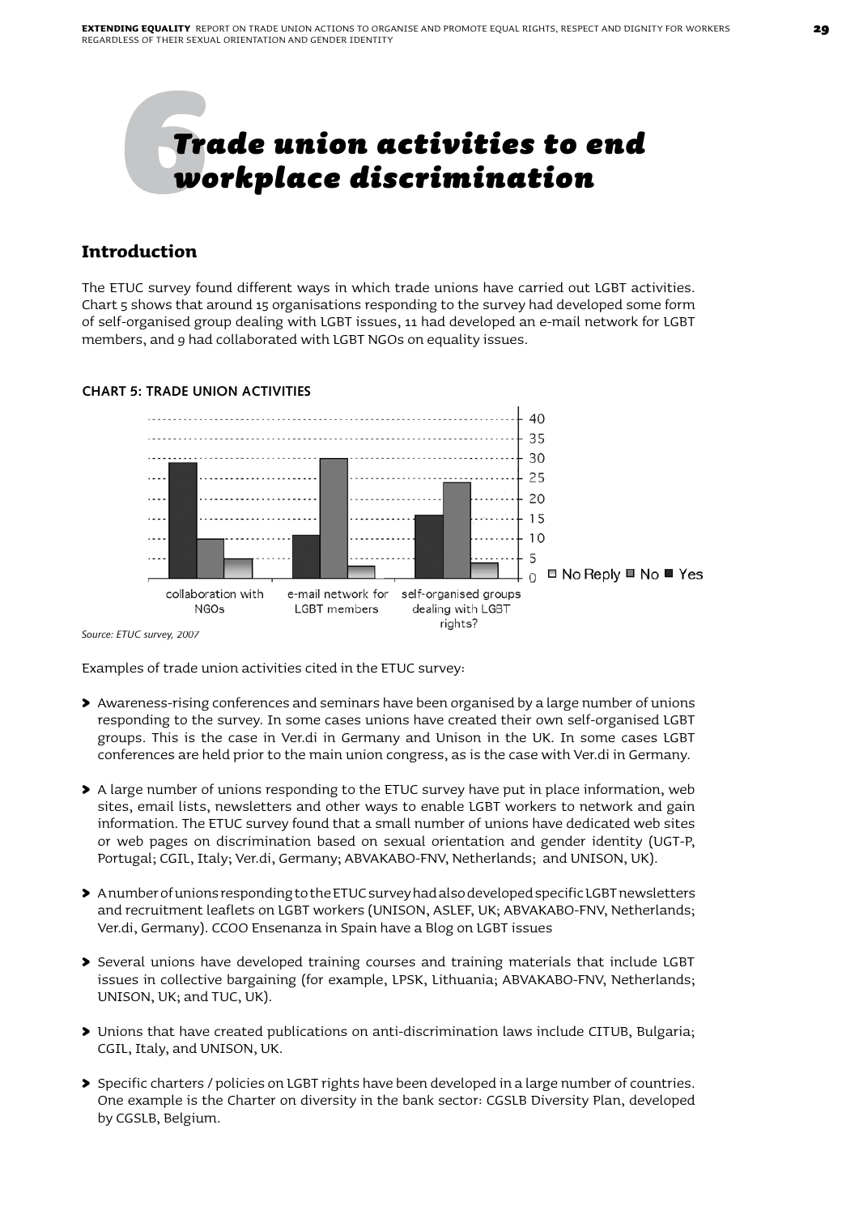# 6 Trade union activities to end workplace discrimination

## Introduction

The ETUC survey found different ways in which trade unions have carried out LGBT activities. Chart 5 shows that around 15 organisations responding to the survey had developed some form of self-organised group dealing with LGBT issues, 11 had developed an e-mail network for LGBT members, and 9 had collaborated with LGBT NGOs on equality issues.

**CHART 5: TRADE UNION ACTIVITIES**

*Source: ETUC survey, 2007*

Examples of trade union activities cited in the ETUC survey:

- Awareness-rising conferences and seminars have been organised by a large number of unions responding to the survey. In some cases unions have created their own self-organised LGBT groups. This is the case in Ver.di in Germany and Unison in the UK. In some cases LGBT conferences are held prior to the main union congress, as is the case with Ver.di in Germany.
- A large number of unions responding to the ETUC survey have put in place information, web sites, email lists, newsletters and other ways to enable LGBT workers to network and gain information. The ETUC survey found that a small number of unions have dedicated web sites or web pages on discrimination based on sexual orientation and gender identity (UGT-P, Portugal; CGIL, Italy; Ver.di, Germany; ABVAKABO-FNV, Netherlands; and UNISON, UK).
- A number of unions responding to the ETUC survey had also developed specific LGBT newsletters and recruitment leaflets on LGBT workers (UNISON, ASLEF, UK; ABVAKABO-FNV, Netherlands; Ver.di, Germany). CCOO Ensenanza in Spain have a Blog on LGBT issues
- Several unions have developed training courses and training materials that include LGBT issues in collective bargaining (for example, LPSK, Lithuania; ABVAKABO-FNV, Netherlands; UNISON, UK; and TUC, UK).
- Unions that have created publications on anti-discrimination laws include CITUB, Bulgaria; CGIL, Italy, and UNISON, UK.
- Specific charters / policies on LGBT rights have been developed in a large number of countries. One example is the Charter on diversity in the bank sector: CGSLB Diversity Plan, developed by CGSLB, Belgium.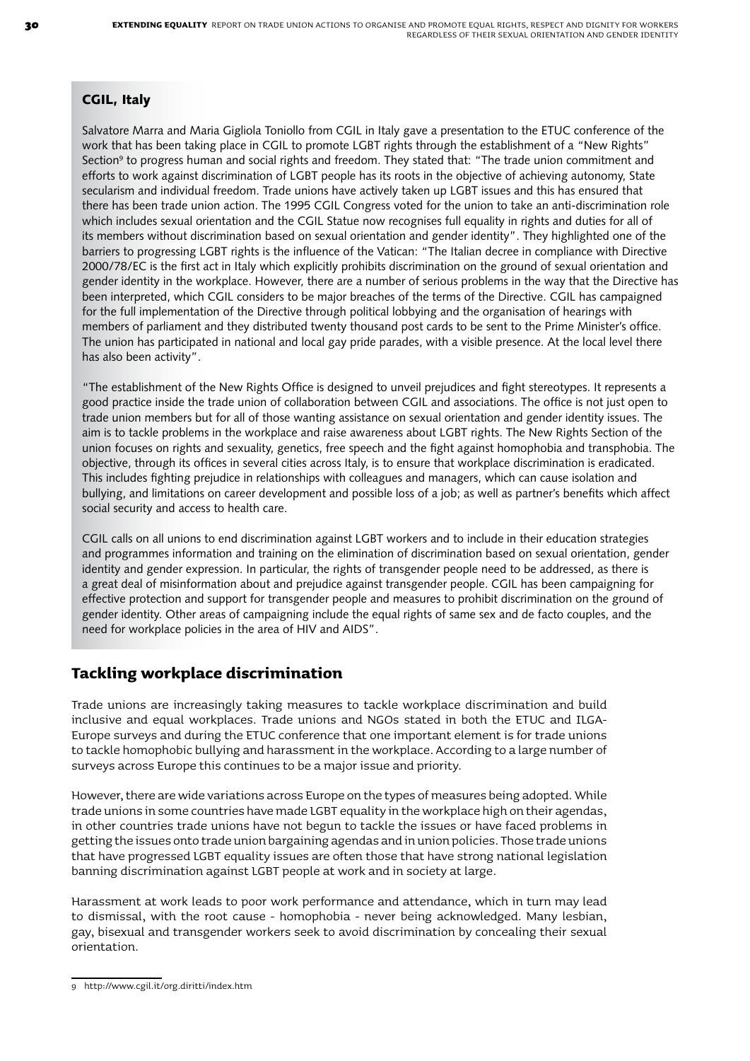### CGIL, Italy

Salvatore Marra and Maria Gigliola Toniollo from CGIL in Italy gave a presentation to the ETUC conference of the work that has been taking place in CGIL to promote LGBT rights through the establishment of a "New Rights" Section[9] to progress human and social rights and freedom. They stated that: "The trade union commitment and efforts to work against discrimination of LGBT people has its roots in the objective of achieving autonomy, State secularism and individual freedom. Trade unions have actively taken up LGBT issues and this has ensured that there has been trade union action. The 1995 CGIL Congress voted for the union to take an anti-discrimination role which includes sexual orientation and the CGIL Statue now recognises full equality in rights and duties for all of its members without discrimination based on sexual orientation and gender identity". They highlighted one of the barriers to progressing LGBT rights is the influence of the Vatican: "The Italian decree in compliance with Directive 2000/78/EC is the first act in Italy which explicitly prohibits discrimination on the ground of sexual orientation and gender identity in the workplace. However, there are a number of serious problems in the way that the Directive has been interpreted, which CGIL considers to be major breaches of the terms of the Directive. CGIL has campaigned for the full implementation of the Directive through political lobbying and the organisation of hearings with members of parliament and they distributed twenty thousand post cards to be sent to the Prime Minister's office. The union has participated in national and local gay pride parades, with a visible presence. At the local level there has also been activity".

"The establishment of the New Rights Office is designed to unveil prejudices and fight stereotypes. It represents a good practice inside the trade union of collaboration between CGIL and associations. The office is not just open to trade union members but for all of those wanting assistance on sexual orientation and gender identity issues. The aim is to tackle problems in the workplace and raise awareness about LGBT rights. The New Rights Section of the union focuses on rights and sexuality, genetics, free speech and the fight against homophobia and transphobia. The objective, through its offices in several cities across Italy, is to ensure that workplace discrimination is eradicated. This includes fighting prejudice in relationships with colleagues and managers, which can cause isolation and bullying, and limitations on career development and possible loss of a job; as well as partner's benefits which affect social security and access to health care.

CGIL calls on all unions to end discrimination against LGBT workers and to include in their education strategies and programmes information and training on the elimination of discrimination based on sexual orientation, gender identity and gender expression. In particular, the rights of transgender people need to be addressed, as there is a great deal of misinformation about and prejudice against transgender people. CGIL has been campaigning for effective protection and support for transgender people and measures to prohibit discrimination on the ground of gender identity. Other areas of campaigning include the equal rights of same sex and de facto couples, and the need for workplace policies in the area of HIV and AIDS".

## Tackling workplace discrimination

Trade unions are increasingly taking measures to tackle workplace discrimination and build inclusive and equal workplaces. Trade unions and NGOs stated in both the ETUC and ILGA-Europe surveys and during the ETUC conference that one important element is for trade unions to tackle homophobic bullying and harassment in the workplace. According to a large number of surveys across Europe this continues to be a major issue and priority.

However, there are wide variations across Europe on the types of measures being adopted. While trade unions in some countries have made LGBT equality in the workplace high on their agendas, in other countries trade unions have not begun to tackle the issues or have faced problems in getting the issues onto trade union bargaining agendas and in union policies. Those trade unions that have progressed LGBT equality issues are often those that have strong national legislation banning discrimination against LGBT people at work and in society at large.

Harassment at work leads to poor work performance and attendance, which in turn may lead to dismissal, with the root cause - homophobia - never being acknowledged. Many lesbian, gay, bisexual and transgender workers seek to avoid discrimination by concealing their sexual orientation.

---

9 http://www.cgil.it/org.diritti/index.htm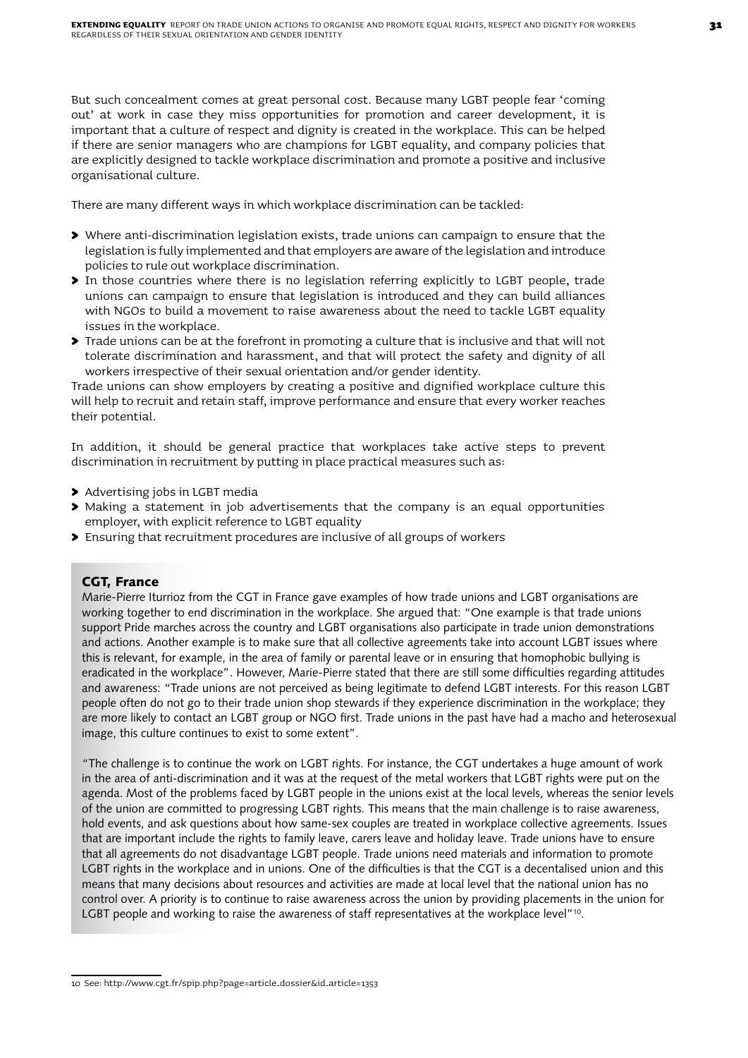But such concealment comes at great personal cost. Because many LGBT people fear 'coming out' at work in case they miss opportunities for promotion and career development, it is important that a culture of respect and dignity is created in the workplace. This can be helped if there are senior managers who are champions for LGBT equality, and company policies that are explicitly designed to tackle workplace discrimination and promote a positive and inclusive organisational culture.

There are many different ways in which workplace discrimination can be tackled:

- Where anti-discrimination legislation exists, trade unions can campaign to ensure that the legislation is fully implemented and that employers are aware of the legislation and introduce policies to rule out workplace discrimination.
- In those countries where there is no legislation referring explicitly to LGBT people, trade unions can campaign to ensure that legislation is introduced and they can build alliances with NGOs to build a movement to raise awareness about the need to tackle LGBT equality issues in the workplace.
- Trade unions can be at the forefront in promoting a culture that is inclusive and that will not tolerate discrimination and harassment, and that will protect the safety and dignity of all workers irrespective of their sexual orientation and/or gender identity.

Trade unions can show employers by creating a positive and dignified workplace culture this will help to recruit and retain staff, improve performance and ensure that every worker reaches their potential.

In addition, it should be general practice that workplaces take active steps to prevent discrimination in recruitment by putting in place practical measures such as:

- Advertising jobs in LGBT media
- Making a statement in job advertisements that the company is an equal opportunities employer, with explicit reference to LGBT equality
- Ensuring that recruitment procedures are inclusive of all groups of workers

### CGT, France

Marie-Pierre Iturrioz from the CGT in France gave examples of how trade unions and LGBT organisations are working together to end discrimination in the workplace. She argued that: "One example is that trade unions support Pride marches across the country and LGBT organisations also participate in trade union demonstrations and actions. Another example is to make sure that all collective agreements take into account LGBT issues where this is relevant, for example, in the area of family or parental leave or in ensuring that homophobic bullying is eradicated in the workplace". However, Marie-Pierre stated that there are still some difficulties regarding attitudes and awareness: "Trade unions are not perceived as being legitimate to defend LGBT interests. For this reason LGBT people often do not go to their trade union shop stewards if they experience discrimination in the workplace; they are more likely to contact an LGBT group or NGO first. Trade unions in the past have had a macho and heterosexual image, this culture continues to exist to some extent".

"The challenge is to continue the work on LGBT rights. For instance, the CGT undertakes a huge amount of work in the area of anti-discrimination and it was at the request of the metal workers that LGBT rights were put on the agenda. Most of the problems faced by LGBT people in the unions exist at the local levels, whereas the senior levels of the union are committed to progressing LGBT rights. This means that the main challenge is to raise awareness, hold events, and ask questions about how same-sex couples are treated in workplace collective agreements. Issues that are important include the rights to family leave, carers leave and holiday leave. Trade unions have to ensure that all agreements do not disadvantage LGBT people. Trade unions need materials and information to promote LGBT rights in the workplace and in unions. One of the difficulties is that the CGT is a decentalised union and this means that many decisions about resources and activities are made at local level that the national union has no control over. A priority is to continue to raise awareness across the union by providing placements in the union for LGBT people and working to raise the awareness of staff representatives at the workplace level"[10].

---

10 See: http://www.cgt.fr/spip.php?page=article_dossier&id_article=1353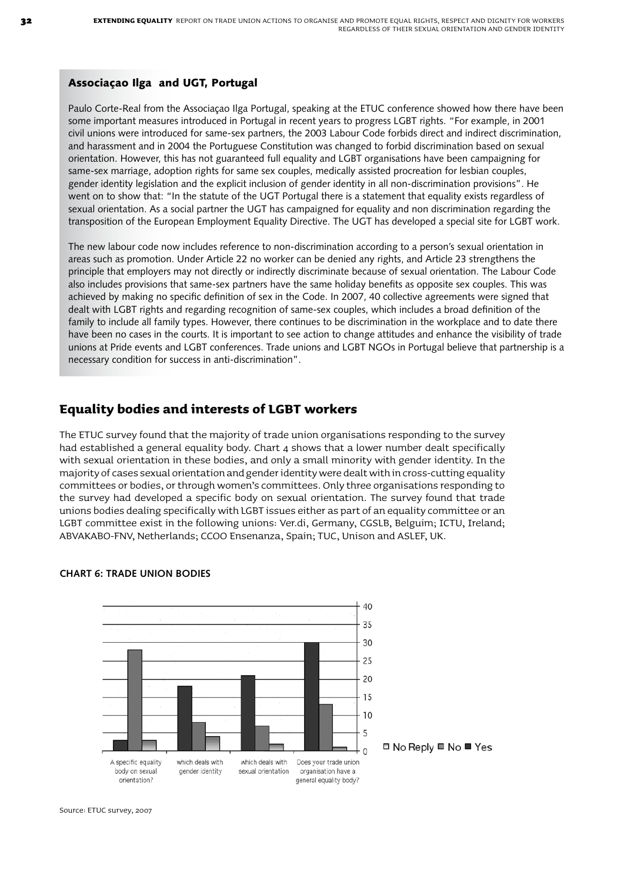### Associaçao Ilga and UGT, Portugal

Paulo Corte-Real from the Associaçao Ilga Portugal, speaking at the ETUC conference showed how there have been some important measures introduced in Portugal in recent years to progress LGBT rights. "For example, in 2001 civil unions were introduced for same-sex partners, the 2003 Labour Code forbids direct and indirect discrimination, and harassment and in 2004 the Portuguese Constitution was changed to forbid discrimination based on sexual orientation. However, this has not guaranteed full equality and LGBT organisations have been campaigning for same-sex marriage, adoption rights for same sex couples, medically assisted procreation for lesbian couples, gender identity legislation and the explicit inclusion of gender identity in all non-discrimination provisions". He went on to show that: "In the statute of the UGT Portugal there is a statement that equality exists regardless of sexual orientation. As a social partner the UGT has campaigned for equality and non discrimination regarding the transposition of the European Employment Equality Directive. The UGT has developed a special site for LGBT work.

The new labour code now includes reference to non-discrimination according to a person's sexual orientation in areas such as promotion. Under Article 22 no worker can be denied any rights, and Article 23 strengthens the principle that employers may not directly or indirectly discriminate because of sexual orientation. The Labour Code also includes provisions that same-sex partners have the same holiday benefits as opposite sex couples. This was achieved by making no specific definition of sex in the Code. In 2007, 40 collective agreements were signed that dealt with LGBT rights and regarding recognition of same-sex couples, which includes a broad definition of the family to include all family types. However, there continues to be discrimination in the workplace and to date there have been no cases in the courts. It is important to see action to change attitudes and enhance the visibility of trade unions at Pride events and LGBT conferences. Trade unions and LGBT NGOs in Portugal believe that partnership is a necessary condition for success in anti-discrimination".

## Equality bodies and interests of LGBT workers

The ETUC survey found that the majority of trade union organisations responding to the survey had established a general equality body. Chart 4 shows that a lower number dealt specifically with sexual orientation in these bodies, and only a small minority with gender identity. In the majority of cases sexual orientation and gender identity were dealt with in cross-cutting equality committees or bodies, or through women's committees. Only three organisations responding to the survey had developed a specific body on sexual orientation. The survey found that trade unions bodies dealing specifically with LGBT issues either as part of an equality committee or an LGBT committee exist in the following unions: Ver.di, Germany, CGSLB, Belguim; ICTU, Ireland; ABVAKABO-FNV, Netherlands; CCOO Ensenanza, Spain; TUC, Unison and ASLEF, UK.

**CHART 6: TRADE UNION BODIES**

| | Yes | No | No Reply |
|---|---|---|---|
| A specific equality body on sexual orientation? | 3 | 28 | 3 |
| which deals with gender identity | 18 | 8 | 4 |
| which deals with sexual orientation | 21 | 7 | 2 |
| Does your trade union organisation have a general equality body? | 30 | 13 | 1 |

Source: ETUC survey, 2007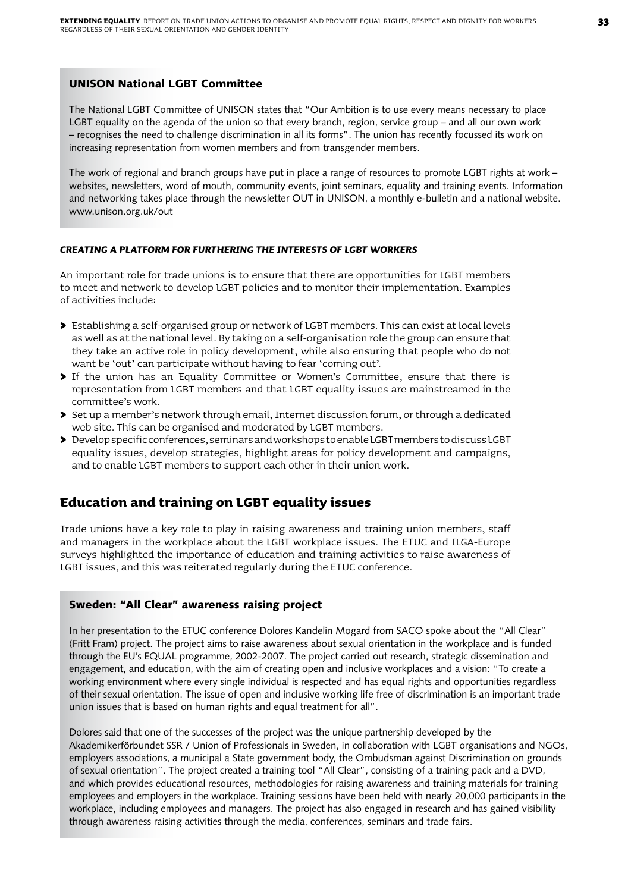### UNISON National LGBT Committee

The National LGBT Committee of UNISON states that "Our Ambition is to use every means necessary to place LGBT equality on the agenda of the union so that every branch, region, service group – and all our own work – recognises the need to challenge discrimination in all its forms". The union has recently focussed its work on increasing representation from women members and from transgender members.

The work of regional and branch groups have put in place a range of resources to promote LGBT rights at work – websites, newsletters, word of mouth, community events, joint seminars, equality and training events. Information and networking takes place through the newsletter OUT in UNISON, a monthly e-bulletin and a national website. www.unison.org.uk/out

#### *CREATING A PLATFORM FOR FURTHERING THE INTERESTS OF LGBT WORKERS*

An important role for trade unions is to ensure that there are opportunities for LGBT members to meet and network to develop LGBT policies and to monitor their implementation. Examples of activities include:

- Establishing a self-organised group or network of LGBT members. This can exist at local levels as well as at the national level. By taking on a self-organisation role the group can ensure that they take an active role in policy development, while also ensuring that people who do not want be 'out' can participate without having to fear 'coming out'.
- If the union has an Equality Committee or Women's Committee, ensure that there is representation from LGBT members and that LGBT equality issues are mainstreamed in the committee's work.
- Set up a member's network through email, Internet discussion forum, or through a dedicated web site. This can be organised and moderated by LGBT members.
- Develop specific conferences, seminars and workshops to enable LGBT members to discuss LGBT equality issues, develop strategies, highlight areas for policy development and campaigns, and to enable LGBT members to support each other in their union work.

## Education and training on LGBT equality issues

Trade unions have a key role to play in raising awareness and training union members, staff and managers in the workplace about the LGBT workplace issues. The ETUC and ILGA-Europe surveys highlighted the importance of education and training activities to raise awareness of LGBT issues, and this was reiterated regularly during the ETUC conference.

### Sweden: "All Clear" awareness raising project

In her presentation to the ETUC conference Dolores Kandelin Mogard from SACO spoke about the "All Clear" (Fritt Fram) project. The project aims to raise awareness about sexual orientation in the workplace and is funded through the EU's EQUAL programme, 2002-2007. The project carried out research, strategic dissemination and engagement, and education, with the aim of creating open and inclusive workplaces and a vision: "To create a working environment where every single individual is respected and has equal rights and opportunities regardless of their sexual orientation. The issue of open and inclusive working life free of discrimination is an important trade union issues that is based on human rights and equal treatment for all".

Dolores said that one of the successes of the project was the unique partnership developed by the Akademikerförbundet SSR / Union of Professionals in Sweden, in collaboration with LGBT organisations and NGOs, employers associations, a municipal a State government body, the Ombudsman against Discrimination on grounds of sexual orientation". The project created a training tool "All Clear", consisting of a training pack and a DVD, and which provides educational resources, methodologies for raising awareness and training materials for training employees and employers in the workplace. Training sessions have been held with nearly 20,000 participants in the workplace, including employees and managers. The project has also engaged in research and has gained visibility through awareness raising activities through the media, conferences, seminars and trade fairs.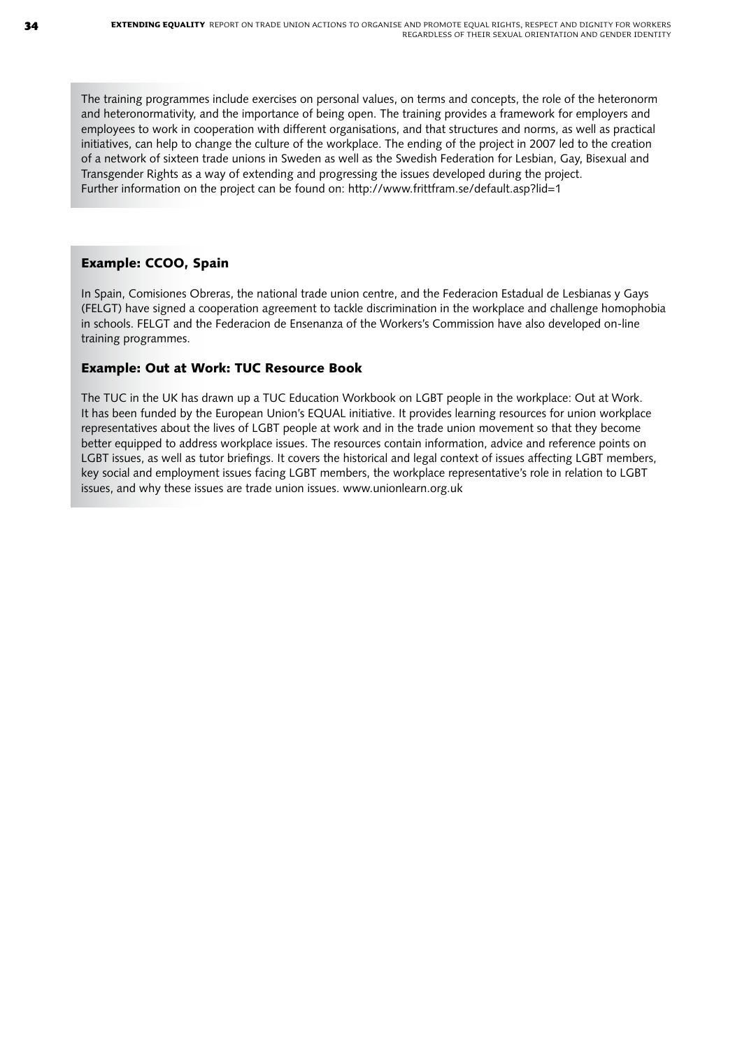The training programmes include exercises on personal values, on terms and concepts, the role of the heteronorm and heteronormativity, and the importance of being open. The training provides a framework for employers and employees to work in cooperation with different organisations, and that structures and norms, as well as practical initiatives, can help to change the culture of the workplace. The ending of the project in 2007 led to the creation of a network of sixteen trade unions in Sweden as well as the Swedish Federation for Lesbian, Gay, Bisexual and Transgender Rights as a way of extending and progressing the issues developed during the project.
Further information on the project can be found on: http://www.frittfram.se/default.asp?lid=1

### Example: CCOO, Spain

In Spain, Comisiones Obreras, the national trade union centre, and the Federacion Estadual de Lesbianas y Gays (FELGT) have signed a cooperation agreement to tackle discrimination in the workplace and challenge homophobia in schools. FELGT and the Federacion de Ensenanza of the Workers's Commission have also developed on-line training programmes.

### Example: Out at Work: TUC Resource Book

The TUC in the UK has drawn up a TUC Education Workbook on LGBT people in the workplace: Out at Work. It has been funded by the European Union's EQUAL initiative. It provides learning resources for union workplace representatives about the lives of LGBT people at work and in the trade union movement so that they become better equipped to address workplace issues. The resources contain information, advice and reference points on LGBT issues, as well as tutor briefings. It covers the historical and legal context of issues affecting LGBT members, key social and employment issues facing LGBT members, the workplace representative's role in relation to LGBT issues, and why these issues are trade union issues. www.unionlearn.org.uk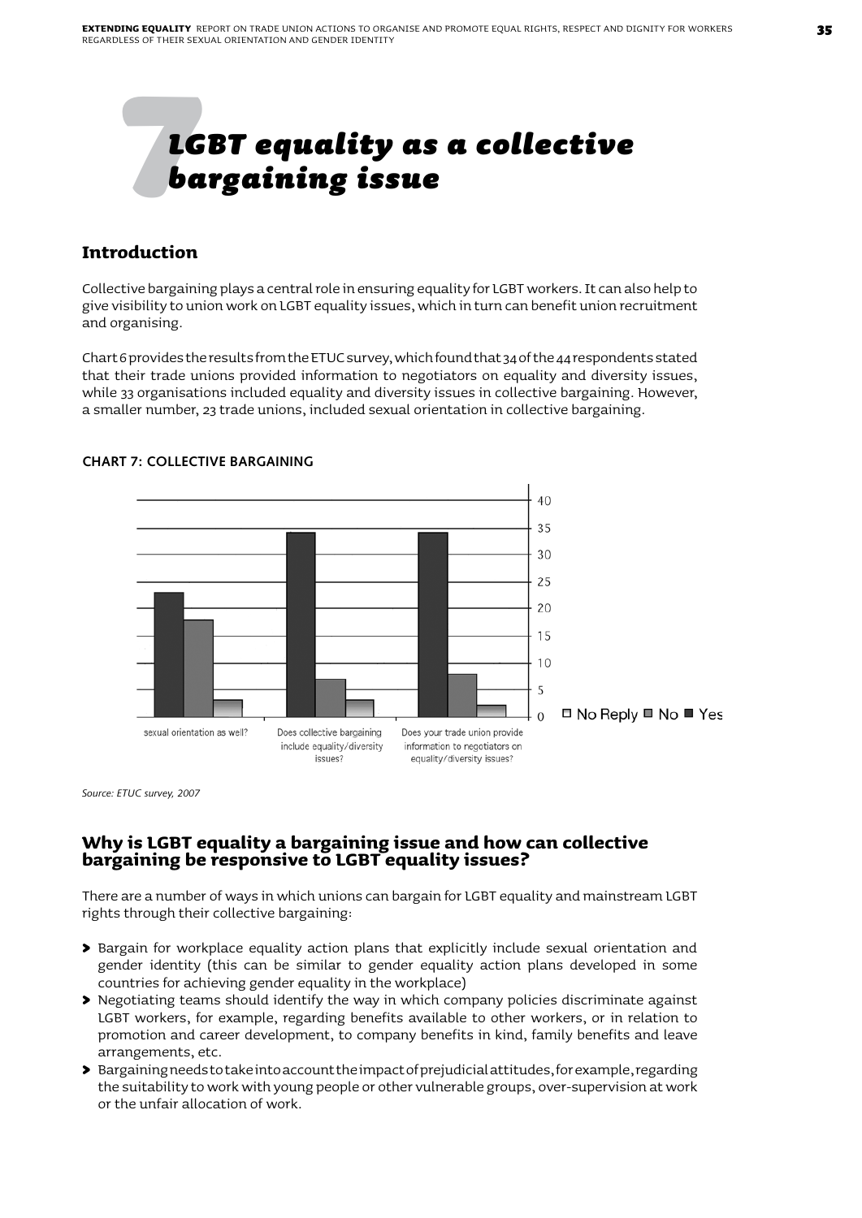# 7 LGBT equality as a collective bargaining issue

## Introduction

Collective bargaining plays a central role in ensuring equality for LGBT workers. It can also help to give visibility to union work on LGBT equality issues, which in turn can benefit union recruitment and organising.

Chart 6 provides the results from the ETUC survey, which found that 34 of the 44 respondents stated that their trade unions provided information to negotiators on equality and diversity issues, while 33 organisations included equality and diversity issues in collective bargaining. However, a smaller number, 23 trade unions, included sexual orientation in collective bargaining.

**CHART 7: COLLECTIVE BARGAINING**

| | sexual orientation as well? | Does collective bargaining include equality/diversity issues? | Does your trade union provide information to negotiators on equality/diversity issues? |
|---|---|---|---|
| Yes | 23 | 34 | 34 |
| No | 18 | 7 | 8 |
| No Reply | 3 | 3 | 2 |

*Source: ETUC survey, 2007*

## Why is LGBT equality a bargaining issue and how can collective bargaining be responsive to LGBT equality issues?

There are a number of ways in which unions can bargain for LGBT equality and mainstream LGBT rights through their collective bargaining:

- Bargain for workplace equality action plans that explicitly include sexual orientation and gender identity (this can be similar to gender equality action plans developed in some countries for achieving gender equality in the workplace)
- Negotiating teams should identify the way in which company policies discriminate against LGBT workers, for example, regarding benefits available to other workers, or in relation to promotion and career development, to company benefits in kind, family benefits and leave arrangements, etc.
- Bargaining needs to take into account the impact of prejudicial attitudes, for example, regarding the suitability to work with young people or other vulnerable groups, over-supervision at work or the unfair allocation of work.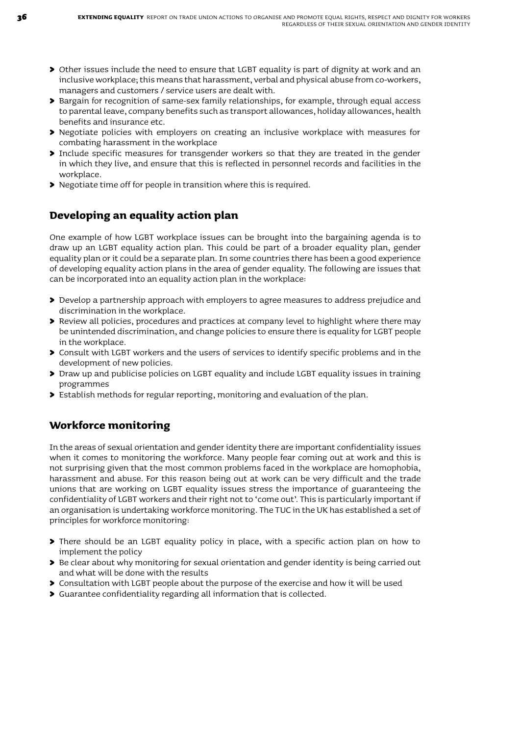- Other issues include the need to ensure that LGBT equality is part of dignity at work and an inclusive workplace; this means that harassment, verbal and physical abuse from co-workers, managers and customers / service users are dealt with.
- Bargain for recognition of same-sex family relationships, for example, through equal access to parental leave, company benefits such as transport allowances, holiday allowances, health benefits and insurance etc.
- Negotiate policies with employers on creating an inclusive workplace with measures for combating harassment in the workplace
- Include specific measures for transgender workers so that they are treated in the gender in which they live, and ensure that this is reflected in personnel records and facilities in the workplace.
- Negotiate time off for people in transition where this is required.

## Developing an equality action plan

One example of how LGBT workplace issues can be brought into the bargaining agenda is to draw up an LGBT equality action plan. This could be part of a broader equality plan, gender equality plan or it could be a separate plan. In some countries there has been a good experience of developing equality action plans in the area of gender equality. The following are issues that can be incorporated into an equality action plan in the workplace:

- Develop a partnership approach with employers to agree measures to address prejudice and discrimination in the workplace.
- Review all policies, procedures and practices at company level to highlight where there may be unintended discrimination, and change policies to ensure there is equality for LGBT people in the workplace.
- Consult with LGBT workers and the users of services to identify specific problems and in the development of new policies.
- Draw up and publicise policies on LGBT equality and include LGBT equality issues in training programmes
- Establish methods for regular reporting, monitoring and evaluation of the plan.

## Workforce monitoring

In the areas of sexual orientation and gender identity there are important confidentiality issues when it comes to monitoring the workforce. Many people fear coming out at work and this is not surprising given that the most common problems faced in the workplace are homophobia, harassment and abuse. For this reason being out at work can be very difficult and the trade unions that are working on LGBT equality issues stress the importance of guaranteeing the confidentiality of LGBT workers and their right not to 'come out'. This is particularly important if an organisation is undertaking workforce monitoring. The TUC in the UK has established a set of principles for workforce monitoring:

- There should be an LGBT equality policy in place, with a specific action plan on how to implement the policy
- Be clear about why monitoring for sexual orientation and gender identity is being carried out and what will be done with the results
- Consultation with LGBT people about the purpose of the exercise and how it will be used
- Guarantee confidentiality regarding all information that is collected.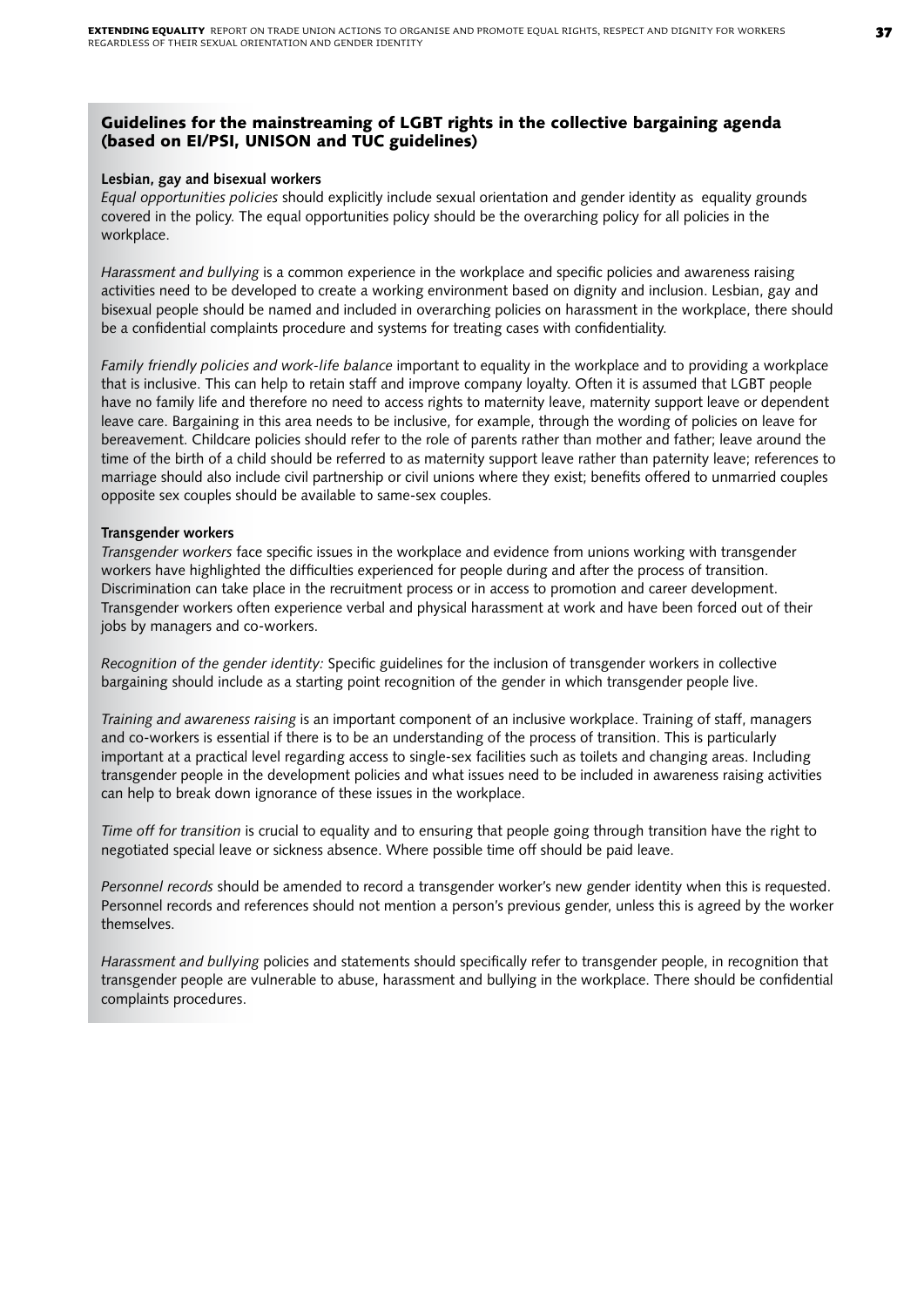## Guidelines for the mainstreaming of LGBT rights in the collective bargaining agenda (based on EI/PSI, UNISON and TUC guidelines)

**Lesbian, gay and bisexual workers**

*Equal opportunities policies* should explicitly include sexual orientation and gender identity as equality grounds covered in the policy. The equal opportunities policy should be the overarching policy for all policies in the workplace.

*Harassment and bullying* is a common experience in the workplace and specific policies and awareness raising activities need to be developed to create a working environment based on dignity and inclusion. Lesbian, gay and bisexual people should be named and included in overarching policies on harassment in the workplace, there should be a confidential complaints procedure and systems for treating cases with confidentiality.

*Family friendly policies and work-life balance* important to equality in the workplace and to providing a workplace that is inclusive. This can help to retain staff and improve company loyalty. Often it is assumed that LGBT people have no family life and therefore no need to access rights to maternity leave, maternity support leave or dependent leave care. Bargaining in this area needs to be inclusive, for example, through the wording of policies on leave for bereavement. Childcare policies should refer to the role of parents rather than mother and father; leave around the time of the birth of a child should be referred to as maternity support leave rather than paternity leave; references to marriage should also include civil partnership or civil unions where they exist; benefits offered to unmarried couples opposite sex couples should be available to same-sex couples.

**Transgender workers**

*Transgender workers* face specific issues in the workplace and evidence from unions working with transgender workers have highlighted the difficulties experienced for people during and after the process of transition. Discrimination can take place in the recruitment process or in access to promotion and career development. Transgender workers often experience verbal and physical harassment at work and have been forced out of their jobs by managers and co-workers.

*Recognition of the gender identity:* Specific guidelines for the inclusion of transgender workers in collective bargaining should include as a starting point recognition of the gender in which transgender people live.

*Training and awareness raising* is an important component of an inclusive workplace. Training of staff, managers and co-workers is essential if there is to be an understanding of the process of transition. This is particularly important at a practical level regarding access to single-sex facilities such as toilets and changing areas. Including transgender people in the development policies and what issues need to be included in awareness raising activities can help to break down ignorance of these issues in the workplace.

*Time off for transition* is crucial to equality and to ensuring that people going through transition have the right to negotiated special leave or sickness absence. Where possible time off should be paid leave.

*Personnel records* should be amended to record a transgender worker's new gender identity when this is requested. Personnel records and references should not mention a person's previous gender, unless this is agreed by the worker themselves.

*Harassment and bullying* policies and statements should specifically refer to transgender people, in recognition that transgender people are vulnerable to abuse, harassment and bullying in the workplace. There should be confidential complaints procedures.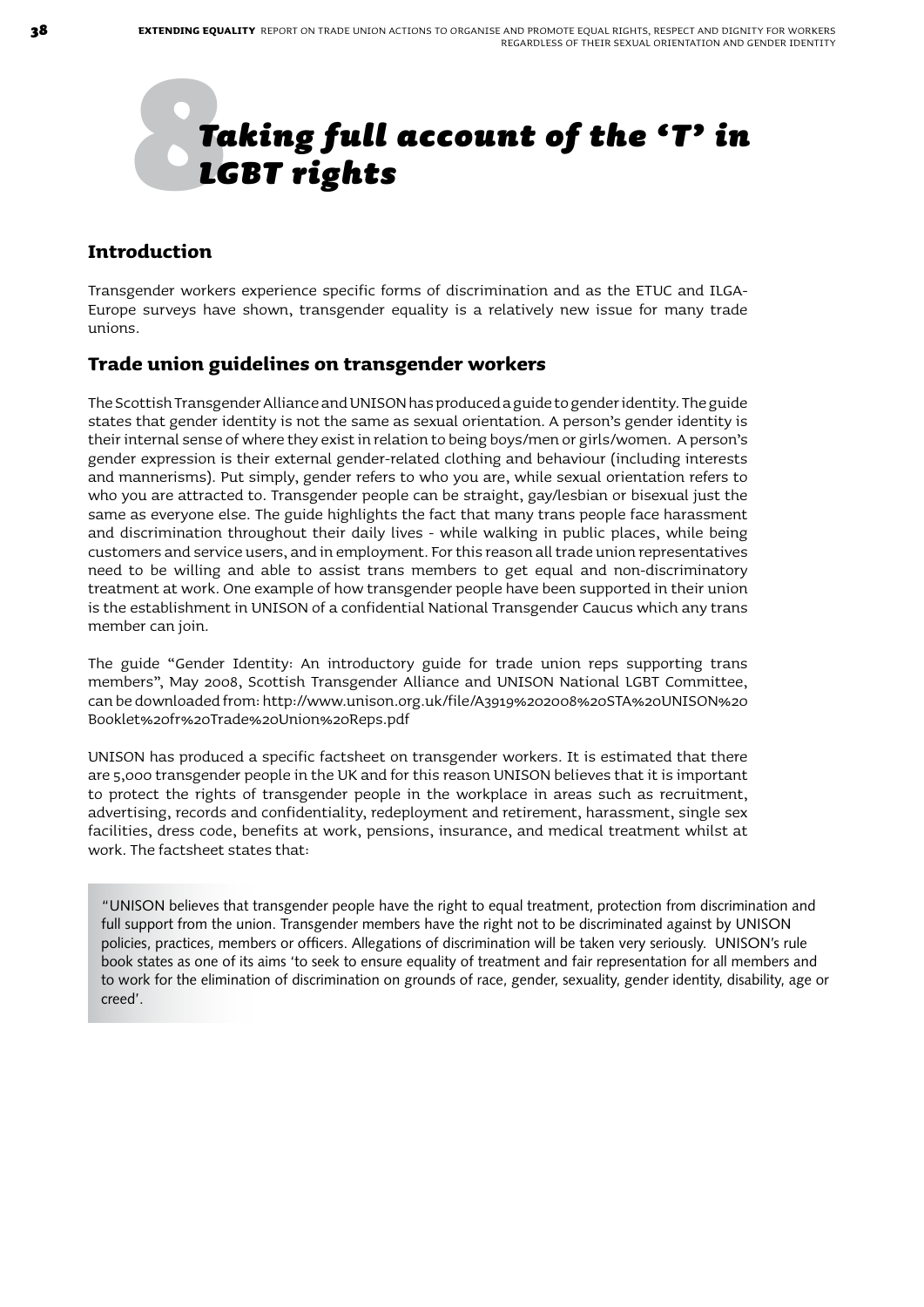# 8 Taking full account of the 'T' in LGBT rights

## Introduction

Transgender workers experience specific forms of discrimination and as the ETUC and ILGA-Europe surveys have shown, transgender equality is a relatively new issue for many trade unions.

## Trade union guidelines on transgender workers

The Scottish Transgender Alliance and UNISON has produced a guide to gender identity. The guide states that gender identity is not the same as sexual orientation. A person's gender identity is their internal sense of where they exist in relation to being boys/men or girls/women. A person's gender expression is their external gender-related clothing and behaviour (including interests and mannerisms). Put simply, gender refers to who you are, while sexual orientation refers to who you are attracted to. Transgender people can be straight, gay/lesbian or bisexual just the same as everyone else. The guide highlights the fact that many trans people face harassment and discrimination throughout their daily lives - while walking in public places, while being customers and service users, and in employment. For this reason all trade union representatives need to be willing and able to assist trans members to get equal and non-discriminatory treatment at work. One example of how transgender people have been supported in their union is the establishment in UNISON of a confidential National Transgender Caucus which any trans member can join.

The guide "Gender Identity: An introductory guide for trade union reps supporting trans members", May 2008, Scottish Transgender Alliance and UNISON National LGBT Committee, can be downloaded from: http://www.unison.org.uk/file/A3919%202008%20STA%20UNISON%20Booklet%20fr%20Trade%20Union%20Reps.pdf

UNISON has produced a specific factsheet on transgender workers. It is estimated that there are 5,000 transgender people in the UK and for this reason UNISON believes that it is important to protect the rights of transgender people in the workplace in areas such as recruitment, advertising, records and confidentiality, redeployment and retirement, harassment, single sex facilities, dress code, benefits at work, pensions, insurance, and medical treatment whilst at work. The factsheet states that:

> "UNISON believes that transgender people have the right to equal treatment, protection from discrimination and full support from the union. Transgender members have the right not to be discriminated against by UNISON policies, practices, members or officers. Allegations of discrimination will be taken very seriously. UNISON's rule book states as one of its aims 'to seek to ensure equality of treatment and fair representation for all members and to work for the elimination of discrimination on grounds of race, gender, sexuality, gender identity, disability, age or creed'.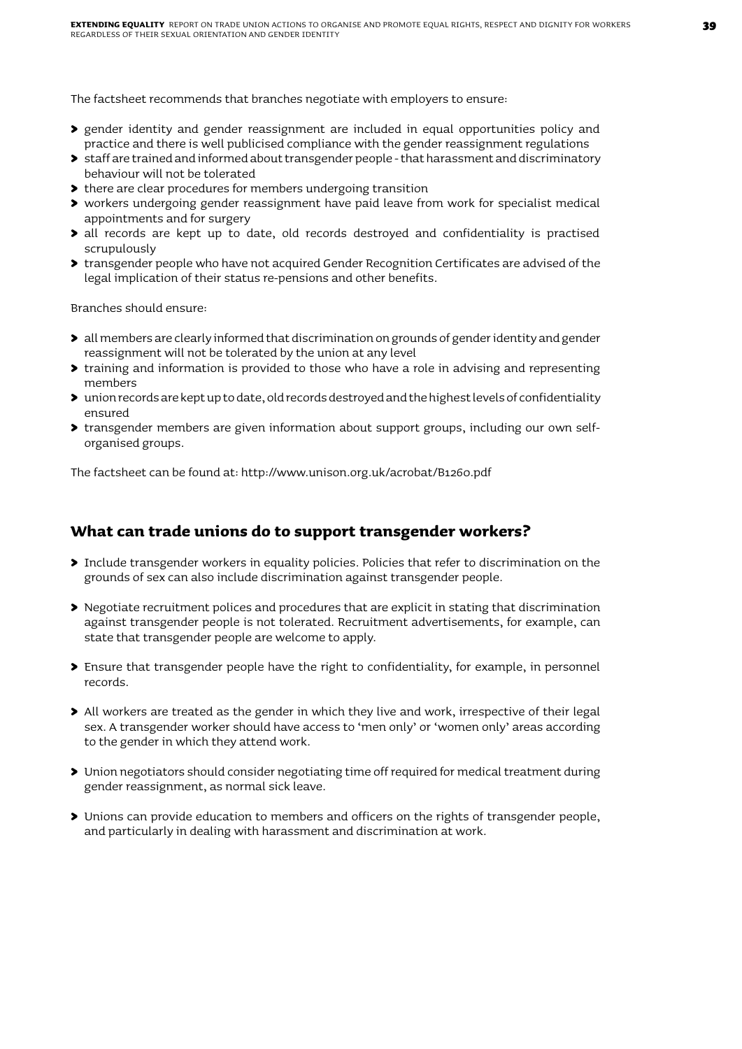The factsheet recommends that branches negotiate with employers to ensure:

- gender identity and gender reassignment are included in equal opportunities policy and practice and there is well publicised compliance with the gender reassignment regulations
- staff are trained and informed about transgender people - that harassment and discriminatory behaviour will not be tolerated
- there are clear procedures for members undergoing transition
- workers undergoing gender reassignment have paid leave from work for specialist medical appointments and for surgery
- all records are kept up to date, old records destroyed and confidentiality is practised scrupulously
- transgender people who have not acquired Gender Recognition Certificates are advised of the legal implication of their status re-pensions and other benefits.

Branches should ensure:

- all members are clearly informed that discrimination on grounds of gender identity and gender reassignment will not be tolerated by the union at any level
- training and information is provided to those who have a role in advising and representing members
- union records are kept up to date, old records destroyed and the highest levels of confidentiality ensured
- transgender members are given information about support groups, including our own self-organised groups.

The factsheet can be found at: http://www.unison.org.uk/acrobat/B1260.pdf

## What can trade unions do to support transgender workers?

- Include transgender workers in equality policies. Policies that refer to discrimination on the grounds of sex can also include discrimination against transgender people.

- Negotiate recruitment polices and procedures that are explicit in stating that discrimination against transgender people is not tolerated. Recruitment advertisements, for example, can state that transgender people are welcome to apply.

- Ensure that transgender people have the right to confidentiality, for example, in personnel records.

- All workers are treated as the gender in which they live and work, irrespective of their legal sex. A transgender worker should have access to 'men only' or 'women only' areas according to the gender in which they attend work.

- Union negotiators should consider negotiating time off required for medical treatment during gender reassignment, as normal sick leave.

- Unions can provide education to members and officers on the rights of transgender people, and particularly in dealing with harassment and discrimination at work.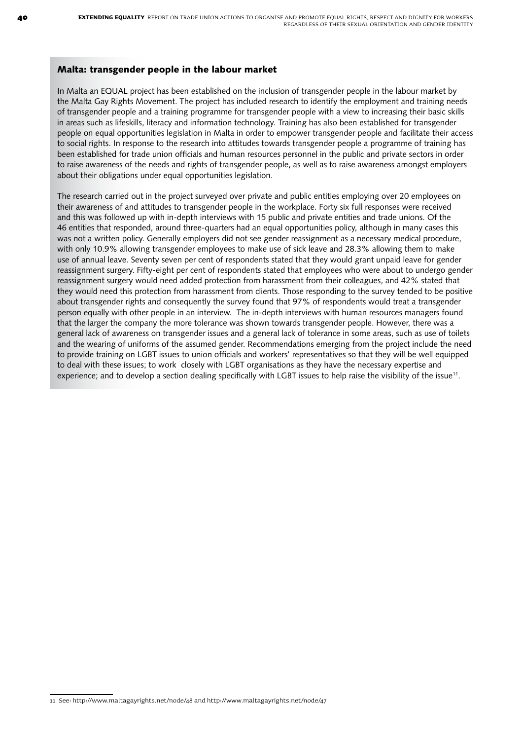## Malta: transgender people in the labour market

In Malta an EQUAL project has been established on the inclusion of transgender people in the labour market by the Malta Gay Rights Movement. The project has included research to identify the employment and training needs of transgender people and a training programme for transgender people with a view to increasing their basic skills in areas such as lifeskills, literacy and information technology. Training has also been established for transgender people on equal opportunities legislation in Malta in order to empower transgender people and facilitate their access to social rights. In response to the research into attitudes towards transgender people a programme of training has been established for trade union officials and human resources personnel in the public and private sectors in order to raise awareness of the needs and rights of transgender people, as well as to raise awareness amongst employers about their obligations under equal opportunities legislation.

The research carried out in the project surveyed over private and public entities employing over 20 employees on their awareness of and attitudes to transgender people in the workplace. Forty six full responses were received and this was followed up with in-depth interviews with 15 public and private entities and trade unions. Of the 46 entities that responded, around three-quarters had an equal opportunities policy, although in many cases this was not a written policy. Generally employers did not see gender reassignment as a necessary medical procedure, with only 10.9% allowing transgender employees to make use of sick leave and 28.3% allowing them to make use of annual leave. Seventy seven per cent of respondents stated that they would grant unpaid leave for gender reassignment surgery. Fifty-eight per cent of respondents stated that employees who were about to undergo gender reassignment surgery would need added protection from harassment from their colleagues, and 42% stated that they would need this protection from harassment from clients. Those responding to the survey tended to be positive about transgender rights and consequently the survey found that 97% of respondents would treat a transgender person equally with other people in an interview. The in-depth interviews with human resources managers found that the larger the company the more tolerance was shown towards transgender people. However, there was a general lack of awareness on transgender issues and a general lack of tolerance in some areas, such as use of toilets and the wearing of uniforms of the assumed gender. Recommendations emerging from the project include the need to provide training on LGBT issues to union officials and workers' representatives so that they will be well equipped to deal with these issues; to work closely with LGBT organisations as they have the necessary expertise and experience; and to develop a section dealing specifically with LGBT issues to help raise the visibility of the issue[11].

---

11 See: http://www.maltagayrights.net/node/48 and http://www.maltagayrights.net/node/47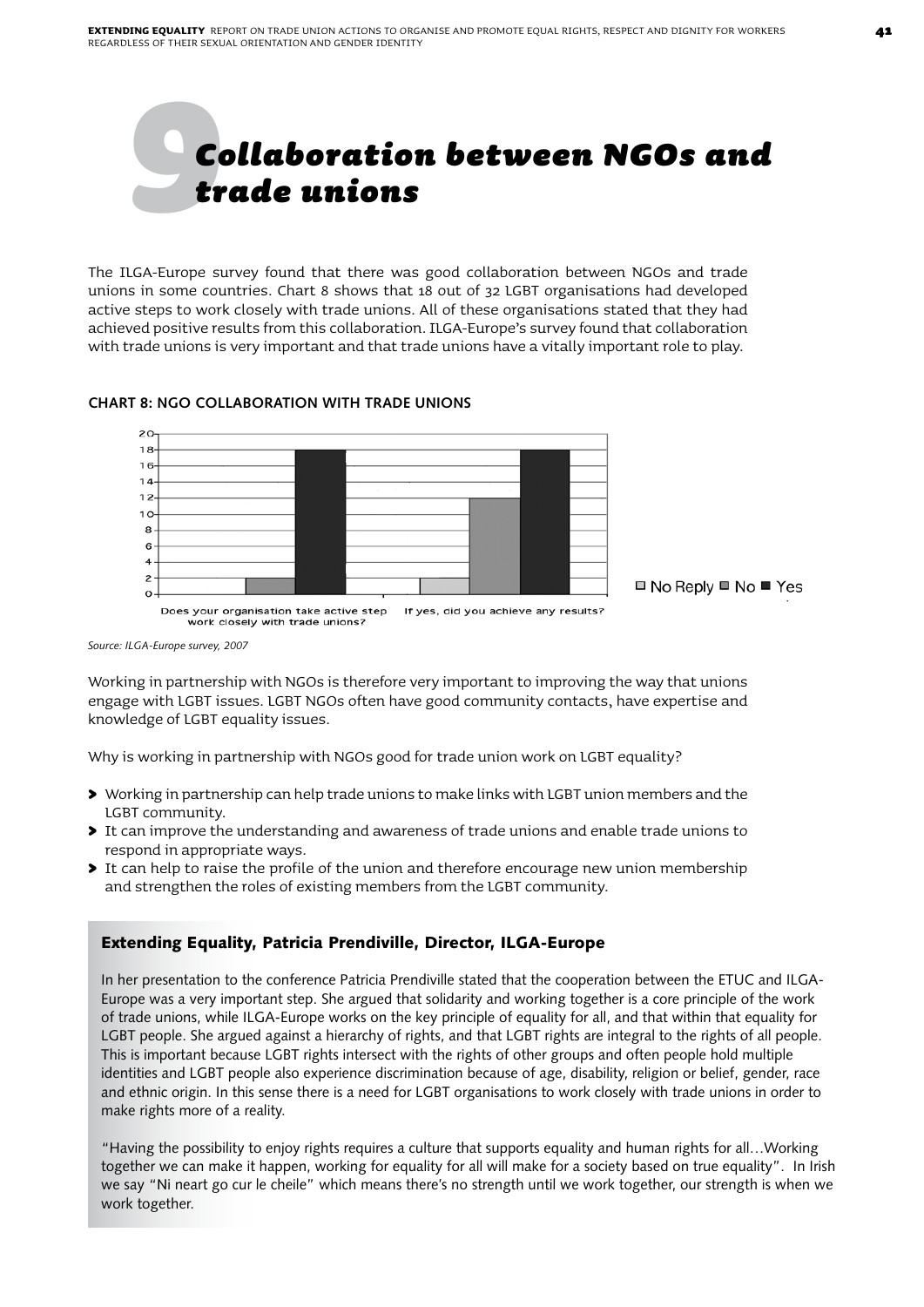# 9 Collaboration between NGOs and trade unions

The ILGA-Europe survey found that there was good collaboration between NGOs and trade unions in some countries. Chart 8 shows that 18 out of 32 LGBT organisations had developed active steps to work closely with trade unions. All of these organisations stated that they had achieved positive results from this collaboration. ILGA-Europe's survey found that collaboration with trade unions is very important and that trade unions have a vitally important role to play.

**CHART 8: NGO COLLABORATION WITH TRADE UNIONS**

| | No Reply | No | Yes |
|---|---|---|---|
| Does your organisation take active step work closely with trade unions? | 0 | 2 | 18 |
| If yes, did you achieve any results? | 2 | 12 | 18 |

*Source: ILGA-Europe survey, 2007*

Working in partnership with NGOs is therefore very important to improving the way that unions engage with LGBT issues. LGBT NGOs often have good community contacts, have expertise and knowledge of LGBT equality issues.

Why is working in partnership with NGOs good for trade union work on LGBT equality?

- Working in partnership can help trade unions to make links with LGBT union members and the LGBT community.
- It can improve the understanding and awareness of trade unions and enable trade unions to respond in appropriate ways.
- It can help to raise the profile of the union and therefore encourage new union membership and strengthen the roles of existing members from the LGBT community.

### Extending Equality, Patricia Prendiville, Director, ILGA-Europe

In her presentation to the conference Patricia Prendiville stated that the cooperation between the ETUC and ILGA-Europe was a very important step. She argued that solidarity and working together is a core principle of the work of trade unions, while ILGA-Europe works on the key principle of equality for all, and that within that equality for LGBT people. She argued against a hierarchy of rights, and that LGBT rights are integral to the rights of all people. This is important because LGBT rights intersect with the rights of other groups and often people hold multiple identities and LGBT people also experience discrimination because of age, disability, religion or belief, gender, race and ethnic origin. In this sense there is a need for LGBT organisations to work closely with trade unions in order to make rights more of a reality.

"Having the possibility to enjoy rights requires a culture that supports equality and human rights for all…Working together we can make it happen, working for equality for all will make for a society based on true equality". In Irish we say "Ni neart go cur le cheile" which means there's no strength until we work together, our strength is when we work together.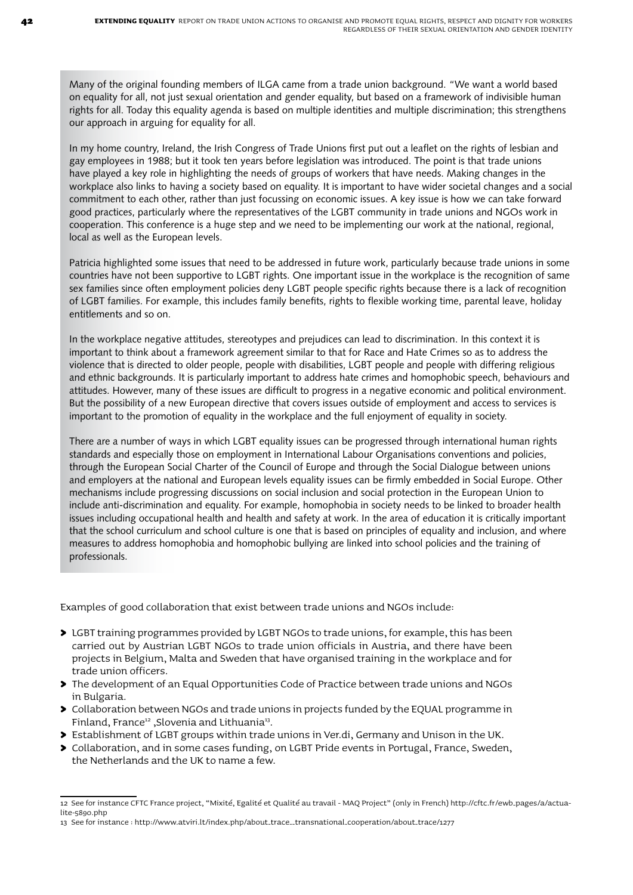Many of the original founding members of ILGA came from a trade union background. "We want a world based on equality for all, not just sexual orientation and gender equality, but based on a framework of indivisible human rights for all. Today this equality agenda is based on multiple identities and multiple discrimination; this strengthens our approach in arguing for equality for all.

In my home country, Ireland, the Irish Congress of Trade Unions first put out a leaflet on the rights of lesbian and gay employees in 1988; but it took ten years before legislation was introduced. The point is that trade unions have played a key role in highlighting the needs of groups of workers that have needs. Making changes in the workplace also links to having a society based on equality. It is important to have wider societal changes and a social commitment to each other, rather than just focussing on economic issues. A key issue is how we can take forward good practices, particularly where the representatives of the LGBT community in trade unions and NGOs work in cooperation. This conference is a huge step and we need to be implementing our work at the national, regional, local as well as the European levels.

Patricia highlighted some issues that need to be addressed in future work, particularly because trade unions in some countries have not been supportive to LGBT rights. One important issue in the workplace is the recognition of same sex families since often employment policies deny LGBT people specific rights because there is a lack of recognition of LGBT families. For example, this includes family benefits, rights to flexible working time, parental leave, holiday entitlements and so on.

In the workplace negative attitudes, stereotypes and prejudices can lead to discrimination. In this context it is important to think about a framework agreement similar to that for Race and Hate Crimes so as to address the violence that is directed to older people, people with disabilities, LGBT people and people with differing religious and ethnic backgrounds. It is particularly important to address hate crimes and homophobic speech, behaviours and attitudes. However, many of these issues are difficult to progress in a negative economic and political environment. But the possibility of a new European directive that covers issues outside of employment and access to services is important to the promotion of equality in the workplace and the full enjoyment of equality in society.

There are a number of ways in which LGBT equality issues can be progressed through international human rights standards and especially those on employment in International Labour Organisations conventions and policies, through the European Social Charter of the Council of Europe and through the Social Dialogue between unions and employers at the national and European levels equality issues can be firmly embedded in Social Europe. Other mechanisms include progressing discussions on social inclusion and social protection in the European Union to include anti-discrimination and equality. For example, homophobia in society needs to be linked to broader health issues including occupational health and health and safety at work. In the area of education it is critically important that the school curriculum and school culture is one that is based on principles of equality and inclusion, and where measures to address homophobia and homophobic bullying are linked into school policies and the training of professionals.

Examples of good collaboration that exist between trade unions and NGOs include:

- LGBT training programmes provided by LGBT NGOs to trade unions, for example, this has been carried out by Austrian LGBT NGOs to trade union officials in Austria, and there have been projects in Belgium, Malta and Sweden that have organised training in the workplace and for trade union officers.
- The development of an Equal Opportunities Code of Practice between trade unions and NGOs in Bulgaria.
- Collaboration between NGOs and trade unions in projects funded by the EQUAL programme in Finland, France[12] ,Slovenia and Lithuania[13].
- Establishment of LGBT groups within trade unions in Ver.di, Germany and Unison in the UK.
- Collaboration, and in some cases funding, on LGBT Pride events in Portugal, France, Sweden, the Netherlands and the UK to name a few.

---

12 See for instance CFTC France project, "Mixité, Egalité et Qualité au travail - MAQ Project" (only in French) http://cftc.fr/ewb_pages/a/actualite-5890.php

13 See for instance : http://www.atviri.lt/index.php/about_trace__transnational_cooperation/about_trace/1277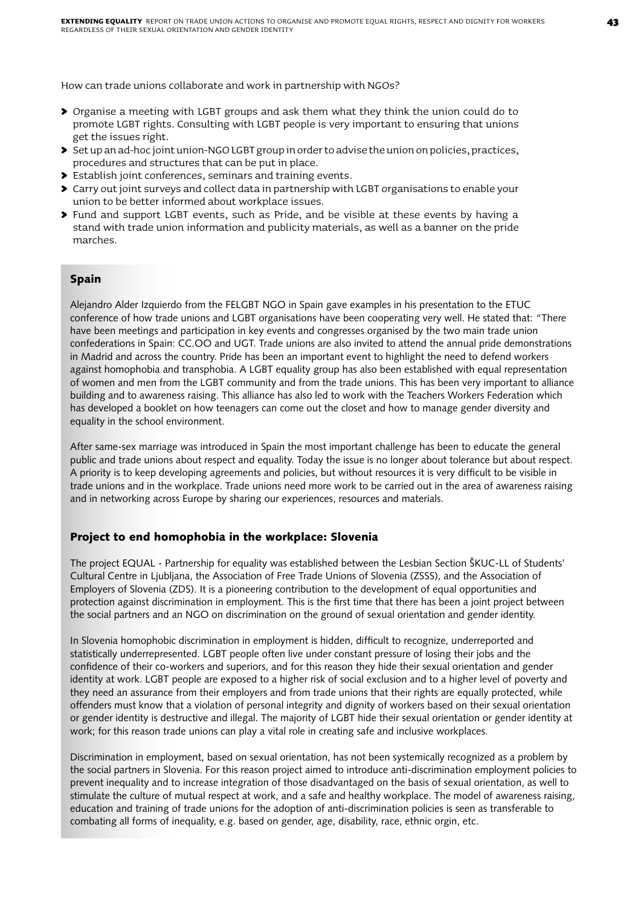How can trade unions collaborate and work in partnership with NGOs?

- Organise a meeting with LGBT groups and ask them what they think the union could do to promote LGBT rights. Consulting with LGBT people is very important to ensuring that unions get the issues right.
- Set up an ad-hoc joint union-NGO LGBT group in order to advise the union on policies, practices, procedures and structures that can be put in place.
- Establish joint conferences, seminars and training events.
- Carry out joint surveys and collect data in partnership with LGBT organisations to enable your union to be better informed about workplace issues.
- Fund and support LGBT events, such as Pride, and be visible at these events by having a stand with trade union information and publicity materials, as well as a banner on the pride marches.

## Spain

Alejandro Alder Izquierdo from the FELGBT NGO in Spain gave examples in his presentation to the ETUC conference of how trade unions and LGBT organisations have been cooperating very well. He stated that: "There have been meetings and participation in key events and congresses organised by the two main trade union confederations in Spain: CC.OO and UGT. Trade unions are also invited to attend the annual pride demonstrations in Madrid and across the country. Pride has been an important event to highlight the need to defend workers against homophobia and transphobia. A LGBT equality group has also been established with equal representation of women and men from the LGBT community and from the trade unions. This has been very important to alliance building and to awareness raising. This alliance has also led to work with the Teachers Workers Federation which has developed a booklet on how teenagers can come out the closet and how to manage gender diversity and equality in the school environment.

After same-sex marriage was introduced in Spain the most important challenge has been to educate the general public and trade unions about respect and equality. Today the issue is no longer about tolerance but about respect. A priority is to keep developing agreements and policies, but without resources it is very difficult to be visible in trade unions and in the workplace. Trade unions need more work to be carried out in the area of awareness raising and in networking across Europe by sharing our experiences, resources and materials.

## Project to end homophobia in the workplace: Slovenia

The project EQUAL - Partnership for equality was established between the Lesbian Section ŠKUC-LL of Students' Cultural Centre in Ljubljana, the Association of Free Trade Unions of Slovenia (ZSSS), and the Association of Employers of Slovenia (ZDS). It is a pioneering contribution to the development of equal opportunities and protection against discrimination in employment. This is the first time that there has been a joint project between the social partners and an NGO on discrimination on the ground of sexual orientation and gender identity.

In Slovenia homophobic discrimination in employment is hidden, difficult to recognize, underreported and statistically underrepresented. LGBT people often live under constant pressure of losing their jobs and the confidence of their co-workers and superiors, and for this reason they hide their sexual orientation and gender identity at work. LGBT people are exposed to a higher risk of social exclusion and to a higher level of poverty and they need an assurance from their employers and from trade unions that their rights are equally protected, while offenders must know that a violation of personal integrity and dignity of workers based on their sexual orientation or gender identity is destructive and illegal. The majority of LGBT hide their sexual orientation or gender identity at work; for this reason trade unions can play a vital role in creating safe and inclusive workplaces.

Discrimination in employment, based on sexual orientation, has not been systemically recognized as a problem by the social partners in Slovenia. For this reason project aimed to introduce anti-discrimination employment policies to prevent inequality and to increase integration of those disadvantaged on the basis of sexual orientation, as well to stimulate the culture of mutual respect at work, and a safe and healthy workplace. The model of awareness raising, education and training of trade unions for the adoption of anti-discrimination policies is seen as transferable to combating all forms of inequality, e.g. based on gender, age, disability, race, ethnic orgin, etc.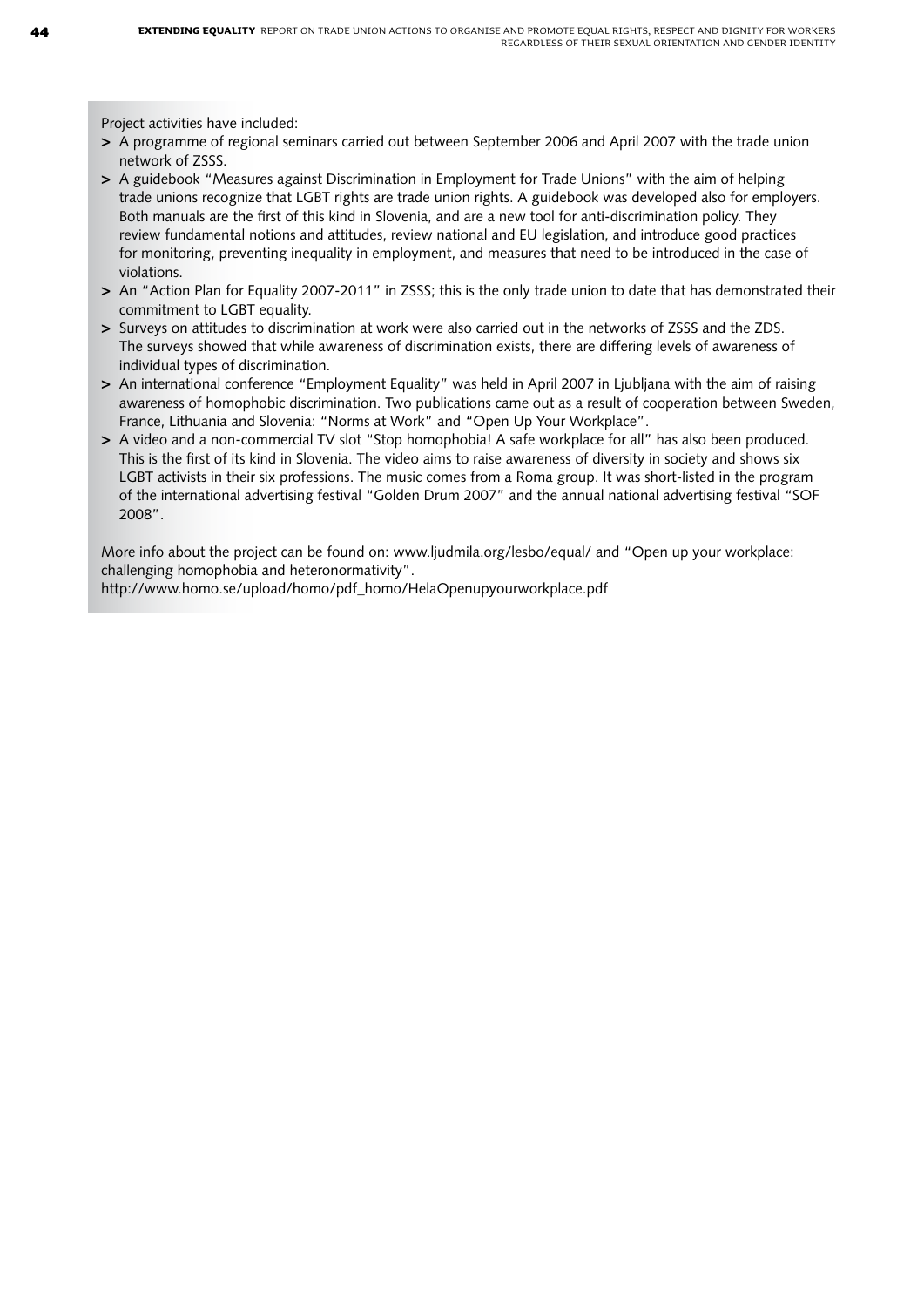Project activities have included:

- A programme of regional seminars carried out between September 2006 and April 2007 with the trade union network of ZSSS.
- A guidebook "Measures against Discrimination in Employment for Trade Unions" with the aim of helping trade unions recognize that LGBT rights are trade union rights. A guidebook was developed also for employers. Both manuals are the first of this kind in Slovenia, and are a new tool for anti-discrimination policy. They review fundamental notions and attitudes, review national and EU legislation, and introduce good practices for monitoring, preventing inequality in employment, and measures that need to be introduced in the case of violations.
- An "Action Plan for Equality 2007-2011" in ZSSS; this is the only trade union to date that has demonstrated their commitment to LGBT equality.
- Surveys on attitudes to discrimination at work were also carried out in the networks of ZSSS and the ZDS. The surveys showed that while awareness of discrimination exists, there are differing levels of awareness of individual types of discrimination.
- An international conference "Employment Equality" was held in April 2007 in Ljubljana with the aim of raising awareness of homophobic discrimination. Two publications came out as a result of cooperation between Sweden, France, Lithuania and Slovenia: "Norms at Work" and "Open Up Your Workplace".
- A video and a non-commercial TV slot "Stop homophobia! A safe workplace for all" has also been produced. This is the first of its kind in Slovenia. The video aims to raise awareness of diversity in society and shows six LGBT activists in their six professions. The music comes from a Roma group. It was short-listed in the program of the international advertising festival "Golden Drum 2007" and the annual national advertising festival "SOF 2008".

More info about the project can be found on: www.ljudmila.org/lesbo/equal/ and "Open up your workplace: challenging homophobia and heteronormativity".
http://www.homo.se/upload/homo/pdf_homo/HelaOpenupyourworkplace.pdf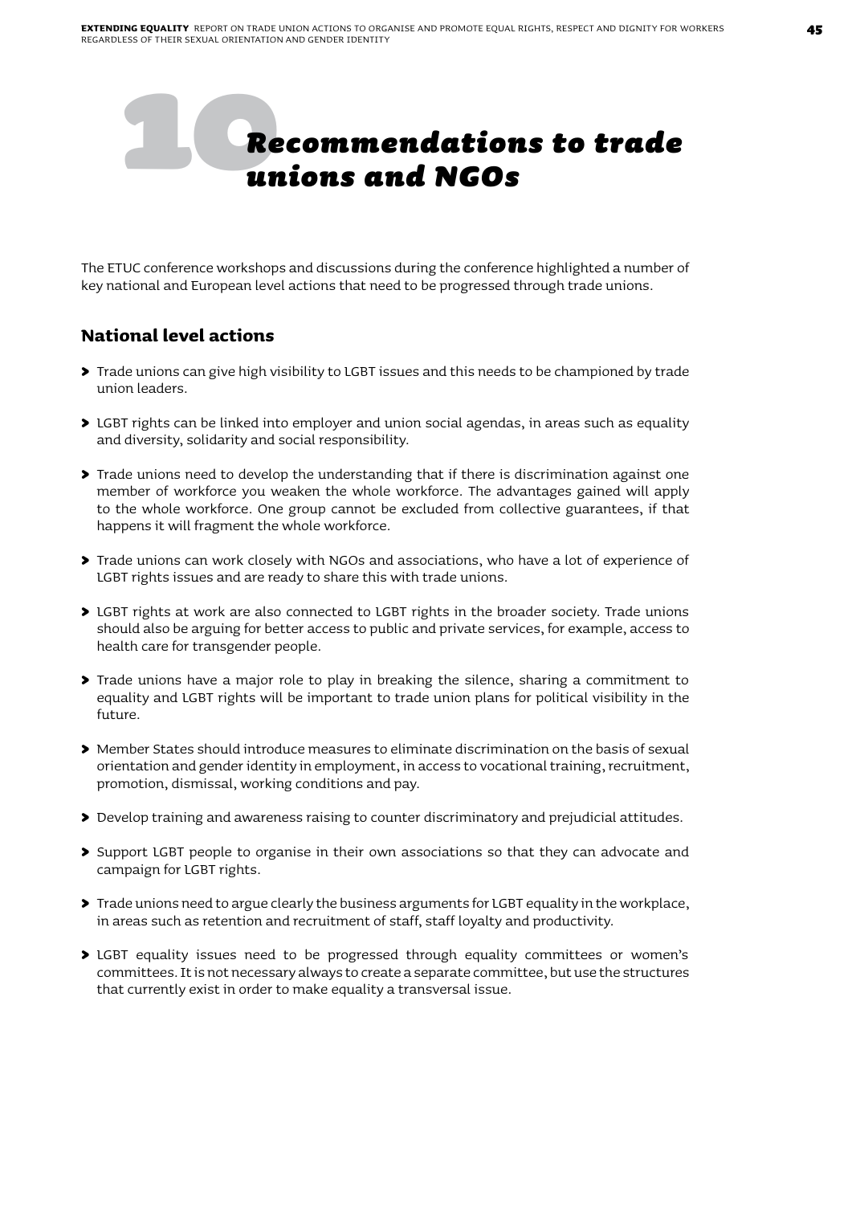# 10 Recommendations to trade unions and NGOs

The ETUC conference workshops and discussions during the conference highlighted a number of key national and European level actions that need to be progressed through trade unions.

## National level actions

- Trade unions can give high visibility to LGBT issues and this needs to be championed by trade union leaders.
- LGBT rights can be linked into employer and union social agendas, in areas such as equality and diversity, solidarity and social responsibility.
- Trade unions need to develop the understanding that if there is discrimination against one member of workforce you weaken the whole workforce. The advantages gained will apply to the whole workforce. One group cannot be excluded from collective guarantees, if that happens it will fragment the whole workforce.
- Trade unions can work closely with NGOs and associations, who have a lot of experience of LGBT rights issues and are ready to share this with trade unions.
- LGBT rights at work are also connected to LGBT rights in the broader society. Trade unions should also be arguing for better access to public and private services, for example, access to health care for transgender people.
- Trade unions have a major role to play in breaking the silence, sharing a commitment to equality and LGBT rights will be important to trade union plans for political visibility in the future.
- Member States should introduce measures to eliminate discrimination on the basis of sexual orientation and gender identity in employment, in access to vocational training, recruitment, promotion, dismissal, working conditions and pay.
- Develop training and awareness raising to counter discriminatory and prejudicial attitudes.
- Support LGBT people to organise in their own associations so that they can advocate and campaign for LGBT rights.
- Trade unions need to argue clearly the business arguments for LGBT equality in the workplace, in areas such as retention and recruitment of staff, staff loyalty and productivity.
- LGBT equality issues need to be progressed through equality committees or women's committees. It is not necessary always to create a separate committee, but use the structures that currently exist in order to make equality a transversal issue.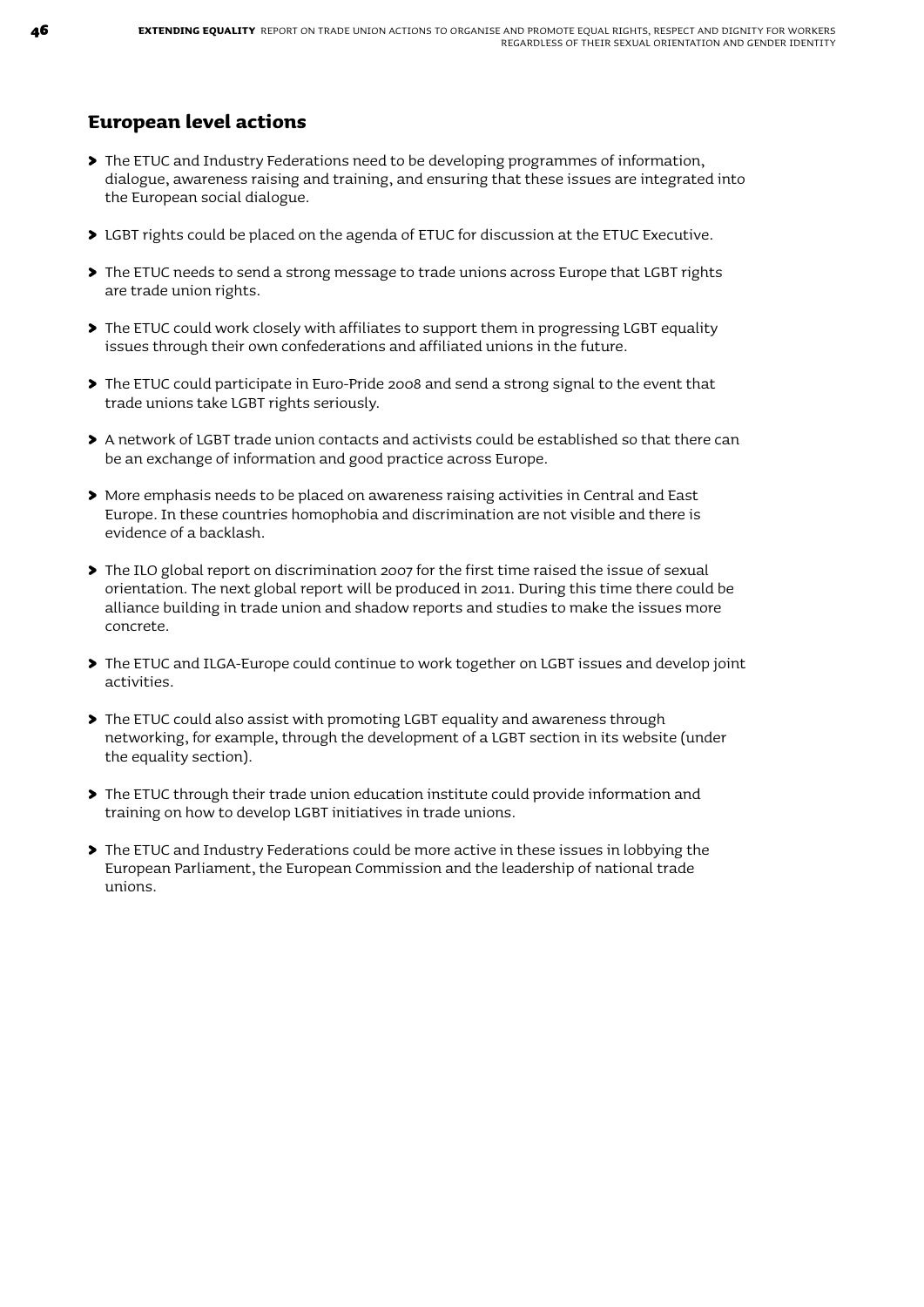## European level actions

- The ETUC and Industry Federations need to be developing programmes of information, dialogue, awareness raising and training, and ensuring that these issues are integrated into the European social dialogue.
- LGBT rights could be placed on the agenda of ETUC for discussion at the ETUC Executive.
- The ETUC needs to send a strong message to trade unions across Europe that LGBT rights are trade union rights.
- The ETUC could work closely with affiliates to support them in progressing LGBT equality issues through their own confederations and affiliated unions in the future.
- The ETUC could participate in Euro-Pride 2008 and send a strong signal to the event that trade unions take LGBT rights seriously.
- A network of LGBT trade union contacts and activists could be established so that there can be an exchange of information and good practice across Europe.
- More emphasis needs to be placed on awareness raising activities in Central and East Europe. In these countries homophobia and discrimination are not visible and there is evidence of a backlash.
- The ILO global report on discrimination 2007 for the first time raised the issue of sexual orientation. The next global report will be produced in 2011. During this time there could be alliance building in trade union and shadow reports and studies to make the issues more concrete.
- The ETUC and ILGA-Europe could continue to work together on LGBT issues and develop joint activities.
- The ETUC could also assist with promoting LGBT equality and awareness through networking, for example, through the development of a LGBT section in its website (under the equality section).
- The ETUC through their trade union education institute could provide information and training on how to develop LGBT initiatives in trade unions.
- The ETUC and Industry Federations could be more active in these issues in lobbying the European Parliament, the European Commission and the leadership of national trade unions.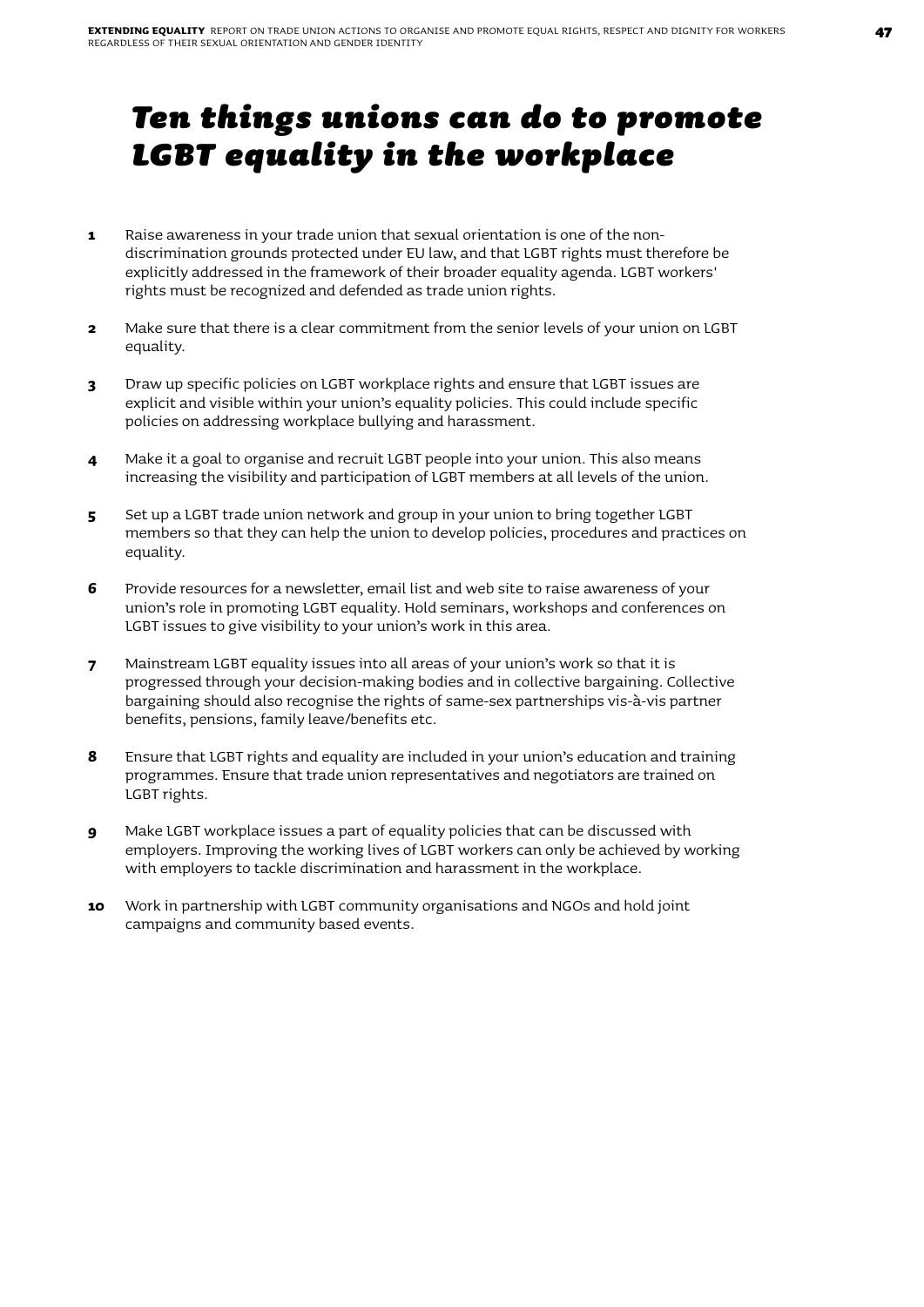# *Ten things unions can do to promote LGBT equality in the workplace*

1. Raise awareness in your trade union that sexual orientation is one of the non-discrimination grounds protected under EU law, and that LGBT rights must therefore be explicitly addressed in the framework of their broader equality agenda. LGBT workers' rights must be recognized and defended as trade union rights.

2. Make sure that there is a clear commitment from the senior levels of your union on LGBT equality.

3. Draw up specific policies on LGBT workplace rights and ensure that LGBT issues are explicit and visible within your union's equality policies. This could include specific policies on addressing workplace bullying and harassment.

4. Make it a goal to organise and recruit LGBT people into your union. This also means increasing the visibility and participation of LGBT members at all levels of the union.

5. Set up a LGBT trade union network and group in your union to bring together LGBT members so that they can help the union to develop policies, procedures and practices on equality.

6. Provide resources for a newsletter, email list and web site to raise awareness of your union's role in promoting LGBT equality. Hold seminars, workshops and conferences on LGBT issues to give visibility to your union's work in this area.

7. Mainstream LGBT equality issues into all areas of your union's work so that it is progressed through your decision-making bodies and in collective bargaining. Collective bargaining should also recognise the rights of same-sex partnerships vis-à-vis partner benefits, pensions, family leave/benefits etc.

8. Ensure that LGBT rights and equality are included in your union's education and training programmes. Ensure that trade union representatives and negotiators are trained on LGBT rights.

9. Make LGBT workplace issues a part of equality policies that can be discussed with employers. Improving the working lives of LGBT workers can only be achieved by working with employers to tackle discrimination and harassment in the workplace.

10. Work in partnership with LGBT community organisations and NGOs and hold joint campaigns and community based events.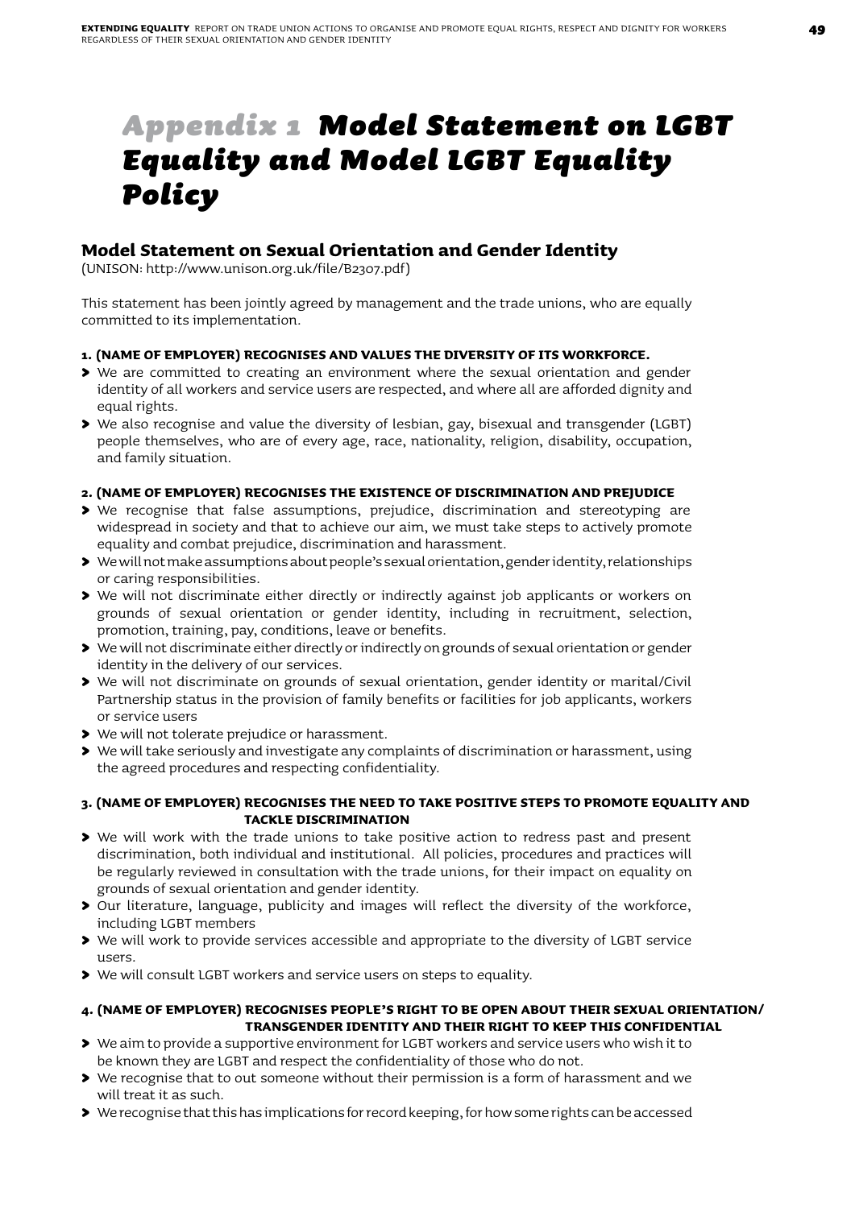# Appendix 1 Model Statement on LGBT Equality and Model LGBT Equality Policy

## Model Statement on Sexual Orientation and Gender Identity

(UNISON: http://www.unison.org.uk/file/B2307.pdf)

This statement has been jointly agreed by management and the trade unions, who are equally committed to its implementation.

### 1. (NAME OF EMPLOYER) RECOGNISES AND VALUES THE DIVERSITY OF ITS WORKFORCE.

- We are committed to creating an environment where the sexual orientation and gender identity of all workers and service users are respected, and where all are afforded dignity and equal rights.
- We also recognise and value the diversity of lesbian, gay, bisexual and transgender (LGBT) people themselves, who are of every age, race, nationality, religion, disability, occupation, and family situation.

### 2. (NAME OF EMPLOYER) RECOGNISES THE EXISTENCE OF DISCRIMINATION AND PREJUDICE

- We recognise that false assumptions, prejudice, discrimination and stereotyping are widespread in society and that to achieve our aim, we must take steps to actively promote equality and combat prejudice, discrimination and harassment.
- We will not make assumptions about people's sexual orientation, gender identity, relationships or caring responsibilities.
- We will not discriminate either directly or indirectly against job applicants or workers on grounds of sexual orientation or gender identity, including in recruitment, selection, promotion, training, pay, conditions, leave or benefits.
- We will not discriminate either directly or indirectly on grounds of sexual orientation or gender identity in the delivery of our services.
- We will not discriminate on grounds of sexual orientation, gender identity or marital/Civil Partnership status in the provision of family benefits or facilities for job applicants, workers or service users
- We will not tolerate prejudice or harassment.
- We will take seriously and investigate any complaints of discrimination or harassment, using the agreed procedures and respecting confidentiality.

### 3. (NAME OF EMPLOYER) RECOGNISES THE NEED TO TAKE POSITIVE STEPS TO PROMOTE EQUALITY AND TACKLE DISCRIMINATION

- We will work with the trade unions to take positive action to redress past and present discrimination, both individual and institutional. All policies, procedures and practices will be regularly reviewed in consultation with the trade unions, for their impact on equality on grounds of sexual orientation and gender identity.
- Our literature, language, publicity and images will reflect the diversity of the workforce, including LGBT members
- We will work to provide services accessible and appropriate to the diversity of LGBT service users.
- We will consult LGBT workers and service users on steps to equality.

### 4. (NAME OF EMPLOYER) RECOGNISES PEOPLE'S RIGHT TO BE OPEN ABOUT THEIR SEXUAL ORIENTATION/ TRANSGENDER IDENTITY AND THEIR RIGHT TO KEEP THIS CONFIDENTIAL

- We aim to provide a supportive environment for LGBT workers and service users who wish it to be known they are LGBT and respect the confidentiality of those who do not.
- We recognise that to out someone without their permission is a form of harassment and we will treat it as such.
- We recognise that this has implications for record keeping, for how some rights can be accessed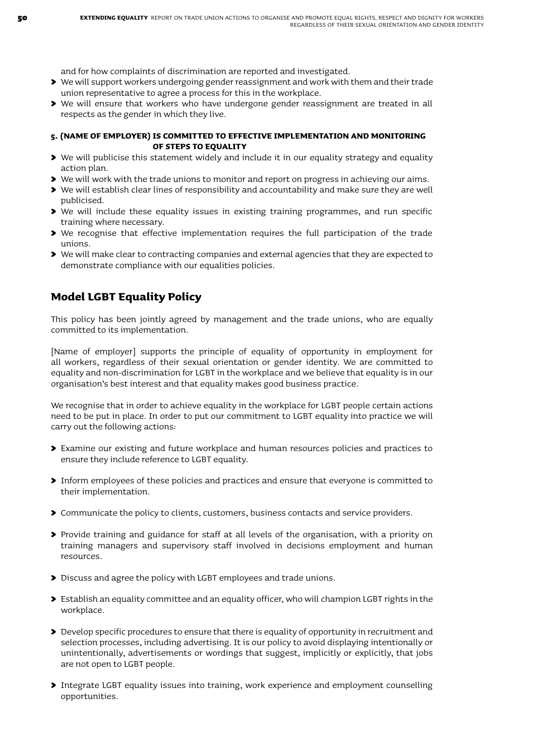and for how complaints of discrimination are reported and investigated.

- We will support workers undergoing gender reassignment and work with them and their trade union representative to agree a process for this in the workplace.
- We will ensure that workers who have undergone gender reassignment are treated in all respects as the gender in which they live.

**5. (NAME OF EMPLOYER) IS COMMITTED TO EFFECTIVE IMPLEMENTATION AND MONITORING OF STEPS TO EQUALITY**

- We will publicise this statement widely and include it in our equality strategy and equality action plan.
- We will work with the trade unions to monitor and report on progress in achieving our aims.
- We will establish clear lines of responsibility and accountability and make sure they are well publicised.
- We will include these equality issues in existing training programmes, and run specific training where necessary.
- We recognise that effective implementation requires the full participation of the trade unions.
- We will make clear to contracting companies and external agencies that they are expected to demonstrate compliance with our equalities policies.

## Model LGBT Equality Policy

This policy has been jointly agreed by management and the trade unions, who are equally committed to its implementation.

[Name of employer] supports the principle of equality of opportunity in employment for all workers, regardless of their sexual orientation or gender identity. We are committed to equality and non-discrimination for LGBT in the workplace and we believe that equality is in our organisation's best interest and that equality makes good business practice.

We recognise that in order to achieve equality in the workplace for LGBT people certain actions need to be put in place. In order to put our commitment to LGBT equality into practice we will carry out the following actions:

- Examine our existing and future workplace and human resources policies and practices to ensure they include reference to LGBT equality.
- Inform employees of these policies and practices and ensure that everyone is committed to their implementation.
- Communicate the policy to clients, customers, business contacts and service providers.
- Provide training and guidance for staff at all levels of the organisation, with a priority on training managers and supervisory staff involved in decisions employment and human resources.
- Discuss and agree the policy with LGBT employees and trade unions.
- Establish an equality committee and an equality officer, who will champion LGBT rights in the workplace.
- Develop specific procedures to ensure that there is equality of opportunity in recruitment and selection processes, including advertising. It is our policy to avoid displaying intentionally or unintentionally, advertisements or wordings that suggest, implicitly or explicitly, that jobs are not open to LGBT people.
- Integrate LGBT equality issues into training, work experience and employment counselling opportunities.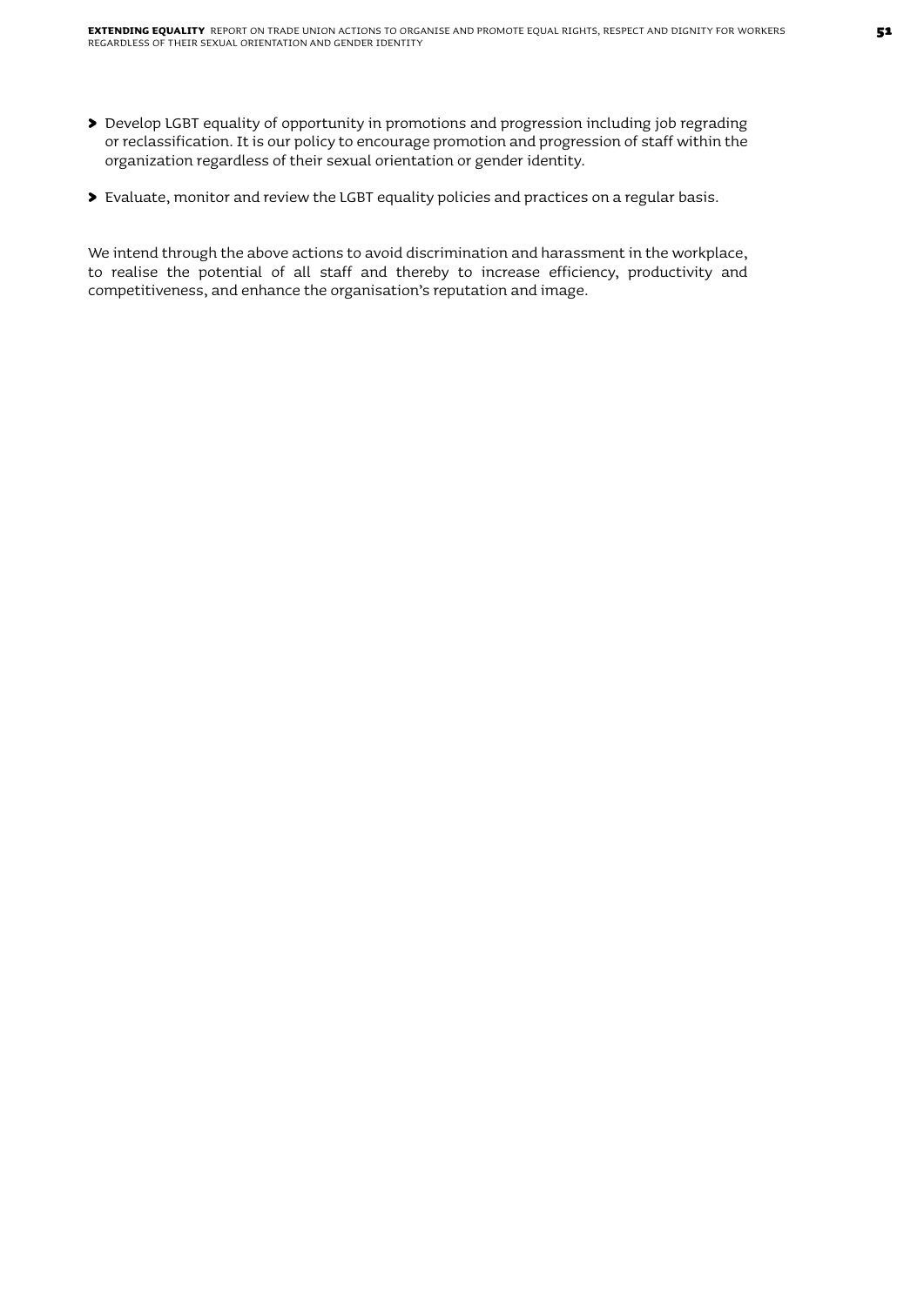- Develop LGBT equality of opportunity in promotions and progression including job regrading or reclassification. It is our policy to encourage promotion and progression of staff within the organization regardless of their sexual orientation or gender identity.
- Evaluate, monitor and review the LGBT equality policies and practices on a regular basis.

We intend through the above actions to avoid discrimination and harassment in the workplace, to realise the potential of all staff and thereby to increase efficiency, productivity and competitiveness, and enhance the organisation's reputation and image.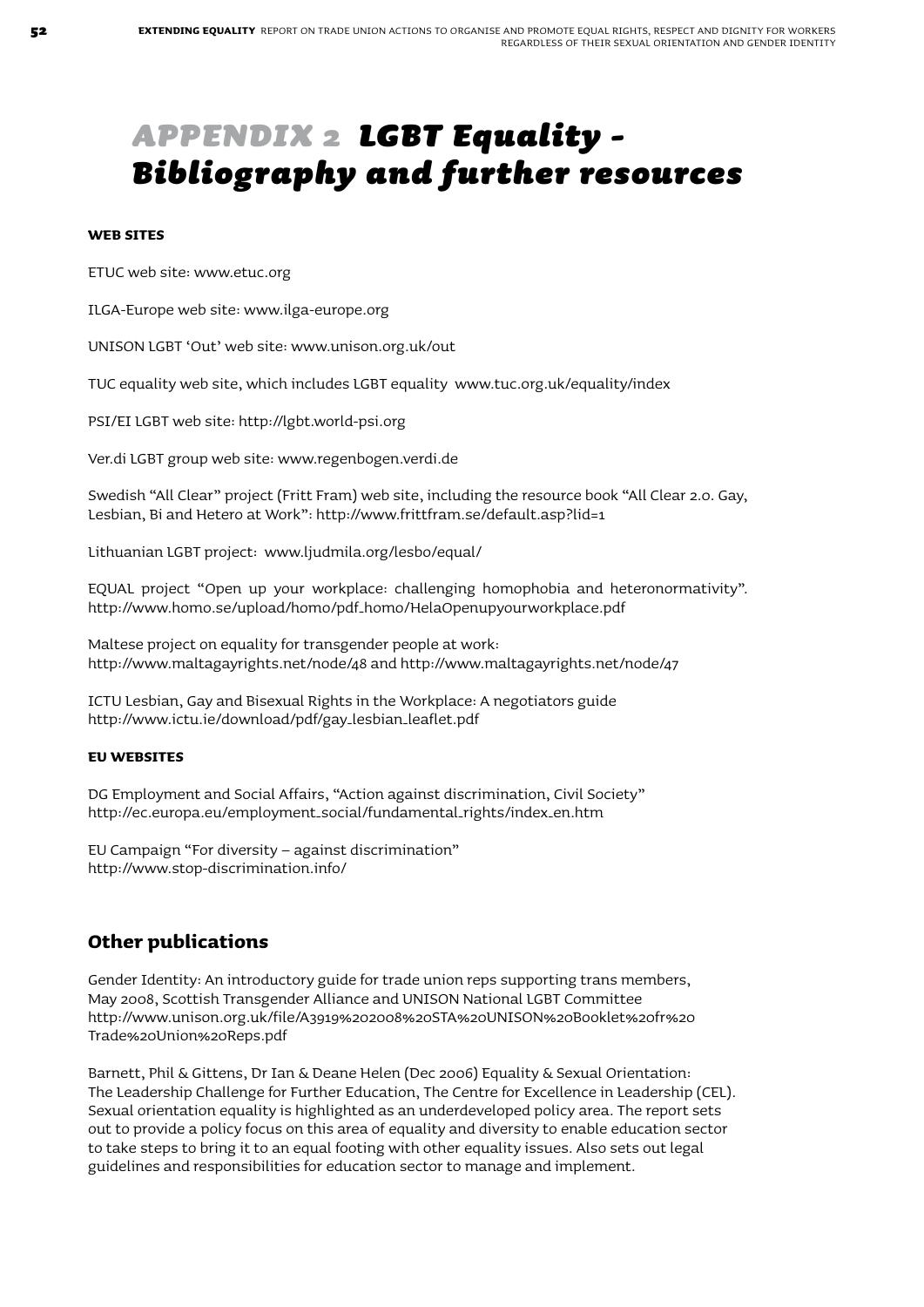# APPENDIX 2 LGBT Equality – Bibliography and further resources

#### WEB SITES

ETUC web site: www.etuc.org

ILGA-Europe web site: www.ilga-europe.org

UNISON LGBT 'Out' web site: www.unison.org.uk/out

TUC equality web site, which includes LGBT equality www.tuc.org.uk/equality/index

PSI/EI LGBT web site: http://lgbt.world-psi.org

Ver.di LGBT group web site: www.regenbogen.verdi.de

Swedish "All Clear" project (Fritt Fram) web site, including the resource book "All Clear 2.0. Gay, Lesbian, Bi and Hetero at Work": http://www.frittfram.se/default.asp?lid=1

Lithuanian LGBT project: www.ljudmila.org/lesbo/equal/

EQUAL project "Open up your workplace: challenging homophobia and heteronormativity". http://www.homo.se/upload/homo/pdf_homo/HelaOpenupyourworkplace.pdf

Maltese project on equality for transgender people at work: http://www.maltagayrights.net/node/48 and http://www.maltagayrights.net/node/47

ICTU Lesbian, Gay and Bisexual Rights in the Workplace: A negotiators guide http://www.ictu.ie/download/pdf/gay_lesbian_leaflet.pdf

#### EU WEBSITES

DG Employment and Social Affairs, "Action against discrimination, Civil Society" http://ec.europa.eu/employment_social/fundamental_rights/index_en.htm

EU Campaign "For diversity – against discrimination" http://www.stop-discrimination.info/

## Other publications

Gender Identity: An introductory guide for trade union reps supporting trans members, May 2008, Scottish Transgender Alliance and UNISON National LGBT Committee http://www.unison.org.uk/file/A3919%202008%20STA%20UNISON%20Booklet%20fr%20Trade%20Union%20Reps.pdf

Barnett, Phil & Gittens, Dr Ian & Deane Helen (Dec 2006) Equality & Sexual Orientation: The Leadership Challenge for Further Education, The Centre for Excellence in Leadership (CEL). Sexual orientation equality is highlighted as an underdeveloped policy area. The report sets out to provide a policy focus on this area of equality and diversity to enable education sector to take steps to bring it to an equal footing with other equality issues. Also sets out legal guidelines and responsibilities for education sector to manage and implement.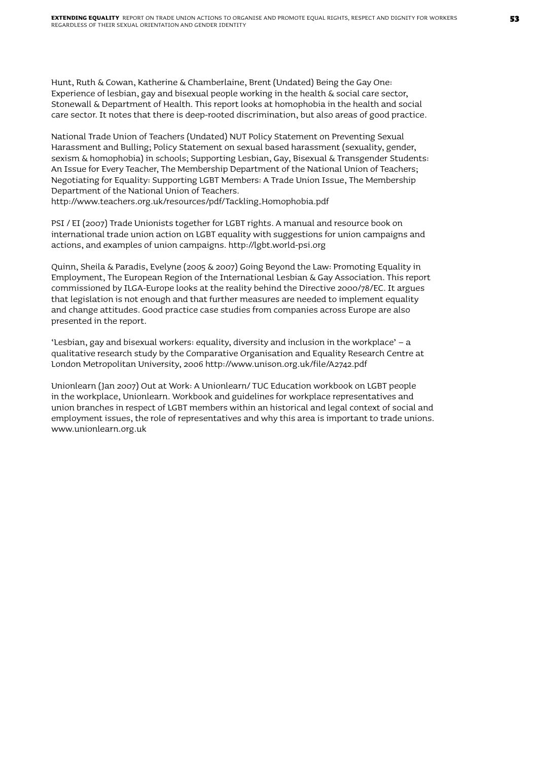Hunt, Ruth & Cowan, Katherine & Chamberlaine, Brent (Undated) Being the Gay One: Experience of lesbian, gay and bisexual people working in the health & social care sector, Stonewall & Department of Health. This report looks at homophobia in the health and social care sector. It notes that there is deep-rooted discrimination, but also areas of good practice.

National Trade Union of Teachers (Undated) NUT Policy Statement on Preventing Sexual Harassment and Bulling; Policy Statement on sexual based harassment (sexuality, gender, sexism & homophobia) in schools; Supporting Lesbian, Gay, Bisexual & Transgender Students: An Issue for Every Teacher, The Membership Department of the National Union of Teachers; Negotiating for Equality: Supporting LGBT Members: A Trade Union Issue, The Membership Department of the National Union of Teachers.
http://www.teachers.org.uk/resources/pdf/Tackling_Homophobia.pdf

PSI / EI (2007) Trade Unionists together for LGBT rights. A manual and resource book on international trade union action on LGBT equality with suggestions for union campaigns and actions, and examples of union campaigns. http://lgbt.world-psi.org

Quinn, Sheila & Paradis, Evelyne (2005 & 2007) Going Beyond the Law: Promoting Equality in Employment, The European Region of the International Lesbian & Gay Association. This report commissioned by ILGA-Europe looks at the reality behind the Directive 2000/78/EC. It argues that legislation is not enough and that further measures are needed to implement equality and change attitudes. Good practice case studies from companies across Europe are also presented in the report.

'Lesbian, gay and bisexual workers: equality, diversity and inclusion in the workplace' – a qualitative research study by the Comparative Organisation and Equality Research Centre at London Metropolitan University, 2006 http://www.unison.org.uk/file/A2742.pdf

Unionlearn (Jan 2007) Out at Work: A Unionlearn/ TUC Education workbook on LGBT people in the workplace, Unionlearn. Workbook and guidelines for workplace representatives and union branches in respect of LGBT members within an historical and legal context of social and employment issues, the role of representatives and why this area is important to trade unions. www.unionlearn.org.uk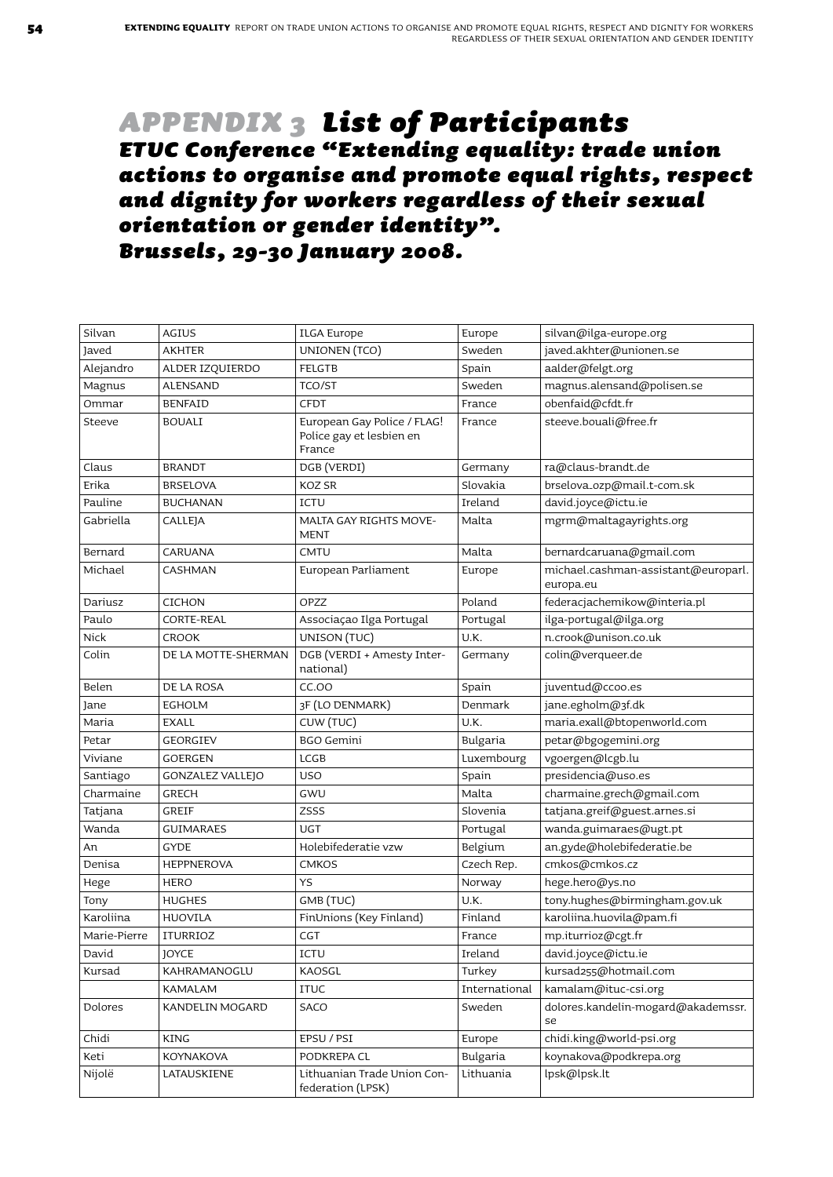# APPENDIX 3 List of Participants

## ETUC Conference "Extending equality: trade union actions to organise and promote equal rights, respect and dignity for workers regardless of their sexual orientation or gender identity". Brussels, 29-30 January 2008.

| | | | | |
|---|---|---|---|---|
| Silvan | AGIUS | ILGA Europe | Europe | silvan@ilga-europe.org |
| Javed | AKHTER | UNIONEN (TCO) | Sweden | javed.akhter@unionen.se |
| Alejandro | ALDER IZQUIERDO | FELGTB | Spain | aalder@felgt.org |
| Magnus | ALENSAND | TCO/ST | Sweden | magnus.alensand@polisen.se |
| Ommar | BENFAID | CFDT | France | obenfaid@cfdt.fr |
| Steeve | BOUALI | European Gay Police / FLAG! Police gay et lesbien en France | France | steeve.bouali@free.fr |
| Claus | BRANDT | DGB (VERDI) | Germany | ra@claus-brandt.de |
| Erika | BRSELOVA | KOZ SR | Slovakia | brselova_ozp@mail.t-com.sk |
| Pauline | BUCHANAN | ICTU | Ireland | david.joyce@ictu.ie |
| Gabriella | CALLEJA | MALTA GAY RIGHTS MOVEMENT | Malta | mgrm@maltagayrights.org |
| Bernard | CARUANA | CMTU | Malta | bernardcaruana@gmail.com |
| Michael | CASHMAN | European Parliament | Europe | michael.cashman-assistant@europarl.europa.eu |
| Dariusz | CICHON | OPZZ | Poland | federacjachemikow@interia.pl |
| Paulo | CORTE-REAL | Associaçao Ilga Portugal | Portugal | ilga-portugal@ilga.org |
| Nick | CROOK | UNISON (TUC) | U.K. | n.crook@unison.co.uk |
| Colin | DE LA MOTTE-SHERMAN | DGB (VERDI + Amesty International) | Germany | colin@verqueer.de |
| Belen | DE LA ROSA | CC.OO | Spain | juventud@ccoo.es |
| Jane | EGHOLM | 3F (LO DENMARK) | Denmark | jane.egholm@3f.dk |
| Maria | EXALL | CUW (TUC) | U.K. | maria.exall@btopenworld.com |
| Petar | GEORGIEV | BGO Gemini | Bulgaria | petar@bgogemini.org |
| Viviane | GOERGEN | LCGB | Luxembourg | vgoergen@lcgb.lu |
| Santiago | GONZALEZ VALLEJO | USO | Spain | presidencia@uso.es |
| Charmaine | GRECH | GWU | Malta | charmaine.grech@gmail.com |
| Tatjana | GREIF | ZSSS | Slovenia | tatjana.greif@guest.arnes.si |
| Wanda | GUIMARAES | UGT | Portugal | wanda.guimaraes@ugt.pt |
| An | GYDE | Holebifederatie vzw | Belgium | an.gyde@holebifederatie.be |
| Denisa | HEPPNEROVA | CMKOS | Czech Rep. | cmkos@cmkos.cz |
| Hege | HERO | YS | Norway | hege.hero@ys.no |
| Tony | HUGHES | GMB (TUC) | U.K. | tony.hughes@birmingham.gov.uk |
| Karoliina | HUOVILA | FinUnions (Key Finland) | Finland | karoliina.huovila@pam.fi |
| Marie-Pierre | ITURRIOZ | CGT | France | mp.iturrioz@cgt.fr |
| David | JOYCE | ICTU | Ireland | david.joyce@ictu.ie |
| Kursad | KAHRAMANOGLU | KAOSGL | Turkey | kursad255@hotmail.com |
| | KAMALAM | ITUC | International | kamalam@ituc-csi.org |
| Dolores | KANDELIN MOGARD | SACO | Sweden | dolores.kandelin-mogard@akademssr.se |
| Chidi | KING | EPSU / PSI | Europe | chidi.king@world-psi.org |
| Keti | KOYNAKOVA | PODKREPA CL | Bulgaria | koynakova@podkrepa.org |
| Nijolë | LATAUSKIENE | Lithuanian Trade Union Confederation (LPSK) | Lithuania | lpsk@lpsk.lt |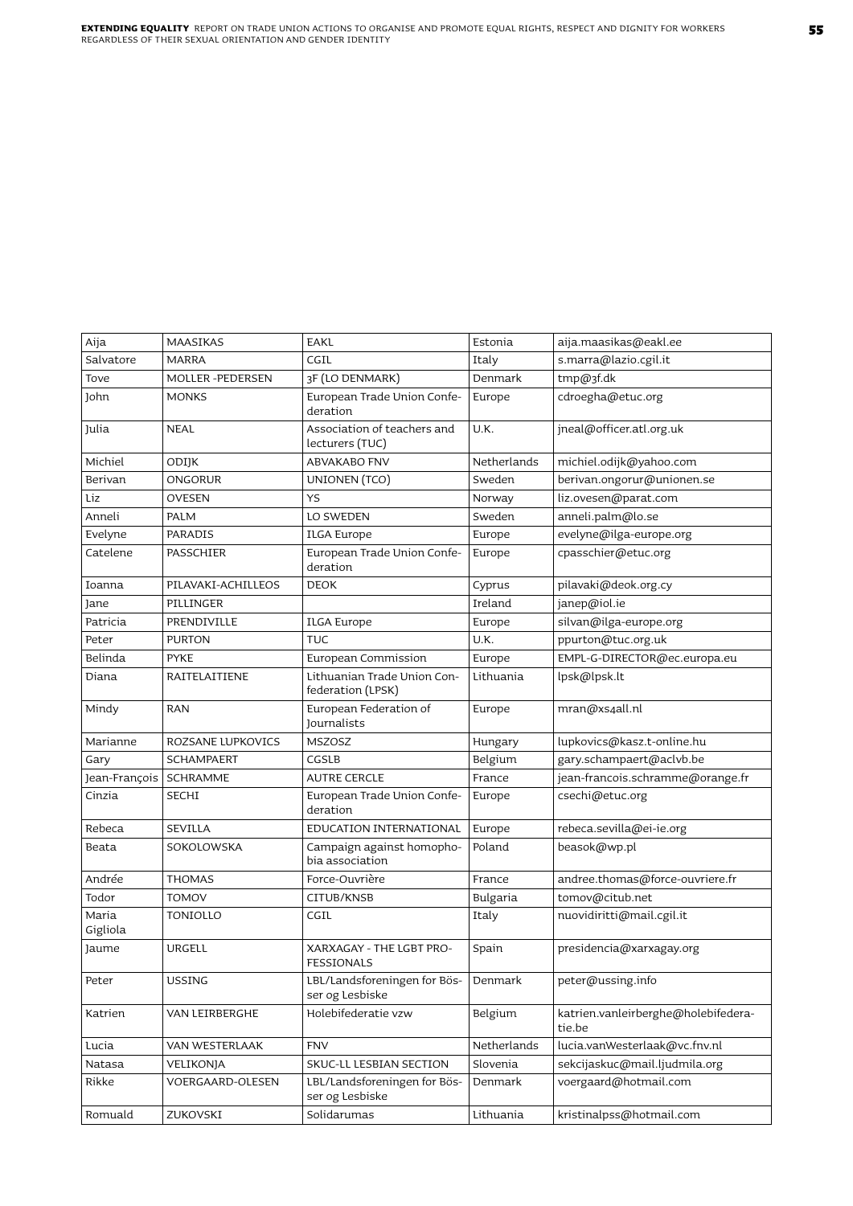| | | | | |
|---|---|---|---|---|
| Aija | MAASIKAS | EAKL | Estonia | aija.maasikas@eakl.ee |
| Salvatore | MARRA | CGIL | Italy | s.marra@lazio.cgil.it |
| Tove | MOLLER -PEDERSEN | 3F (LO DENMARK) | Denmark | tmp@3f.dk |
| John | MONKS | European Trade Union Confederation | Europe | cdroegha@etuc.org |
| Julia | NEAL | Association of teachers and lecturers (TUC) | U.K. | jneal@officer.atl.org.uk |
| Michiel | ODIJK | ABVAKABO FNV | Netherlands | michiel.odijk@yahoo.com |
| Berivan | ONGORUR | UNIONEN (TCO) | Sweden | berivan.ongorur@unionen.se |
| Liz | OVESEN | YS | Norway | liz.ovesen@parat.com |
| Anneli | PALM | LO SWEDEN | Sweden | anneli.palm@lo.se |
| Evelyne | PARADIS | ILGA Europe | Europe | evelyne@ilga-europe.org |
| Catelene | PASSCHIER | European Trade Union Confederation | Europe | cpasschier@etuc.org |
| Ioanna | PILAVAKI-ACHILLEOS | DEOK | Cyprus | pilavaki@deok.org.cy |
| Jane | PILLINGER | | Ireland | janep@iol.ie |
| Patricia | PRENDIVILLE | ILGA Europe | Europe | silvan@ilga-europe.org |
| Peter | PURTON | TUC | U.K. | ppurton@tuc.org.uk |
| Belinda | PYKE | European Commission | Europe | EMPL-G-DIRECTOR@ec.europa.eu |
| Diana | RAITELAITIENE | Lithuanian Trade Union Confederation (LPSK) | Lithuania | lpsk@lpsk.lt |
| Mindy | RAN | European Federation of Journalists | Europe | mran@xs4all.nl |
| Marianne | ROZSANE LUPKOVICS | MSZOSZ | Hungary | lupkovics@kasz.t-online.hu |
| Gary | SCHAMPAERT | CGSLB | Belgium | gary.schampaert@aclvb.be |
| Jean-François | SCHRAMME | AUTRE CERCLE | France | jean-francois.schramme@orange.fr |
| Cinzia | SECHI | European Trade Union Confederation | Europe | csechi@etuc.org |
| Rebeca | SEVILLA | EDUCATION INTERNATIONAL | Europe | rebeca.sevilla@ei-ie.org |
| Beata | SOKOLOWSKA | Campaign against homophobia association | Poland | beasok@wp.pl |
| Andrée | THOMAS | Force-Ouvrière | France | andree.thomas@force-ouvriere.fr |
| Todor | TOMOV | CITUB/KNSB | Bulgaria | tomov@citub.net |
| Maria Gigliola | TONIOLLO | CGIL | Italy | nuovidiritti@mail.cgil.it |
| Jaume | URGELL | XARXAGAY - THE LGBT PROFESSIONALS | Spain | presidencia@xarxagay.org |
| Peter | USSING | LBL/Landsforeningen for Bøsser og Lesbiske | Denmark | peter@ussing.info |
| Katrien | VAN LEIRBERGHE | Holebifederatie vzw | Belgium | katrien.vanleirberghe@holebifederatie.be |
| Lucia | VAN WESTERLAAK | FNV | Netherlands | lucia.vanWesterlaak@vc.fnv.nl |
| Natasa | VELIKONJA | SKUC-LL LESBIAN SECTION | Slovenia | sekcijaskuc@mail.ljudmila.org |
| Rikke | VOERGAARD-OLESEN | LBL/Landsforeningen for Bøsser og Lesbiske | Denmark | voergaard@hotmail.com |
| Romuald | ZUKOVSKI | Solidarumas | Lithuania | kristinalpss@hotmail.com |